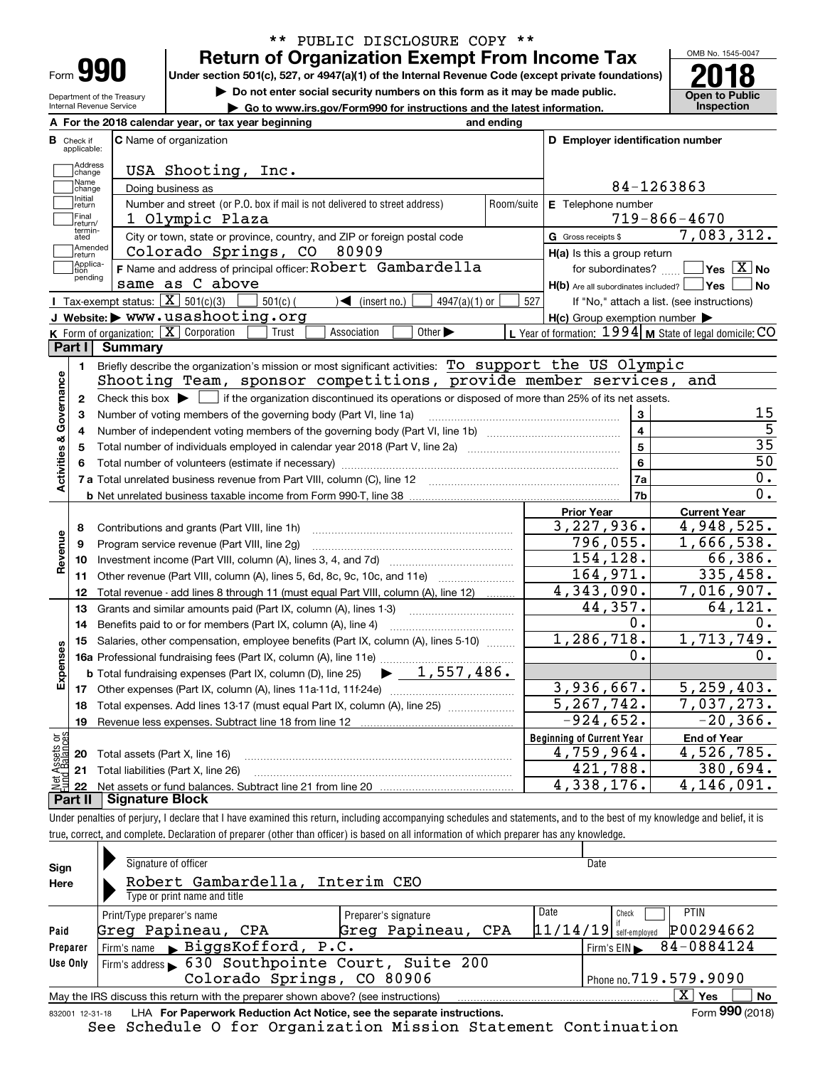\*\* PUBLIC DISCLOSURE COPY \*\*

Form **990**

# Return of Organization Exempt From Income Tax

**Under section 501(c), 527, or 4947(a)(1) of the Internal Revenue Code (except private foundations)**

▶ Do not enter social security numbers on this form as it may be made public.

▶ Go to www.irs.gov/Form990 for instructions and the latest information.

Department of the Treasury
Internal Revenue Service

OMB No. 1545-0047

**2018**

**Open to Public Inspection**

**A** For the 2018 calendar year, or tax year beginning and ending

**B** Check if applicable: Address change; Name change; Initial return; Final return/terminated; Amended return; Application pending

**C** Name of organization: USA Shooting, Inc.

Doing business as

Number and street (or P.O. box if mail is not delivered to street address): 1 Olympic Plaza — Room/suite

City or town, state or province, country, and ZIP or foreign postal code: Colorado Springs, CO 80909

**F** Name and address of principal officer: Robert Gambardella, same as C above

**D** Employer identification number: 84-1263863

**E** Telephone number: 719-866-4670

**G** Gross receipts $ 7,083,312.

**H(a)** Is this a group return for subordinates? Yes [ ] No [X]

**H(b)** Are all subordinates included? Yes [ ] No [ ]
If "No," attach a list. (see instructions)

**H(c)** Group exemption number ▶

**I** Tax-exempt status: [X] 501(c)(3) [ ] 501(c) ( ) ◀ (insert no.) [ ] 4947(a)(1) or [ ] 527

**J** Website: ▶ www.usashooting.org

**K** Form of organization: [X] Corporation [ ] Trust [ ] Association [ ] Other ▶

**L** Year of formation: 1994 **M** State of legal domicile: CO

## Part I Summary

**Activities & Governance**

1. Briefly describe the organization's mission or most significant activities: To support the US Olympic Shooting Team, sponsor competitions, provide member services, and
2. Check this box ▶ [ ] if the organization discontinued its operations or disposed of more than 25% of its net assets.

| | | Line | Value |
|---|---|---|---|
| 3 | Number of voting members of the governing body (Part VI, line 1a) | 3 | 15 |
| 4 | Number of independent voting members of the governing body (Part VI, line 1b) | 4 | 5 |
| 5 | Total number of individuals employed in calendar year 2018 (Part V, line 2a) | 5 | 35 |
| 6 | Total number of volunteers (estimate if necessary) | 6 | 50 |
| 7a | Total unrelated business revenue from Part VIII, column (C), line 12 | 7a | 0. |
| b | Net unrelated business taxable income from Form 990-T, line 38 | 7b | 0. |

| | | Prior Year | Current Year |
|---|---|---|---|
| **Revenue** | | | |
| 8 | Contributions and grants (Part VIII, line 1h) | 3,227,936. | 4,948,525. |
| 9 | Program service revenue (Part VIII, line 2g) | 796,055. | 1,666,538. |
| 10 | Investment income (Part VIII, column (A), lines 3, 4, and 7d) | 154,128. | 66,386. |
| 11 | Other revenue (Part VIII, column (A), lines 5, 6d, 8c, 9c, 10c, and 11e) | 164,971. | 335,458. |
| 12 | Total revenue - add lines 8 through 11 (must equal Part VIII, column (A), line 12) | 4,343,090. | 7,016,907. |
| **Expenses** | | | |
| 13 | Grants and similar amounts paid (Part IX, column (A), lines 1-3) | 44,357. | 64,121. |
| 14 | Benefits paid to or for members (Part IX, column (A), line 4) | 0. | 0. |
| 15 | Salaries, other compensation, employee benefits (Part IX, column (A), lines 5-10) | 1,286,718. | 1,713,749. |
| 16a | Professional fundraising fees (Part IX, column (A), line 11e) | 0. | 0. |
| b | Total fundraising expenses (Part IX, column (D), line 25) ▶ 1,557,486. | | |
| 17 | Other expenses (Part IX, column (A), lines 11a-11d, 11f-24e) | 3,936,667. | 5,259,403. |
| 18 | Total expenses. Add lines 13-17 (must equal Part IX, column (A), line 25) | 5,267,742. | 7,037,273. |
| 19 | Revenue less expenses. Subtract line 18 from line 12 | -924,652. | -20,366. |
| **Net Assets or Fund Balances** | | **Beginning of Current Year** | **End of Year** |
| 20 | Total assets (Part X, line 16) | 4,759,964. | 4,526,785. |
| 21 | Total liabilities (Part X, line 26) | 421,788. | 380,694. |
| 22 | Net assets or fund balances. Subtract line 21 from line 20 | 4,338,176. | 4,146,091. |

## Part II Signature Block

Under penalties of perjury, I declare that I have examined this return, including accompanying schedules and statements, and to the best of my knowledge and belief, it is true, correct, and complete. Declaration of preparer (other than officer) is based on all information of which preparer has any knowledge.

**Sign Here**

Signature of officer — Date

Robert Gambardella, Interim CEO
Type or print name and title

**Paid Preparer Use Only**

| Print/Type preparer's name | Preparer's signature | Date | Check if self-employed | PTIN |
|---|---|---|---|---|
| Greg Papineau, CPA | Greg Papineau, CPA | 11/14/19 | [ ] | P00294662 |

Firm's name ▶ BiggsKofford, P.C. — Firm's EIN ▶ 84-0884124

Firm's address ▶ 630 Southpointe Court, Suite 200, Colorado Springs, CO 80906 — Phone no. 719.579.9090

May the IRS discuss this return with the preparer shown above? (see instructions) [X] Yes [ ] No

832001 12-31-18 LHA **For Paperwork Reduction Act Notice, see the separate instructions.** Form **990** (2018)

See Schedule O for Organization Mission Statement Continuation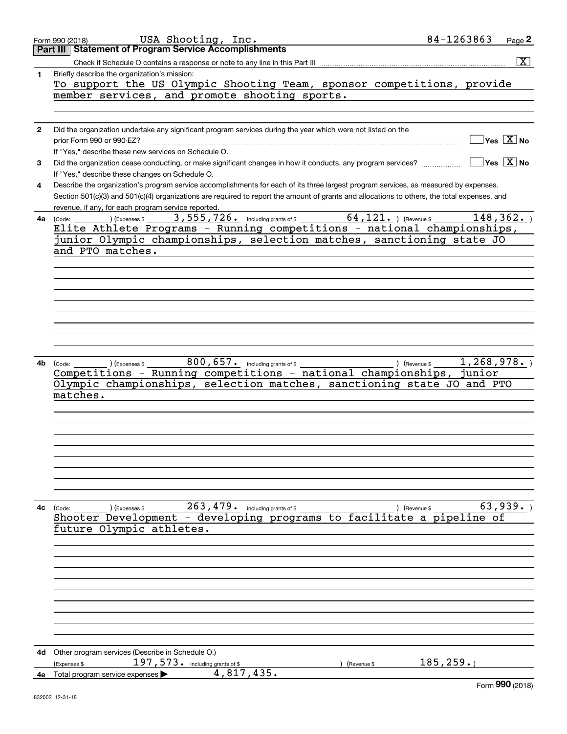Form 990 (2018) USA Shooting, Inc. 84-1263863 Page 2

## Part III Statement of Program Service Accomplishments

Check if Schedule O contains a response or note to any line in this Part III [X]

**1** Briefly describe the organization's mission:

To support the US Olympic Shooting Team, sponsor competitions, provide member services, and promote shooting sports.

**2** Did the organization undertake any significant program services during the year which were not listed on the prior Form 990 or 990-EZ? [ ] Yes [X] No

If "Yes," describe these new services on Schedule O.

**3** Did the organization cease conducting, or make significant changes in how it conducts, any program services? [ ] Yes [X] No

If "Yes," describe these changes on Schedule O.

**4** Describe the organization's program service accomplishments for each of its three largest program services, as measured by expenses. Section 501(c)(3) and 501(c)(4) organizations are required to report the amount of grants and allocations to others, the total expenses, and revenue, if any, for each program service reported.

**4a** (Code: ) (Expenses $ 3,555,726. including grants of $ 64,121. ) (Revenue $ 148,362. )

Elite Athlete Programs - Running competitions - national championships, junior Olympic championships, selection matches, sanctioning state JO and PTO matches.

**4b** (Code: ) (Expenses $ 800,657. including grants of $ ) (Revenue $ 1,268,978. )

Competitions - Running competitions - national championships, junior Olympic championships, selection matches, sanctioning state JO and PTO matches.

**4c** (Code: ) (Expenses $ 263,479. including grants of $ ) (Revenue $ 63,939. )

Shooter Development - developing programs to facilitate a pipeline of future Olympic athletes.

**4d** Other program services (Describe in Schedule O.)

(Expenses $ 197,573. including grants of $ ) (Revenue $ 185,259.)

**4e** Total program service expenses ▶ 4,817,435.

Form 990 (2018)

832002 12-31-18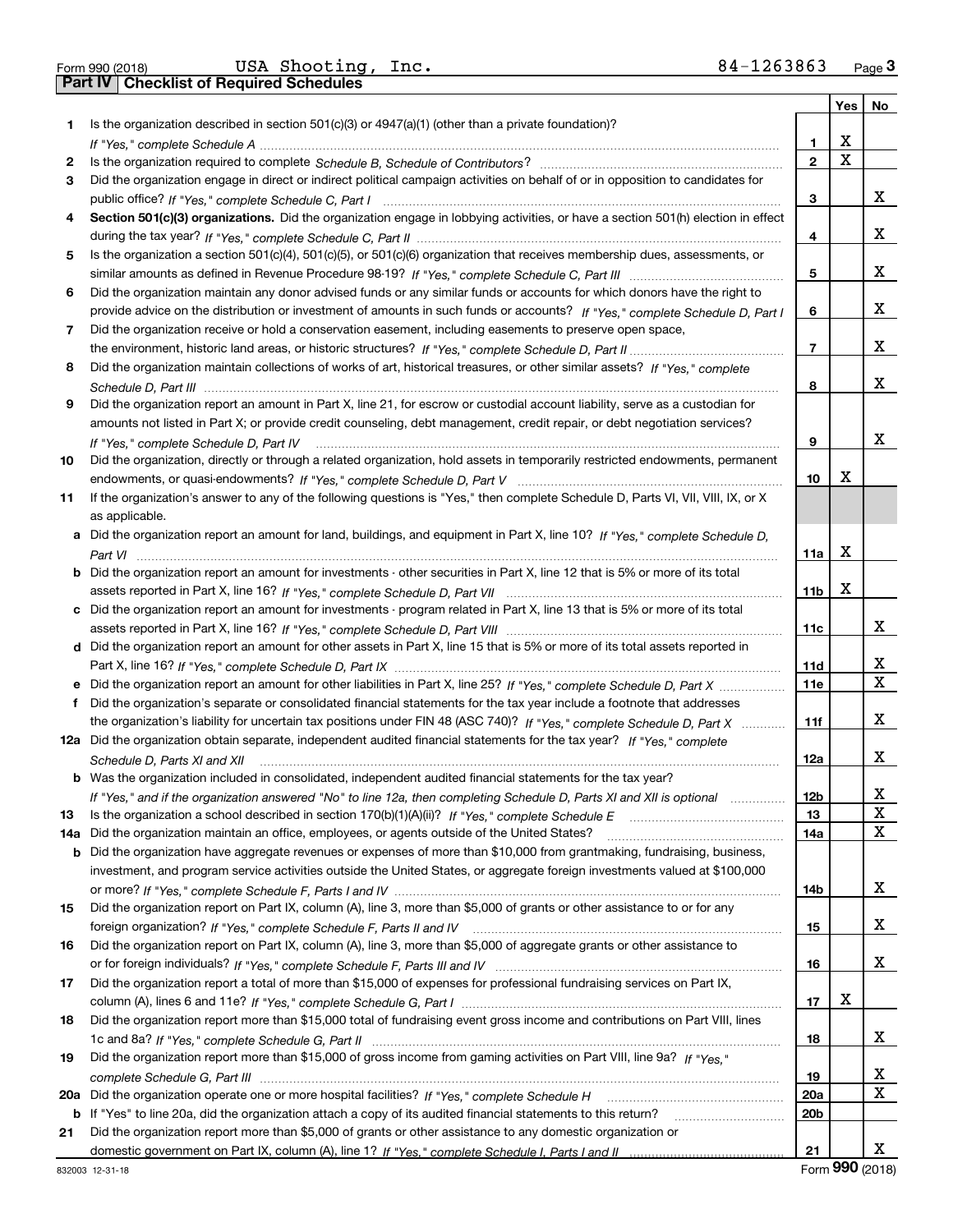Form 990 (2018) USA Shooting, Inc. 84-1263863

## Part IV | Checklist of Required Schedules

| | | | Yes | No |
|---|---|---|---|---|
| **1** | Is the organization described in section 501(c)(3) or 4947(a)(1) (other than a private foundation)? *If "Yes," complete Schedule A* | **1** | X | |
| **2** | Is the organization required to complete *Schedule B, Schedule of Contributors*? | **2** | X | |
| **3** | Did the organization engage in direct or indirect political campaign activities on behalf of or in opposition to candidates for public office? *If "Yes," complete Schedule C, Part I* | **3** | | X |
| **4** | **Section 501(c)(3) organizations.** Did the organization engage in lobbying activities, or have a section 501(h) election in effect during the tax year? *If "Yes," complete Schedule C, Part II* | **4** | | X |
| **5** | Is the organization a section 501(c)(4), 501(c)(5), or 501(c)(6) organization that receives membership dues, assessments, or similar amounts as defined in Revenue Procedure 98-19? *If "Yes," complete Schedule C, Part III* | **5** | | X |
| **6** | Did the organization maintain any donor advised funds or any similar funds or accounts for which donors have the right to provide advice on the distribution or investment of amounts in such funds or accounts? *If "Yes," complete Schedule D, Part I* | **6** | | X |
| **7** | Did the organization receive or hold a conservation easement, including easements to preserve open space, the environment, historic land areas, or historic structures? *If "Yes," complete Schedule D, Part II* | **7** | | X |
| **8** | Did the organization maintain collections of works of art, historical treasures, or other similar assets? *If "Yes," complete Schedule D, Part III* | **8** | | X |
| **9** | Did the organization report an amount in Part X, line 21, for escrow or custodial account liability, serve as a custodian for amounts not listed in Part X; or provide credit counseling, debt management, credit repair, or debt negotiation services? *If "Yes," complete Schedule D, Part IV* | **9** | | X |
| **10** | Did the organization, directly or through a related organization, hold assets in temporarily restricted endowments, permanent endowments, or quasi-endowments? *If "Yes," complete Schedule D, Part V* | **10** | X | |
| **11** | If the organization's answer to any of the following questions is "Yes," then complete Schedule D, Parts VI, VII, VIII, IX, or X as applicable. | | | |
| **a** | Did the organization report an amount for land, buildings, and equipment in Part X, line 10? *If "Yes," complete Schedule D, Part VI* | **11a** | X | |
| **b** | Did the organization report an amount for investments - other securities in Part X, line 12 that is 5% or more of its total assets reported in Part X, line 16? *If "Yes," complete Schedule D, Part VII* | **11b** | X | |
| **c** | Did the organization report an amount for investments - program related in Part X, line 13 that is 5% or more of its total assets reported in Part X, line 16? *If "Yes," complete Schedule D, Part VIII* | **11c** | | X |
| **d** | Did the organization report an amount for other assets in Part X, line 15 that is 5% or more of its total assets reported in Part X, line 16? *If "Yes," complete Schedule D, Part IX* | **11d** | | X |
| **e** | Did the organization report an amount for other liabilities in Part X, line 25? *If "Yes," complete Schedule D, Part X* | **11e** | | X |
| **f** | Did the organization's separate or consolidated financial statements for the tax year include a footnote that addresses the organization's liability for uncertain tax positions under FIN 48 (ASC 740)? *If "Yes," complete Schedule D, Part X* | **11f** | | X |
| **12a** | Did the organization obtain separate, independent audited financial statements for the tax year? *If "Yes," complete Schedule D, Parts XI and XII* | **12a** | | X |
| **b** | Was the organization included in consolidated, independent audited financial statements for the tax year? *If "Yes," and if the organization answered "No" to line 12a, then completing Schedule D, Parts XI and XII is optional* | **12b** | | X |
| **13** | Is the organization a school described in section 170(b)(1)(A)(ii)? *If "Yes," complete Schedule E* | **13** | | X |
| **14a** | Did the organization maintain an office, employees, or agents outside of the United States? | **14a** | | X |
| **b** | Did the organization have aggregate revenues or expenses of more than $10,000 from grantmaking, fundraising, business, investment, and program service activities outside the United States, or aggregate foreign investments valued at $100,000 or more? *If "Yes," complete Schedule F, Parts I and IV* | **14b** | | X |
| **15** | Did the organization report on Part IX, column (A), line 3, more than $5,000 of grants or other assistance to or for any foreign organization? *If "Yes," complete Schedule F, Parts II and IV* | **15** | | X |
| **16** | Did the organization report on Part IX, column (A), line 3, more than $5,000 of aggregate grants or other assistance to or for foreign individuals? *If "Yes," complete Schedule F, Parts III and IV* | **16** | | X |
| **17** | Did the organization report a total of more than $15,000 of expenses for professional fundraising services on Part IX, column (A), lines 6 and 11e? *If "Yes," complete Schedule G, Part I* | **17** | X | |
| **18** | Did the organization report more than $15,000 total of fundraising event gross income and contributions on Part VIII, lines 1c and 8a? *If "Yes," complete Schedule G, Part II* | **18** | | X |
| **19** | Did the organization report more than $15,000 of gross income from gaming activities on Part VIII, line 9a? *If "Yes," complete Schedule G, Part III* | **19** | | X |
| **20a** | Did the organization operate one or more hospital facilities? *If "Yes," complete Schedule H* | **20a** | | X |
| **b** | If "Yes" to line 20a, did the organization attach a copy of its audited financial statements to this return? | **20b** | | |
| **21** | Did the organization report more than $5,000 of grants or other assistance to any domestic organization or domestic government on Part IX, column (A), line 1? *If "Yes," complete Schedule I, Parts I and II* | **21** | | X |

832003 12-31-18 Form **990** (2018)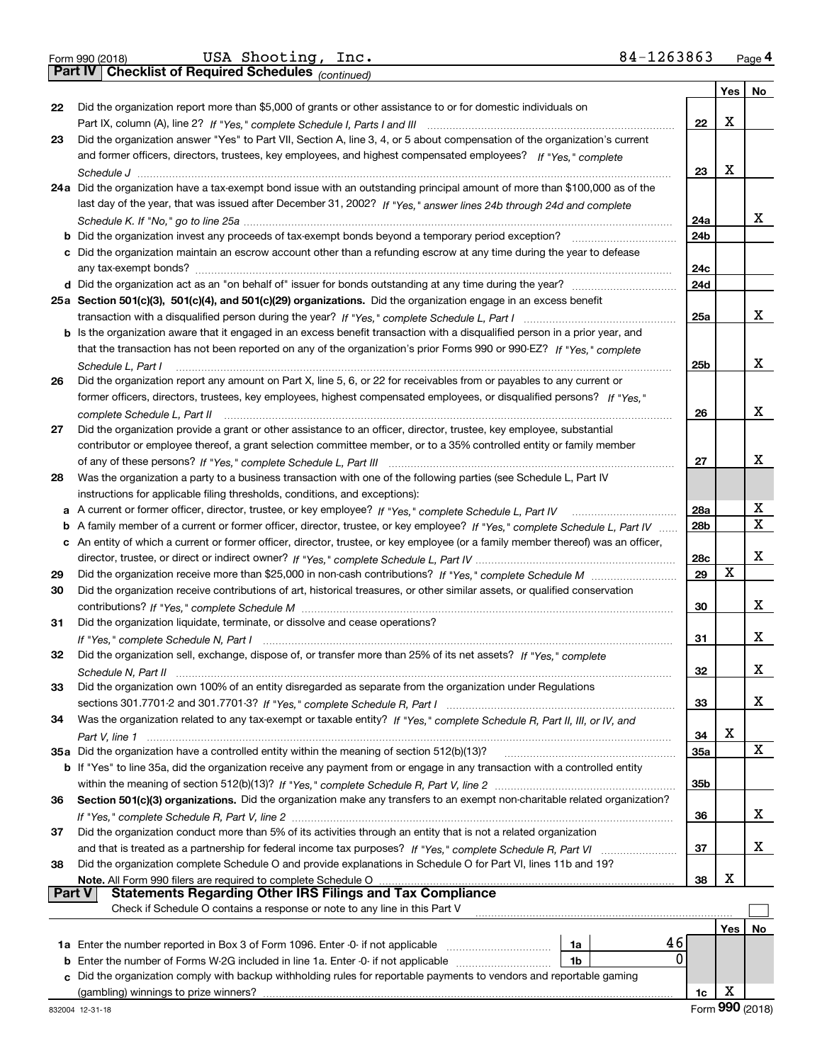Form 990 (2018) USA Shooting, Inc. 84-1263863 Page 4

**Part IV Checklist of Required Schedules** *(continued)*

| | | | Yes | No |
|---|---|---|---|---|
| 22 | Did the organization report more than $5,000 of grants or other assistance to or for domestic individuals on Part IX, column (A), line 2? *If "Yes," complete Schedule I, Parts I and III* | 22 | X | |
| 23 | Did the organization answer "Yes" to Part VII, Section A, line 3, 4, or 5 about compensation of the organization's current and former officers, directors, trustees, key employees, and highest compensated employees? *If "Yes," complete Schedule J* | 23 | X | |
| 24a | Did the organization have a tax-exempt bond issue with an outstanding principal amount of more than $100,000 as of the last day of the year, that was issued after December 31, 2002? *If "Yes," answer lines 24b through 24d and complete Schedule K. If "No," go to line 25a* | 24a | | X |
| b | Did the organization invest any proceeds of tax-exempt bonds beyond a temporary period exception? | 24b | | |
| c | Did the organization maintain an escrow account other than a refunding escrow at any time during the year to defease any tax-exempt bonds? | 24c | | |
| d | Did the organization act as an "on behalf of" issuer for bonds outstanding at any time during the year? | 24d | | |
| 25a | **Section 501(c)(3), 501(c)(4), and 501(c)(29) organizations.** Did the organization engage in an excess benefit transaction with a disqualified person during the year? *If "Yes," complete Schedule L, Part I* | 25a | | X |
| b | Is the organization aware that it engaged in an excess benefit transaction with a disqualified person in a prior year, and that the transaction has not been reported on any of the organization's prior Forms 990 or 990-EZ? *If "Yes," complete Schedule L, Part I* | 25b | | X |
| 26 | Did the organization report any amount on Part X, line 5, 6, or 22 for receivables from or payables to any current or former officers, directors, trustees, key employees, highest compensated employees, or disqualified persons? *If "Yes," complete Schedule L, Part II* | 26 | | X |
| 27 | Did the organization provide a grant or other assistance to an officer, director, trustee, key employee, substantial contributor or employee thereof, a grant selection committee member, or to a 35% controlled entity or family member of any of these persons? *If "Yes," complete Schedule L, Part III* | 27 | | X |
| 28 | Was the organization a party to a business transaction with one of the following parties (see Schedule L, Part IV instructions for applicable filing thresholds, conditions, and exceptions): | | | |
| a | A current or former officer, director, trustee, or key employee? *If "Yes," complete Schedule L, Part IV* | 28a | | X |
| b | A family member of a current or former officer, director, trustee, or key employee? *If "Yes," complete Schedule L, Part IV* | 28b | | X |
| c | An entity of which a current or former officer, director, trustee, or key employee (or a family member thereof) was an officer, director, trustee, or direct or indirect owner? *If "Yes," complete Schedule L, Part IV* | 28c | | X |
| 29 | Did the organization receive more than $25,000 in non-cash contributions? *If "Yes," complete Schedule M* | 29 | X | |
| 30 | Did the organization receive contributions of art, historical treasures, or other similar assets, or qualified conservation contributions? *If "Yes," complete Schedule M* | 30 | | X |
| 31 | Did the organization liquidate, terminate, or dissolve and cease operations? *If "Yes," complete Schedule N, Part I* | 31 | | X |
| 32 | Did the organization sell, exchange, dispose of, or transfer more than 25% of its net assets? *If "Yes," complete Schedule N, Part II* | 32 | | X |
| 33 | Did the organization own 100% of an entity disregarded as separate from the organization under Regulations sections 301.7701-2 and 301.7701-3? *If "Yes," complete Schedule R, Part I* | 33 | | X |
| 34 | Was the organization related to any tax-exempt or taxable entity? *If "Yes," complete Schedule R, Part II, III, or IV, and Part V, line 1* | 34 | X | |
| 35a | Did the organization have a controlled entity within the meaning of section 512(b)(13)? | 35a | | X |
| b | If "Yes" to line 35a, did the organization receive any payment from or engage in any transaction with a controlled entity within the meaning of section 512(b)(13)? *If "Yes," complete Schedule R, Part V, line 2* | 35b | | |
| 36 | **Section 501(c)(3) organizations.** Did the organization make any transfers to an exempt non-charitable related organization? *If "Yes," complete Schedule R, Part V, line 2* | 36 | | X |
| 37 | Did the organization conduct more than 5% of its activities through an entity that is not a related organization and that is treated as a partnership for federal income tax purposes? *If "Yes," complete Schedule R, Part VI* | 37 | | X |
| 38 | Did the organization complete Schedule O and provide explanations in Schedule O for Part VI, lines 11b and 19? **Note.** All Form 990 filers are required to complete Schedule O | 38 | X | |

**Part V Statements Regarding Other IRS Filings and Tax Compliance**

Check if Schedule O contains a response or note to any line in this Part V ☐

| | | | | | Yes | No |
|---|---|---|---|---|---|---|
| 1a | Enter the number reported in Box 3 of Form 1096. Enter -0- if not applicable | 1a | 46 | | | |
| b | Enter the number of Forms W-2G included in line 1a. Enter -0- if not applicable | 1b | 0 | | | |
| c | Did the organization comply with backup withholding rules for reportable payments to vendors and reportable gaming (gambling) winnings to prize winners? | | | 1c | X | |

832004 12-31-18 Form **990** (2018)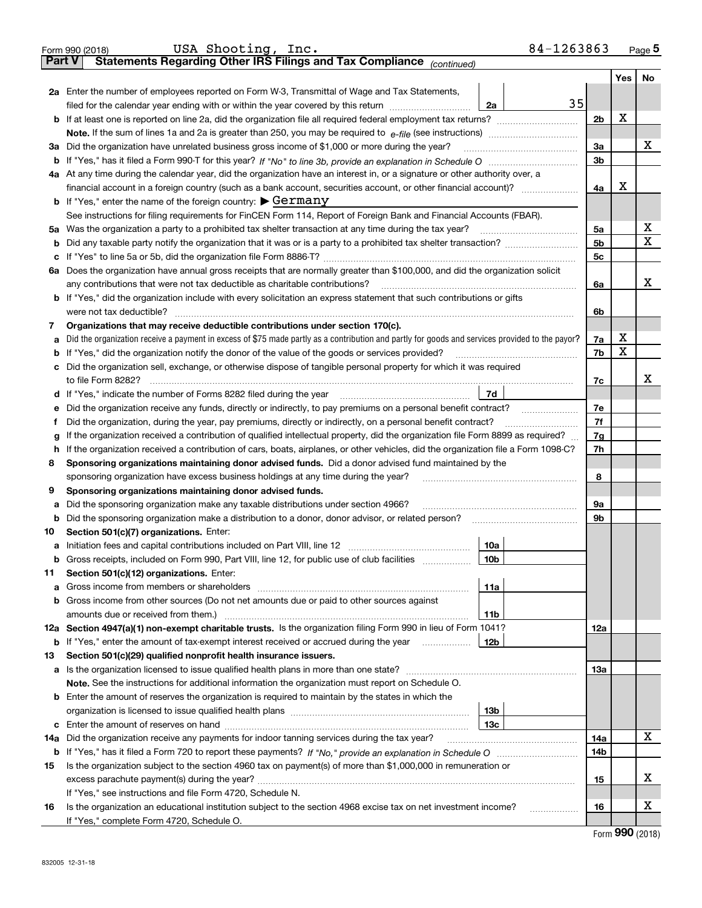Form 990 (2018) USA Shooting, Inc. 84-1263863 Page 5

**Part V Statements Regarding Other IRS Filings and Tax Compliance** *(continued)*

| | | | | Yes | No |
|---|---|---|---|---|---|
| **2a** | Enter the number of employees reported on Form W-3, Transmittal of Wage and Tax Statements, filed for the calendar year ending with or within the year covered by this return | 2a | 35 | | |
| **b** | If at least one is reported on line 2a, did the organization file all required federal employment tax returns? | | 2b | X | |
| | **Note.** If the sum of lines 1a and 2a is greater than 250, you may be required to *e-file* (see instructions) | | | | |
| **3a** | Did the organization have unrelated business gross income of $1,000 or more during the year? | | 3a | | X |
| **b** | If "Yes," has it filed a Form 990-T for this year? *If "No" to line 3b, provide an explanation in Schedule O* | | 3b | | |
| **4a** | At any time during the calendar year, did the organization have an interest in, or a signature or other authority over, a financial account in a foreign country (such as a bank account, securities account, or other financial account)? | | 4a | X | |
| **b** | If "Yes," enter the name of the foreign country: ▶ Germany | | | | |
| | See instructions for filing requirements for FinCEN Form 114, Report of Foreign Bank and Financial Accounts (FBAR). | | | | |
| **5a** | Was the organization a party to a prohibited tax shelter transaction at any time during the tax year? | | 5a | | X |
| **b** | Did any taxable party notify the organization that it was or is a party to a prohibited tax shelter transaction? | | 5b | | X |
| **c** | If "Yes" to line 5a or 5b, did the organization file Form 8886-T? | | 5c | | |
| **6a** | Does the organization have annual gross receipts that are normally greater than $100,000, and did the organization solicit any contributions that were not tax deductible as charitable contributions? | | 6a | | X |
| **b** | If "Yes," did the organization include with every solicitation an express statement that such contributions or gifts were not tax deductible? | | 6b | | |
| **7** | **Organizations that may receive deductible contributions under section 170(c).** | | | | |
| **a** | Did the organization receive a payment in excess of $75 made partly as a contribution and partly for goods and services provided to the payor? | | 7a | X | |
| **b** | If "Yes," did the organization notify the donor of the value of the goods or services provided? | | 7b | X | |
| **c** | Did the organization sell, exchange, or otherwise dispose of tangible personal property for which it was required to file Form 8282? | | 7c | | X |
| **d** | If "Yes," indicate the number of Forms 8282 filed during the year | 7d | | | |
| **e** | Did the organization receive any funds, directly or indirectly, to pay premiums on a personal benefit contract? | | 7e | | |
| **f** | Did the organization, during the year, pay premiums, directly or indirectly, on a personal benefit contract? | | 7f | | |
| **g** | If the organization received a contribution of qualified intellectual property, did the organization file Form 8899 as required? | | 7g | | |
| **h** | If the organization received a contribution of cars, boats, airplanes, or other vehicles, did the organization file a Form 1098-C? | | 7h | | |
| **8** | **Sponsoring organizations maintaining donor advised funds.** Did a donor advised fund maintained by the sponsoring organization have excess business holdings at any time during the year? | | 8 | | |
| **9** | **Sponsoring organizations maintaining donor advised funds.** | | | | |
| **a** | Did the sponsoring organization make any taxable distributions under section 4966? | | 9a | | |
| **b** | Did the sponsoring organization make a distribution to a donor, donor advisor, or related person? | | 9b | | |
| **10** | **Section 501(c)(7) organizations.** Enter: | | | | |
| **a** | Initiation fees and capital contributions included on Part VIII, line 12 | 10a | | | |
| **b** | Gross receipts, included on Form 990, Part VIII, line 12, for public use of club facilities | 10b | | | |
| **11** | **Section 501(c)(12) organizations.** Enter: | | | | |
| **a** | Gross income from members or shareholders | 11a | | | |
| **b** | Gross income from other sources (Do not net amounts due or paid to other sources against amounts due or received from them.) | 11b | | | |
| **12a** | **Section 4947(a)(1) non-exempt charitable trusts.** Is the organization filing Form 990 in lieu of Form 1041? | | 12a | | |
| **b** | If "Yes," enter the amount of tax-exempt interest received or accrued during the year | 12b | | | |
| **13** | **Section 501(c)(29) qualified nonprofit health insurance issuers.** | | | | |
| **a** | Is the organization licensed to issue qualified health plans in more than one state? | | 13a | | |
| | **Note.** See the instructions for additional information the organization must report on Schedule O. | | | | |
| **b** | Enter the amount of reserves the organization is required to maintain by the states in which the organization is licensed to issue qualified health plans | 13b | | | |
| **c** | Enter the amount of reserves on hand | 13c | | | |
| **14a** | Did the organization receive any payments for indoor tanning services during the tax year? | | 14a | | X |
| **b** | If "Yes," has it filed a Form 720 to report these payments? *If "No," provide an explanation in Schedule O* | | 14b | | |
| **15** | Is the organization subject to the section 4960 tax on payment(s) of more than $1,000,000 in remuneration or excess parachute payment(s) during the year? | | 15 | | X |
| | If "Yes," see instructions and file Form 4720, Schedule N. | | | | |
| **16** | Is the organization an educational institution subject to the section 4968 excise tax on net investment income? | | 16 | | X |
| | If "Yes," complete Form 4720, Schedule O. | | | | |

Form **990** (2018)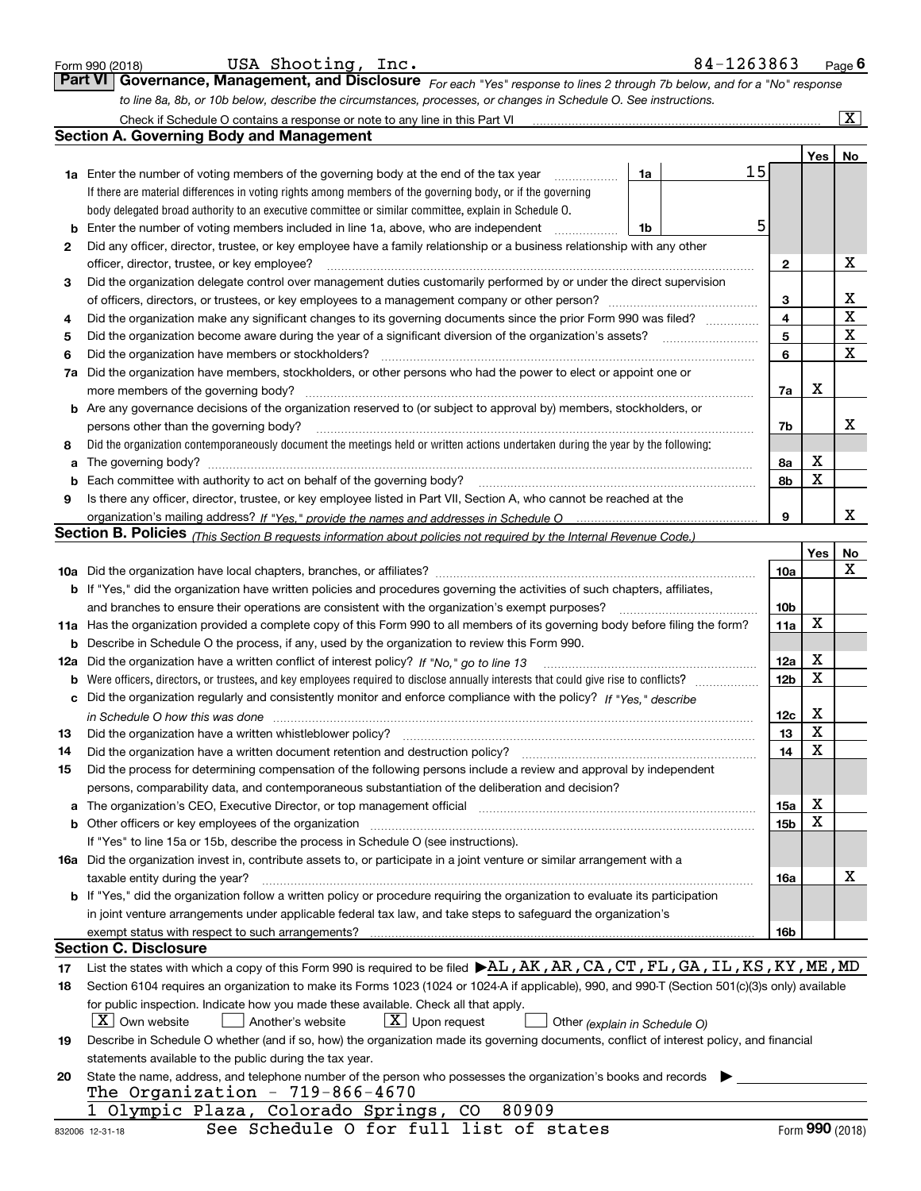Form 990 (2018) USA Shooting, Inc. 84-1263863

## Part VI Governance, Management, and Disclosure

*For each "Yes" response to lines 2 through 7b below, and for a "No" response to line 8a, 8b, or 10b below, describe the circumstances, processes, or changes in Schedule O. See instructions.*

Check if Schedule O contains a response or note to any line in this Part VI [X]

### Section A. Governing Body and Management

| | | | | Yes | No |
|---|---|---|---|---|---|
| **1a** | Enter the number of voting members of the governing body at the end of the tax year | 1a | 15 | | |
| | If there are material differences in voting rights among members of the governing body, or if the governing body delegated broad authority to an executive committee or similar committee, explain in Schedule O. | | | | |
| **b** | Enter the number of voting members included in line 1a, above, who are independent | 1b | 5 | | |
| **2** | Did any officer, director, trustee, or key employee have a family relationship or a business relationship with any other officer, director, trustee, or key employee? | 2 | | | X |
| **3** | Did the organization delegate control over management duties customarily performed by or under the direct supervision of officers, directors, or trustees, or key employees to a management company or other person? | 3 | | | X |
| **4** | Did the organization make any significant changes to its governing documents since the prior Form 990 was filed? | 4 | | | X |
| **5** | Did the organization become aware during the year of a significant diversion of the organization's assets? | 5 | | | X |
| **6** | Did the organization have members or stockholders? | 6 | | | X |
| **7a** | Did the organization have members, stockholders, or other persons who had the power to elect or appoint one or more members of the governing body? | 7a | | X | |
| **b** | Are any governance decisions of the organization reserved to (or subject to approval by) members, stockholders, or persons other than the governing body? | 7b | | | X |
| **8** | Did the organization contemporaneously document the meetings held or written actions undertaken during the year by the following: | | | | |
| **a** | The governing body? | 8a | | X | |
| **b** | Each committee with authority to act on behalf of the governing body? | 8b | | X | |
| **9** | Is there any officer, director, trustee, or key employee listed in Part VII, Section A, who cannot be reached at the organization's mailing address? *If "Yes," provide the names and addresses in Schedule O* | 9 | | | X |

### Section B. Policies *(This Section B requests information about policies not required by the Internal Revenue Code.)*

| | | | Yes | No |
|---|---|---|---|---|
| **10a** | Did the organization have local chapters, branches, or affiliates? | 10a | | X |
| **b** | If "Yes," did the organization have written policies and procedures governing the activities of such chapters, affiliates, and branches to ensure their operations are consistent with the organization's exempt purposes? | 10b | | |
| **11a** | Has the organization provided a complete copy of this Form 990 to all members of its governing body before filing the form? | 11a | X | |
| **b** | Describe in Schedule O the process, if any, used by the organization to review this Form 990. | | | |
| **12a** | Did the organization have a written conflict of interest policy? *If "No," go to line 13* | 12a | X | |
| **b** | Were officers, directors, or trustees, and key employees required to disclose annually interests that could give rise to conflicts? | 12b | X | |
| **c** | Did the organization regularly and consistently monitor and enforce compliance with the policy? *If "Yes," describe in Schedule O how this was done* | 12c | X | |
| **13** | Did the organization have a written whistleblower policy? | 13 | X | |
| **14** | Did the organization have a written document retention and destruction policy? | 14 | X | |
| **15** | Did the process for determining compensation of the following persons include a review and approval by independent persons, comparability data, and contemporaneous substantiation of the deliberation and decision? | | | |
| **a** | The organization's CEO, Executive Director, or top management official | 15a | X | |
| **b** | Other officers or key employees of the organization | 15b | X | |
| | If "Yes" to line 15a or 15b, describe the process in Schedule O (see instructions). | | | |
| **16a** | Did the organization invest in, contribute assets to, or participate in a joint venture or similar arrangement with a taxable entity during the year? | 16a | | X |
| **b** | If "Yes," did the organization follow a written policy or procedure requiring the organization to evaluate its participation in joint venture arrangements under applicable federal tax law, and take steps to safeguard the organization's exempt status with respect to such arrangements? | 16b | | |

### Section C. Disclosure

**17** List the states with which a copy of this Form 990 is required to be filed ▶ AL,AK,AR,CA,CT,FL,GA,IL,KS,KY,ME,MD

**18** Section 6104 requires an organization to make its Forms 1023 (1024 or 1024-A if applicable), 990, and 990-T (Section 501(c)(3)s only) available for public inspection. Indicate how you made these available. Check all that apply.

[X] Own website [ ] Another's website [X] Upon request [ ] Other *(explain in Schedule O)*

**19** Describe in Schedule O whether (and if so, how) the organization made its governing documents, conflict of interest policy, and financial statements available to the public during the tax year.

**20** State the name, address, and telephone number of the person who possesses the organization's books and records ▶

The Organization - 719-866-4670
1 Olympic Plaza, Colorado Springs, CO 80909

See Schedule O for full list of states

832006 12-31-18 Form **990** (2018)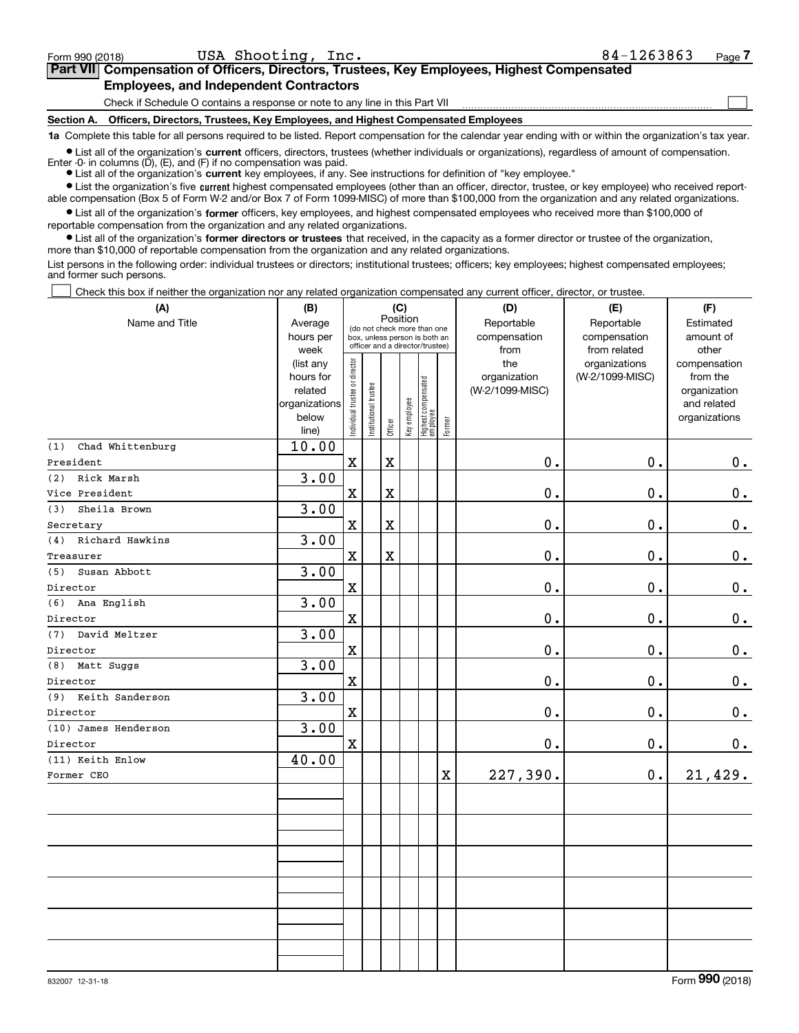Form 990 (2018) USA Shooting, Inc. 84-1263863 Page 7

## Part VII Compensation of Officers, Directors, Trustees, Key Employees, Highest Compensated Employees, and Independent Contractors

Check if Schedule O contains a response or note to any line in this Part VII

### Section A. Officers, Directors, Trustees, Key Employees, and Highest Compensated Employees

**1a** Complete this table for all persons required to be listed. Report compensation for the calendar year ending with or within the organization's tax year.

- List all of the organization's **current** officers, directors, trustees (whether individuals or organizations), regardless of amount of compensation. Enter -0- in columns (D), (E), and (F) if no compensation was paid.
- List all of the organization's **current** key employees, if any. See instructions for definition of "key employee."
- List the organization's five **current** highest compensated employees (other than an officer, director, trustee, or key employee) who received reportable compensation (Box 5 of Form W-2 and/or Box 7 of Form 1099-MISC) of more than $100,000 from the organization and any related organizations.
- List all of the organization's **former** officers, key employees, and highest compensated employees who received more than $100,000 of reportable compensation from the organization and any related organizations.
- List all of the organization's **former directors or trustees** that received, in the capacity as a former director or trustee of the organization, more than $10,000 of reportable compensation from the organization and any related organizations.

List persons in the following order: individual trustees or directors; institutional trustees; officers; key employees; highest compensated employees; and former such persons.

Check this box if neither the organization nor any related organization compensated any current officer, director, or trustee.

| (A) Name and Title | (B) Average hours per week (list any hours for related organizations below line) | (C) Position: Individual trustee or director | Institutional trustee | Officer | Key employee | Highest compensated employee | Former | (D) Reportable compensation from the organization (W-2/1099-MISC) | (E) Reportable compensation from related organizations (W-2/1099-MISC) | (F) Estimated amount of other compensation from the organization and related organizations |
|---|---|---|---|---|---|---|---|---|---|---|
| (1) Chad Whittenburg<br>President | 10.00 | X | | X | | | | 0. | 0. | 0. |
| (2) Rick Marsh<br>Vice President | 3.00 | X | | X | | | | 0. | 0. | 0. |
| (3) Sheila Brown<br>Secretary | 3.00 | X | | X | | | | 0. | 0. | 0. |
| (4) Richard Hawkins<br>Treasurer | 3.00 | X | | X | | | | 0. | 0. | 0. |
| (5) Susan Abbott<br>Director | 3.00 | X | | | | | | 0. | 0. | 0. |
| (6) Ana English<br>Director | 3.00 | X | | | | | | 0. | 0. | 0. |
| (7) David Meltzer<br>Director | 3.00 | X | | | | | | 0. | 0. | 0. |
| (8) Matt Suggs<br>Director | 3.00 | X | | | | | | 0. | 0. | 0. |
| (9) Keith Sanderson<br>Director | 3.00 | X | | | | | | 0. | 0. | 0. |
| (10) James Henderson<br>Director | 3.00 | X | | | | | | 0. | 0. | 0. |
| (11) Keith Enlow<br>Former CEO | 40.00 | | | | | | X | 227,390. | 0. | 21,429. |

832007 12-31-18 Form **990** (2018)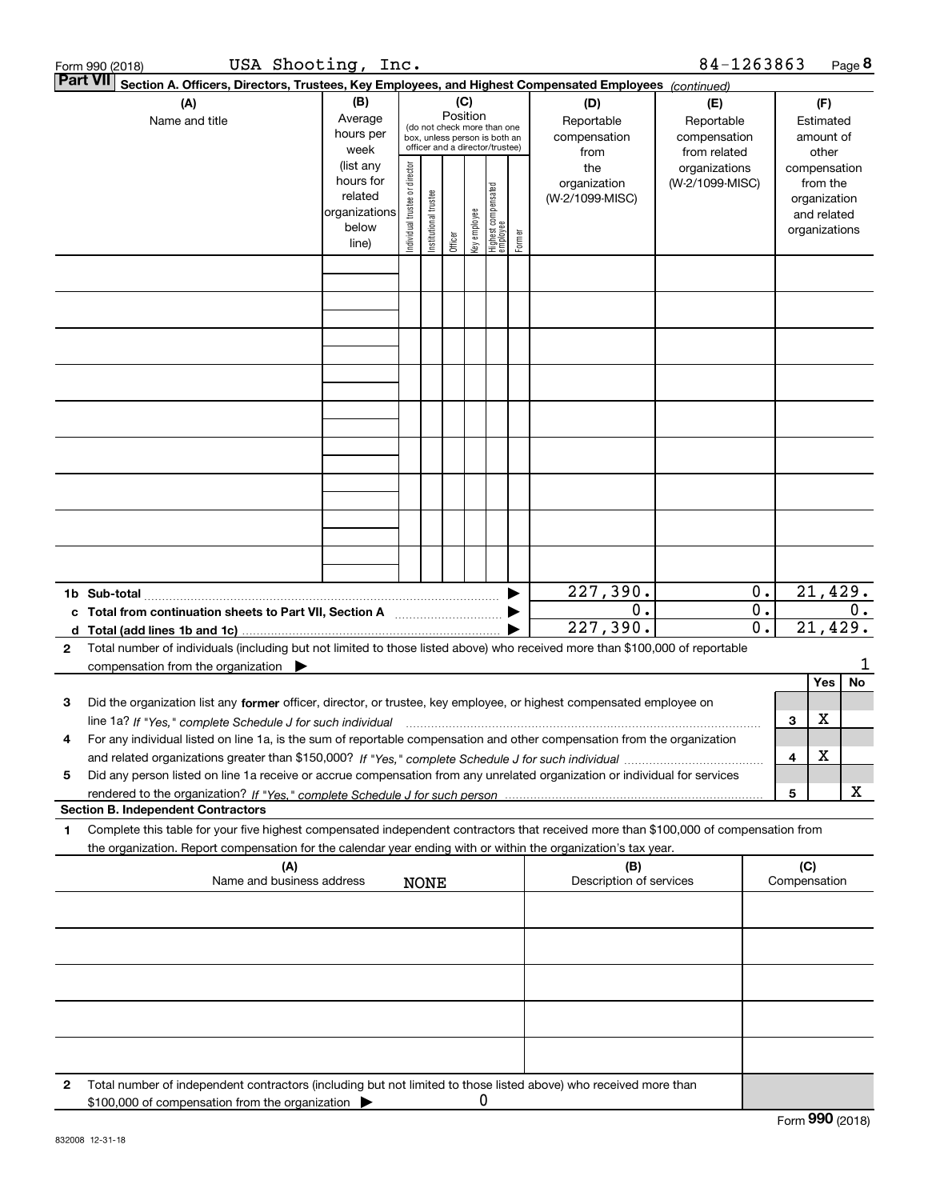Form 990 (2018) USA Shooting, Inc. 84-1263863 Page **8**

**Part VII Section A. Officers, Directors, Trustees, Key Employees, and Highest Compensated Employees** *(continued)*

| (A) Name and title | (B) Average hours per week (list any hours for related organizations below line) | (C) Position (do not check more than one box, unless person is both an officer and a director/trustee): Individual trustee or director | Institutional trustee | Officer | Key employee | Highest compensated employee | Former | (D) Reportable compensation from the organization (W-2/1099-MISC) | (E) Reportable compensation from related organizations (W-2/1099-MISC) | (F) Estimated amount of other compensation from the organization and related organizations |
|---|---|---|---|---|---|---|---|---|---|---|
| | | | | | | | | | | |
| | | | | | | | | | | |
| | | | | | | | | | | |
| | | | | | | | | | | |
| | | | | | | | | | | |
| | | | | | | | | | | |
| | | | | | | | | | | |
| | | | | | | | | | | |
| | | | | | | | | | | |
| **1b Sub-total** | | | | | | | ▶ | 227,390. | 0. | 21,429. |
| **c Total from continuation sheets to Part VII, Section A** | | | | | | | ▶ | 0. | 0. | 0. |
| **d Total (add lines 1b and 1c)** | | | | | | | ▶ | 227,390. | 0. | 21,429. |

**2** Total number of individuals (including but not limited to those listed above) who received more than $100,000 of reportable compensation from the organization ▶ 1

| | | Yes | No |
|---|---|---|---|
| **3** Did the organization list any **former** officer, director, or trustee, key employee, or highest compensated employee on line 1a? *If "Yes," complete Schedule J for such individual* | 3 | X | |
| **4** For any individual listed on line 1a, is the sum of reportable compensation and other compensation from the organization and related organizations greater than $150,000? *If "Yes," complete Schedule J for such individual* | 4 | X | |
| **5** Did any person listed on line 1a receive or accrue compensation from any unrelated organization or individual for services rendered to the organization? *If "Yes," complete Schedule J for such person* | 5 | | X |

**Section B. Independent Contractors**

**1** Complete this table for your five highest compensated independent contractors that received more than $100,000 of compensation from the organization. Report compensation for the calendar year ending with or within the organization's tax year.

| (A) Name and business address NONE | (B) Description of services | (C) Compensation |
|---|---|---|
| | | |
| | | |
| | | |
| | | |
| | | |

**2** Total number of independent contractors (including but not limited to those listed above) who received more than $100,000 of compensation from the organization ▶ 0

Form **990** (2018)

832008 12-31-18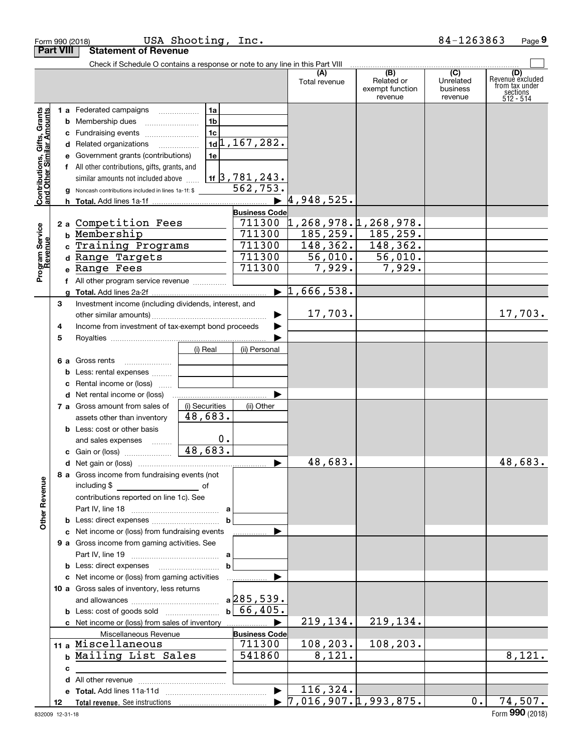Form 990 (2018) USA Shooting, Inc. 84-1263863

## Part VIII Statement of Revenue

Check if Schedule O contains a response or note to any line in this Part VIII ☐

| | | | (A) Total revenue | (B) Related or exempt function revenue | (C) Unrelated business revenue | (D) Revenue excluded from tax under sections 512 - 514 |
|---|---|---|---|---|---|---|
| **Contributions, Gifts, Grants and Other Similar Amounts** | | | | | | |
| 1 a | Federated campaigns | 1a | | | | |
| b | Membership dues | 1b | | | | |
| c | Fundraising events | 1c | | | | |
| d | Related organizations | 1d 1,167,282. | | | | |
| e | Government grants (contributions) | 1e | | | | |
| f | All other contributions, gifts, grants, and similar amounts not included above | 1f 3,781,243. | | | | |
| g | Noncash contributions included in lines 1a-1f: $ | 562,753. | | | | |
| h | **Total.** Add lines 1a-1f | ▶ | 4,948,525. | | | |
| **Program Service Revenue** | | **Business Code** | | | | |
| 2 a | Competition Fees | 711300 | 1,268,978. | 1,268,978. | | |
| b | Membership | 711300 | 185,259. | 185,259. | | |
| c | Training Programs | 711300 | 148,362. | 148,362. | | |
| d | Range Targets | 711300 | 56,010. | 56,010. | | |
| e | Range Fees | 711300 | 7,929. | 7,929. | | |
| f | All other program service revenue | | | | | |
| g | **Total.** Add lines 2a-2f | ▶ | 1,666,538. | | | |
| **Other Revenue** | | | | | | |
| 3 | Investment income (including dividends, interest, and other similar amounts) | ▶ | 17,703. | | | 17,703. |
| 4 | Income from investment of tax-exempt bond proceeds | ▶ | | | | |
| 5 | Royalties | ▶ | | | | |
| | | (i) Real / (ii) Personal | | | | |
| 6 a | Gross rents | | | | | |
| b | Less: rental expenses | | | | | |
| c | Rental income or (loss) | | | | | |
| d | Net rental income or (loss) | ▶ | | | | |
| | | (i) Securities / (ii) Other | | | | |
| 7 a | Gross amount from sales of assets other than inventory | 48,683. | | | | |
| b | Less: cost or other basis and sales expenses | 0. | | | | |
| c | Gain or (loss) | 48,683. | | | | |
| d | Net gain or (loss) | ▶ | 48,683. | | | 48,683. |
| 8 a | Gross income from fundraising events (not including $ ______ of contributions reported on line 1c). See Part IV, line 18 | a | | | | |
| b | Less: direct expenses | b | | | | |
| c | Net income or (loss) from fundraising events | ▶ | | | | |
| 9 a | Gross income from gaming activities. See Part IV, line 19 | a | | | | |
| b | Less: direct expenses | b | | | | |
| c | Net income or (loss) from gaming activities | ▶ | | | | |
| 10 a | Gross sales of inventory, less returns and allowances | a 285,539. | | | | |
| b | Less: cost of goods sold | b 66,405. | | | | |
| c | Net income or (loss) from sales of inventory | ▶ | 219,134. | 219,134. | | |
| | Miscellaneous Revenue | **Business Code** | | | | |
| 11 a | Miscellaneous | 711300 | 108,203. | 108,203. | | |
| b | Mailing List Sales | 541860 | 8,121. | | | 8,121. |
| c | | | | | | |
| d | All other revenue | | | | | |
| e | **Total.** Add lines 11a-11d | ▶ | 116,324. | | | |
| 12 | **Total revenue.** See instructions | ▶ | 7,016,907. | 1,993,875. | 0. | 74,507. |

832009 12-31-18 Form **990** (2018)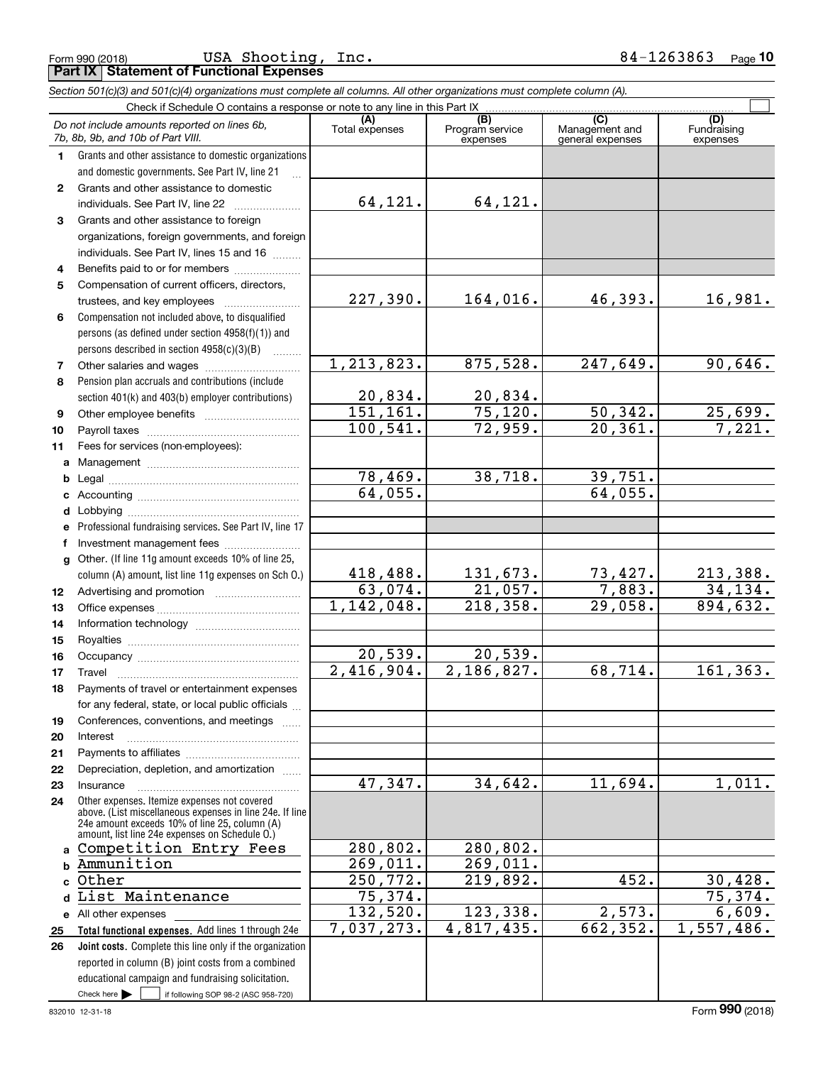Form 990 (2018) USA Shooting, Inc. 84-1263863 Page 10

**Part IX Statement of Functional Expenses**

*Section 501(c)(3) and 501(c)(4) organizations must complete all columns. All other organizations must complete column (A).*

Check if Schedule O contains a response or note to any line in this Part IX ☐

| *Do not include amounts reported on lines 6b, 7b, 8b, 9b, and 10b of Part VIII.* | (A) Total expenses | (B) Program service expenses | (C) Management and general expenses | (D) Fundraising expenses |
|---|---|---|---|---|
| **1** Grants and other assistance to domestic organizations and domestic governments. See Part IV, line 21 | | | | |
| **2** Grants and other assistance to domestic individuals. See Part IV, line 22 | 64,121. | 64,121. | | |
| **3** Grants and other assistance to foreign organizations, foreign governments, and foreign individuals. See Part IV, lines 15 and 16 | | | | |
| **4** Benefits paid to or for members | | | | |
| **5** Compensation of current officers, directors, trustees, and key employees | 227,390. | 164,016. | 46,393. | 16,981. |
| **6** Compensation not included above, to disqualified persons (as defined under section 4958(f)(1)) and persons described in section 4958(c)(3)(B) | | | | |
| **7** Other salaries and wages | 1,213,823. | 875,528. | 247,649. | 90,646. |
| **8** Pension plan accruals and contributions (include section 401(k) and 403(b) employer contributions) | 20,834. | 20,834. | | |
| **9** Other employee benefits | 151,161. | 75,120. | 50,342. | 25,699. |
| **10** Payroll taxes | 100,541. | 72,959. | 20,361. | 7,221. |
| **11** Fees for services (non-employees): | | | | |
| **a** Management | | | | |
| **b** Legal | 78,469. | 38,718. | 39,751. | |
| **c** Accounting | 64,055. | | 64,055. | |
| **d** Lobbying | | | | |
| **e** Professional fundraising services. See Part IV, line 17 | | | | |
| **f** Investment management fees | | | | |
| **g** Other. (If line 11g amount exceeds 10% of line 25, column (A) amount, list line 11g expenses on Sch O.) | 418,488. | 131,673. | 73,427. | 213,388. |
| **12** Advertising and promotion | 63,074. | 21,057. | 7,883. | 34,134. |
| **13** Office expenses | 1,142,048. | 218,358. | 29,058. | 894,632. |
| **14** Information technology | | | | |
| **15** Royalties | | | | |
| **16** Occupancy | 20,539. | 20,539. | | |
| **17** Travel | 2,416,904. | 2,186,827. | 68,714. | 161,363. |
| **18** Payments of travel or entertainment expenses for any federal, state, or local public officials | | | | |
| **19** Conferences, conventions, and meetings | | | | |
| **20** Interest | | | | |
| **21** Payments to affiliates | | | | |
| **22** Depreciation, depletion, and amortization | | | | |
| **23** Insurance | 47,347. | 34,642. | 11,694. | 1,011. |
| **24** Other expenses. Itemize expenses not covered above. (List miscellaneous expenses in line 24e. If line 24e amount exceeds 10% of line 25, column (A) amount, list line 24e expenses on Schedule O.) | | | | |
| **a** Competition Entry Fees | 280,802. | 280,802. | | |
| **b** Ammunition | 269,011. | 269,011. | | |
| **c** Other | 250,772. | 219,892. | 452. | 30,428. |
| **d** List Maintenance | 75,374. | | | 75,374. |
| **e** All other expenses | 132,520. | 123,338. | 2,573. | 6,609. |
| **25 Total functional expenses.** Add lines 1 through 24e | 7,037,273. | 4,817,435. | 662,352. | 1,557,486. |
| **26 Joint costs.** Complete this line only if the organization reported in column (B) joint costs from a combined educational campaign and fundraising solicitation. Check here ☐ if following SOP 98-2 (ASC 958-720) | | | | |

832010 12-31-18 Form **990** (2018)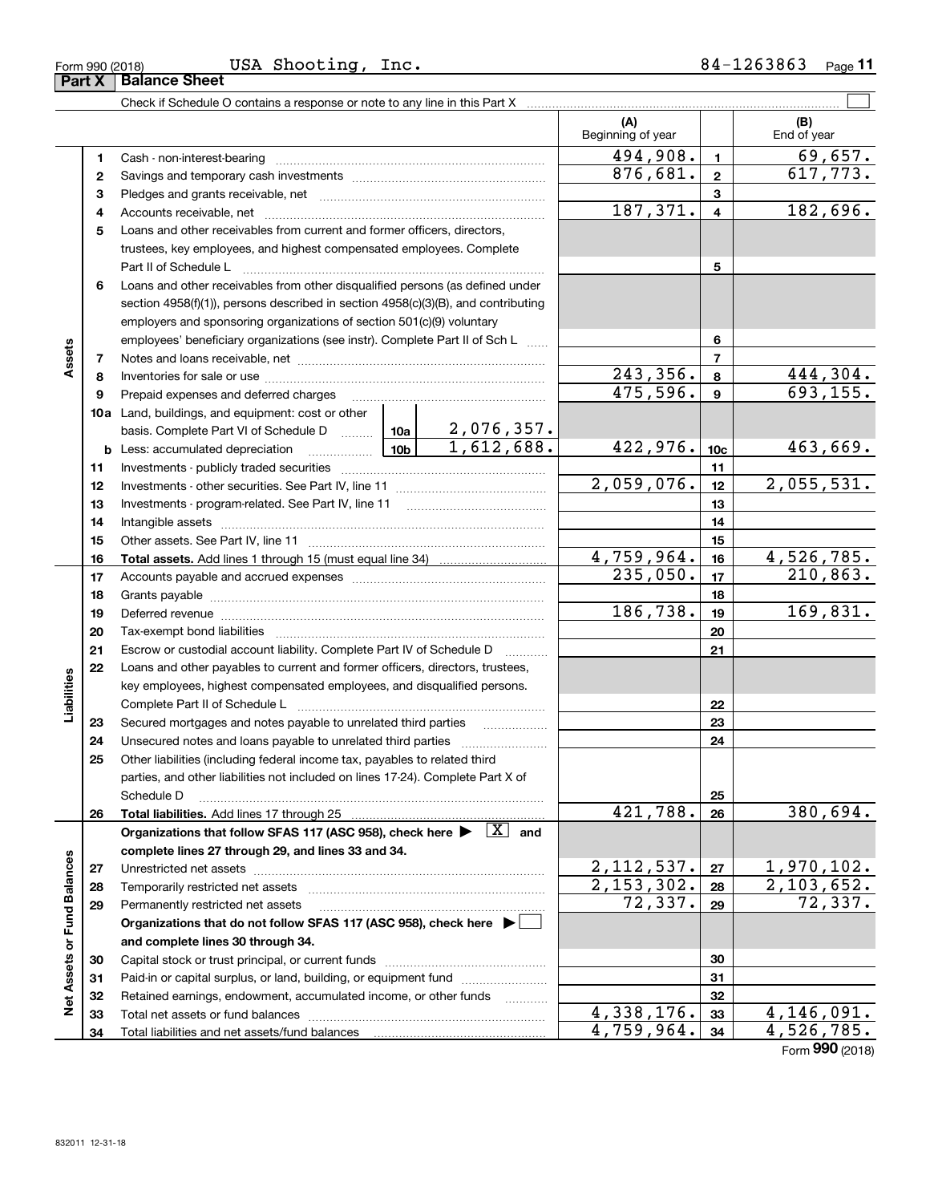Form 990 (2018) USA Shooting, Inc. 84-1263863 Page 11

## Part X Balance Sheet

Check if Schedule O contains a response or note to any line in this Part X ☐

| | | | | | (A) Beginning of year | | (B) End of year |
|---|---|---|---|---|---|---|---|
| Assets | 1 | Cash - non-interest-bearing | | | 494,908. | 1 | 69,657. |
| | 2 | Savings and temporary cash investments | | | 876,681. | 2 | 617,773. |
| | 3 | Pledges and grants receivable, net | | | | 3 | |
| | 4 | Accounts receivable, net | | | 187,371. | 4 | 182,696. |
| | 5 | Loans and other receivables from current and former officers, directors, trustees, key employees, and highest compensated employees. Complete Part II of Schedule L | | | | 5 | |
| | 6 | Loans and other receivables from other disqualified persons (as defined under section 4958(f)(1)), persons described in section 4958(c)(3)(B), and contributing employers and sponsoring organizations of section 501(c)(9) voluntary employees' beneficiary organizations (see instr). Complete Part II of Sch L | | | | 6 | |
| | 7 | Notes and loans receivable, net | | | | 7 | |
| | 8 | Inventories for sale or use | | | 243,356. | 8 | 444,304. |
| | 9 | Prepaid expenses and deferred charges | | | 475,596. | 9 | 693,155. |
| | 10a | Land, buildings, and equipment: cost or other basis. Complete Part VI of Schedule D | 10a | 2,076,357. | | | |
| | b | Less: accumulated depreciation | 10b | 1,612,688. | 422,976. | 10c | 463,669. |
| | 11 | Investments - publicly traded securities | | | | 11 | |
| | 12 | Investments - other securities. See Part IV, line 11 | | | 2,059,076. | 12 | 2,055,531. |
| | 13 | Investments - program-related. See Part IV, line 11 | | | | 13 | |
| | 14 | Intangible assets | | | | 14 | |
| | 15 | Other assets. See Part IV, line 11 | | | | 15 | |
| | 16 | **Total assets.** Add lines 1 through 15 (must equal line 34) | | | 4,759,964. | 16 | 4,526,785. |
| Liabilities | 17 | Accounts payable and accrued expenses | | | 235,050. | 17 | 210,863. |
| | 18 | Grants payable | | | | 18 | |
| | 19 | Deferred revenue | | | 186,738. | 19 | 169,831. |
| | 20 | Tax-exempt bond liabilities | | | | 20 | |
| | 21 | Escrow or custodial account liability. Complete Part IV of Schedule D | | | | 21 | |
| | 22 | Loans and other payables to current and former officers, directors, trustees, key employees, highest compensated employees, and disqualified persons. Complete Part II of Schedule L | | | | 22 | |
| | 23 | Secured mortgages and notes payable to unrelated third parties | | | | 23 | |
| | 24 | Unsecured notes and loans payable to unrelated third parties | | | | 24 | |
| | 25 | Other liabilities (including federal income tax, payables to related third parties, and other liabilities not included on lines 17-24). Complete Part X of Schedule D | | | | 25 | |
| | 26 | **Total liabilities.** Add lines 17 through 25 | | | 421,788. | 26 | 380,694. |
| Net Assets or Fund Balances | | **Organizations that follow SFAS 117 (ASC 958), check here ▶ [X] and complete lines 27 through 29, and lines 33 and 34.** | | | | | |
| | 27 | Unrestricted net assets | | | 2,112,537. | 27 | 1,970,102. |
| | 28 | Temporarily restricted net assets | | | 2,153,302. | 28 | 2,103,652. |
| | 29 | Permanently restricted net assets | | | 72,337. | 29 | 72,337. |
| | | **Organizations that do not follow SFAS 117 (ASC 958), check here ▶ [ ] and complete lines 30 through 34.** | | | | | |
| | 30 | Capital stock or trust principal, or current funds | | | | 30 | |
| | 31 | Paid-in or capital surplus, or land, building, or equipment fund | | | | 31 | |
| | 32 | Retained earnings, endowment, accumulated income, or other funds | | | | 32 | |
| | 33 | Total net assets or fund balances | | | 4,338,176. | 33 | 4,146,091. |
| | 34 | Total liabilities and net assets/fund balances | | | 4,759,964. | 34 | 4,526,785. |

Form **990** (2018)

832011 12-31-18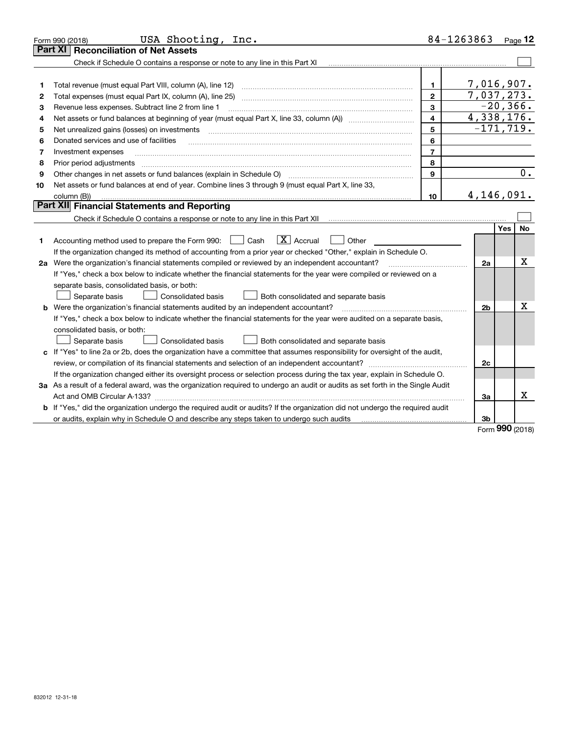Form 990 (2018) USA Shooting, Inc. 84-1263863 Page 12

## Part XI Reconciliation of Net Assets

Check if Schedule O contains a response or note to any line in this Part XI ☐

| | | | |
|---|---|---|---|
| 1 | Total revenue (must equal Part VIII, column (A), line 12) | 1 | 7,016,907. |
| 2 | Total expenses (must equal Part IX, column (A), line 25) | 2 | 7,037,273. |
| 3 | Revenue less expenses. Subtract line 2 from line 1 | 3 | -20,366. |
| 4 | Net assets or fund balances at beginning of year (must equal Part X, line 33, column (A)) | 4 | 4,338,176. |
| 5 | Net unrealized gains (losses) on investments | 5 | -171,719. |
| 6 | Donated services and use of facilities | 6 | |
| 7 | Investment expenses | 7 | |
| 8 | Prior period adjustments | 8 | |
| 9 | Other changes in net assets or fund balances (explain in Schedule O) | 9 | 0. |
| 10 | Net assets or fund balances at end of year. Combine lines 3 through 9 (must equal Part X, line 33, column (B)) | 10 | 4,146,091. |

## Part XII Financial Statements and Reporting

Check if Schedule O contains a response or note to any line in this Part XII ☐

| | | | Yes | No |
|---|---|---|---|---|
| 1 | Accounting method used to prepare the Form 990: ☐ Cash ☒ Accrual ☐ Other<br>If the organization changed its method of accounting from a prior year or checked "Other," explain in Schedule O. | | | |
| 2a | Were the organization's financial statements compiled or reviewed by an independent accountant?<br>If "Yes," check a box below to indicate whether the financial statements for the year were compiled or reviewed on a separate basis, consolidated basis, or both:<br>☐ Separate basis ☐ Consolidated basis ☐ Both consolidated and separate basis | 2a | | X |
| b | Were the organization's financial statements audited by an independent accountant?<br>If "Yes," check a box below to indicate whether the financial statements for the year were audited on a separate basis, consolidated basis, or both:<br>☐ Separate basis ☐ Consolidated basis ☐ Both consolidated and separate basis | 2b | | X |
| c | If "Yes" to line 2a or 2b, does the organization have a committee that assumes responsibility for oversight of the audit, review, or compilation of its financial statements and selection of an independent accountant?<br>If the organization changed either its oversight process or selection process during the tax year, explain in Schedule O. | 2c | | |
| 3a | As a result of a federal award, was the organization required to undergo an audit or audits as set forth in the Single Audit Act and OMB Circular A-133? | 3a | | X |
| b | If "Yes," did the organization undergo the required audit or audits? If the organization did not undergo the required audit or audits, explain why in Schedule O and describe any steps taken to undergo such audits | 3b | | |

Form 990 (2018)

832012 12-31-18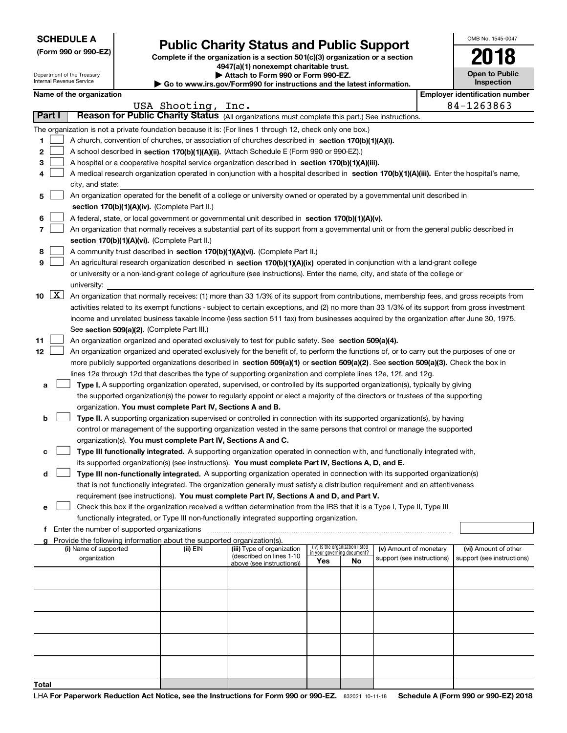**SCHEDULE A**
**(Form 990 or 990-EZ)**

Department of the Treasury
Internal Revenue Service

# Public Charity Status and Public Support

**Complete if the organization is a section 501(c)(3) organization or a section 4947(a)(1) nonexempt charitable trust.**
**▶ Attach to Form 990 or Form 990-EZ.**
**▶ Go to www.irs.gov/Form990 for instructions and the latest information.**

OMB No. 1545-0047

**2018**

**Open to Public Inspection**

**Name of the organization:** USA Shooting, Inc.

**Employer identification number:** 84-1263863

## Part I Reason for Public Charity Status (All organizations must complete this part.) See instructions.

The organization is not a private foundation because it is: (For lines 1 through 12, check only one box.)

1 [ ] A church, convention of churches, or association of churches described in **section 170(b)(1)(A)(i).**

2 [ ] A school described in **section 170(b)(1)(A)(ii).** (Attach Schedule E (Form 990 or 990-EZ).)

3 [ ] A hospital or a cooperative hospital service organization described in **section 170(b)(1)(A)(iii).**

4 [ ] A medical research organization operated in conjunction with a hospital described in **section 170(b)(1)(A)(iii).** Enter the hospital's name, city, and state:

5 [ ] An organization operated for the benefit of a college or university owned or operated by a governmental unit described in **section 170(b)(1)(A)(iv).** (Complete Part II.)

6 [ ] A federal, state, or local government or governmental unit described in **section 170(b)(1)(A)(v).**

7 [ ] An organization that normally receives a substantial part of its support from a governmental unit or from the general public described in **section 170(b)(1)(A)(vi).** (Complete Part II.)

8 [ ] A community trust described in **section 170(b)(1)(A)(vi).** (Complete Part II.)

9 [ ] An agricultural research organization described in **section 170(b)(1)(A)(ix)** operated in conjunction with a land-grant college or university or a non-land-grant college of agriculture (see instructions). Enter the name, city, and state of the college or university:

10 [X] An organization that normally receives: (1) more than 33 1/3% of its support from contributions, membership fees, and gross receipts from activities related to its exempt functions - subject to certain exceptions, and (2) no more than 33 1/3% of its support from gross investment income and unrelated business taxable income (less section 511 tax) from businesses acquired by the organization after June 30, 1975. See **section 509(a)(2).** (Complete Part III.)

11 [ ] An organization organized and operated exclusively to test for public safety. See **section 509(a)(4).**

12 [ ] An organization organized and operated exclusively for the benefit of, to perform the functions of, or to carry out the purposes of one or more publicly supported organizations described in **section 509(a)(1)** or **section 509(a)(2)**. See **section 509(a)(3).** Check the box in lines 12a through 12d that describes the type of supporting organization and complete lines 12e, 12f, and 12g.

a [ ] **Type I.** A supporting organization operated, supervised, or controlled by its supported organization(s), typically by giving the supported organization(s) the power to regularly appoint or elect a majority of the directors or trustees of the supporting organization. **You must complete Part IV, Sections A and B.**

b [ ] **Type II.** A supporting organization supervised or controlled in connection with its supported organization(s), by having control or management of the supporting organization vested in the same persons that control or manage the supported organization(s). **You must complete Part IV, Sections A and C.**

c [ ] **Type III functionally integrated.** A supporting organization operated in connection with, and functionally integrated with, its supported organization(s) (see instructions). **You must complete Part IV, Sections A, D, and E.**

d [ ] **Type III non-functionally integrated.** A supporting organization operated in connection with its supported organization(s) that is not functionally integrated. The organization generally must satisfy a distribution requirement and an attentiveness requirement (see instructions). **You must complete Part IV, Sections A and D, and Part V.**

e [ ] Check this box if the organization received a written determination from the IRS that it is a Type I, Type II, Type III functionally integrated, or Type III non-functionally integrated supporting organization.

f Enter the number of supported organizations

g Provide the following information about the supported organization(s).

| (i) Name of supported organization | (ii) EIN | (iii) Type of organization (described on lines 1-10 above (see instructions)) | (iv) Is the organization listed in your governing document? Yes | No | (v) Amount of monetary support (see instructions) | (vi) Amount of other support (see instructions) |
|---|---|---|---|---|---|---|
| | | | | | | |
| | | | | | | |
| | | | | | | |
| | | | | | | |
| | | | | | | |
| **Total** | | | | | | |

LHA **For Paperwork Reduction Act Notice, see the Instructions for Form 990 or 990-EZ.** 832021 10-11-18 **Schedule A (Form 990 or 990-EZ) 2018**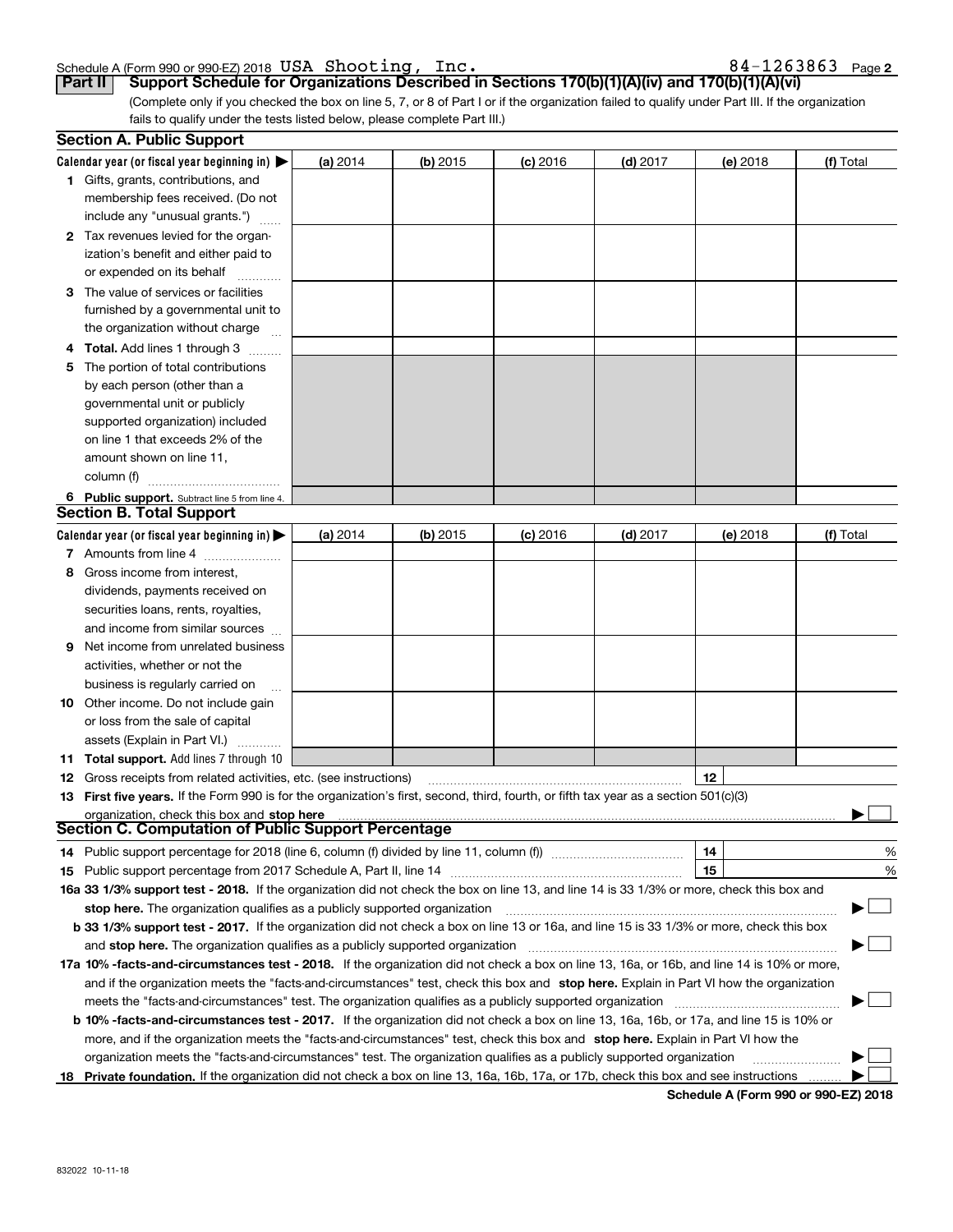Schedule A (Form 990 or 990-EZ) 2018 USA Shooting, Inc. 84-1263863 Page 2

**Part II Support Schedule for Organizations Described in Sections 170(b)(1)(A)(iv) and 170(b)(1)(A)(vi)**

(Complete only if you checked the box on line 5, 7, or 8 of Part I or if the organization failed to qualify under Part III. If the organization fails to qualify under the tests listed below, please complete Part III.)

### Section A. Public Support

| Calendar year (or fiscal year beginning in) ▶ | (a) 2014 | (b) 2015 | (c) 2016 | (d) 2017 | (e) 2018 | (f) Total |
|---|---|---|---|---|---|---|
| 1 Gifts, grants, contributions, and membership fees received. (Do not include any "unusual grants.") | | | | | | |
| 2 Tax revenues levied for the organization's benefit and either paid to or expended on its behalf | | | | | | |
| 3 The value of services or facilities furnished by a governmental unit to the organization without charge | | | | | | |
| 4 **Total.** Add lines 1 through 3 | | | | | | |
| 5 The portion of total contributions by each person (other than a governmental unit or publicly supported organization) included on line 1 that exceeds 2% of the amount shown on line 11, column (f) | | | | | | |
| 6 **Public support.** Subtract line 5 from line 4. | | | | | | |

### Section B. Total Support

| Calendar year (or fiscal year beginning in) ▶ | (a) 2014 | (b) 2015 | (c) 2016 | (d) 2017 | (e) 2018 | (f) Total |
|---|---|---|---|---|---|---|
| 7 Amounts from line 4 | | | | | | |
| 8 Gross income from interest, dividends, payments received on securities loans, rents, royalties, and income from similar sources | | | | | | |
| 9 Net income from unrelated business activities, whether or not the business is regularly carried on | | | | | | |
| 10 Other income. Do not include gain or loss from the sale of capital assets (Explain in Part VI.) | | | | | | |
| 11 **Total support.** Add lines 7 through 10 | | | | | | |

12 Gross receipts from related activities, etc. (see instructions) | 12 |

13 **First five years.** If the Form 990 is for the organization's first, second, third, fourth, or fifth tax year as a section 501(c)(3) organization, check this box and **stop here** ▶ ☐

### Section C. Computation of Public Support Percentage

14 Public support percentage for 2018 (line 6, column (f) divided by line 11, column (f)) | 14 | %

15 Public support percentage from 2017 Schedule A, Part II, line 14 | 15 | %

**16a 33 1/3% support test - 2018.** If the organization did not check the box on line 13, and line 14 is 33 1/3% or more, check this box and **stop here.** The organization qualifies as a publicly supported organization ▶ ☐

**b 33 1/3% support test - 2017.** If the organization did not check a box on line 13 or 16a, and line 15 is 33 1/3% or more, check this box and **stop here.** The organization qualifies as a publicly supported organization ▶ ☐

**17a 10% -facts-and-circumstances test - 2018.** If the organization did not check a box on line 13, 16a, or 16b, and line 14 is 10% or more, and if the organization meets the "facts-and-circumstances" test, check this box and **stop here.** Explain in Part VI how the organization meets the "facts-and-circumstances" test. The organization qualifies as a publicly supported organization ▶ ☐

**b 10% -facts-and-circumstances test - 2017.** If the organization did not check a box on line 13, 16a, 16b, or 17a, and line 15 is 10% or more, and if the organization meets the "facts-and-circumstances" test, check this box and **stop here.** Explain in Part VI how the organization meets the "facts-and-circumstances" test. The organization qualifies as a publicly supported organization ▶ ☐

**18 Private foundation.** If the organization did not check a box on line 13, 16a, 16b, 17a, or 17b, check this box and see instructions ▶ ☐

**Schedule A (Form 990 or 990-EZ) 2018**

832022 10-11-18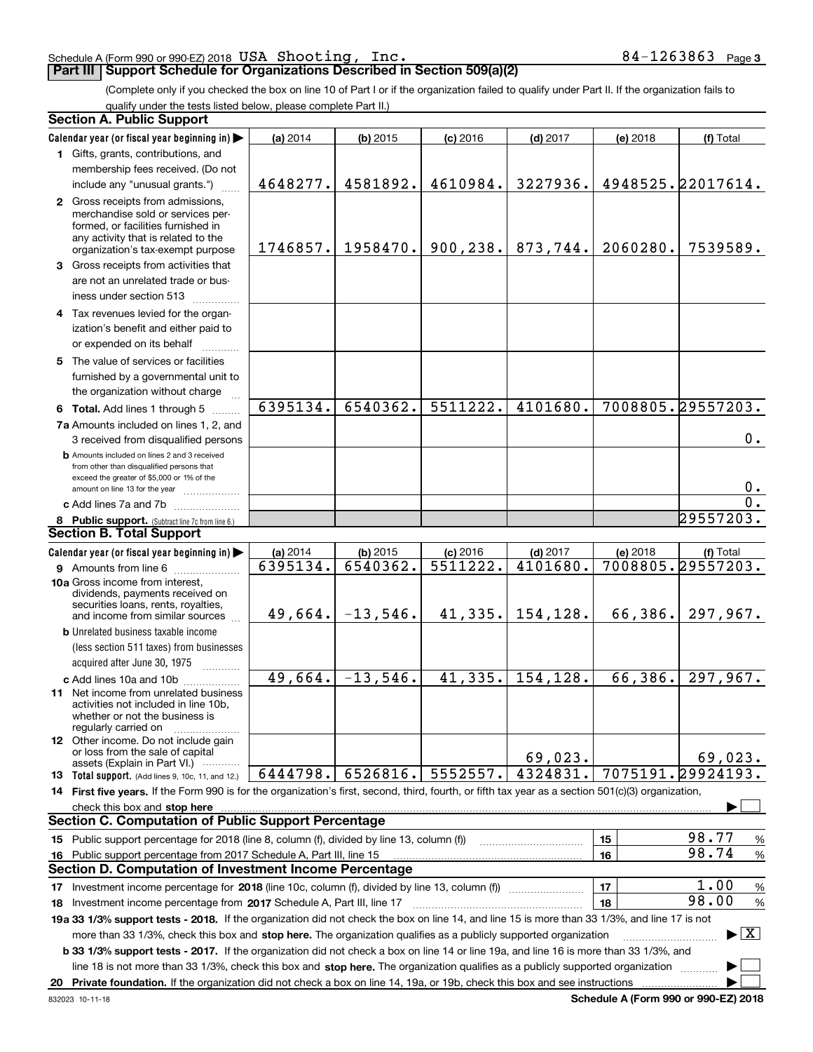Schedule A (Form 990 or 990-EZ) 2018 USA Shooting, Inc. 84-1263863 Page 3

## Part III | Support Schedule for Organizations Described in Section 509(a)(2)

(Complete only if you checked the box on line 10 of Part I or if the organization failed to qualify under Part II. If the organization fails to qualify under the tests listed below, please complete Part II.)

### Section A. Public Support

| Calendar year (or fiscal year beginning in) ▶ | (a) 2014 | (b) 2015 | (c) 2016 | (d) 2017 | (e) 2018 | (f) Total |
|---|---|---|---|---|---|---|
| 1 Gifts, grants, contributions, and membership fees received. (Do not include any "unusual grants.") | 4648277. | 4581892. | 4610984. | 3227936. | 4948525. | 22017614. |
| 2 Gross receipts from admissions, merchandise sold or services performed, or facilities furnished in any activity that is related to the organization's tax-exempt purpose | 1746857. | 1958470. | 900,238. | 873,744. | 2060280. | 7539589. |
| 3 Gross receipts from activities that are not an unrelated trade or business under section 513 | | | | | | |
| 4 Tax revenues levied for the organization's benefit and either paid to or expended on its behalf | | | | | | |
| 5 The value of services or facilities furnished by a governmental unit to the organization without charge | | | | | | |
| 6 Total. Add lines 1 through 5 | 6395134. | 6540362. | 5511222. | 4101680. | 7008805. | 29557203. |
| 7a Amounts included on lines 1, 2, and 3 received from disqualified persons | | | | | | 0. |
| b Amounts included on lines 2 and 3 received from other than disqualified persons that exceed the greater of $5,000 or 1% of the amount on line 13 for the year | | | | | | 0. |
| c Add lines 7a and 7b | | | | | | 0. |
| 8 Public support. (Subtract line 7c from line 6.) | | | | | | 29557203. |

### Section B. Total Support

| Calendar year (or fiscal year beginning in) ▶ | (a) 2014 | (b) 2015 | (c) 2016 | (d) 2017 | (e) 2018 | (f) Total |
|---|---|---|---|---|---|---|
| 9 Amounts from line 6 | 6395134. | 6540362. | 5511222. | 4101680. | 7008805. | 29557203. |
| 10a Gross income from interest, dividends, payments received on securities loans, rents, royalties, and income from similar sources | 49,664. | -13,546. | 41,335. | 154,128. | 66,386. | 297,967. |
| b Unrelated business taxable income (less section 511 taxes) from businesses acquired after June 30, 1975 | | | | | | |
| c Add lines 10a and 10b | 49,664. | -13,546. | 41,335. | 154,128. | 66,386. | 297,967. |
| 11 Net income from unrelated business activities not included in line 10b, whether or not the business is regularly carried on | | | | | | |
| 12 Other income. Do not include gain or loss from the sale of capital assets (Explain in Part VI.) | | | | 69,023. | | 69,023. |
| 13 Total support. (Add lines 9, 10c, 11, and 12.) | 6444798. | 6526816. | 5552557. | 4324831. | 7075191. | 29924193. |

14 **First five years.** If the Form 990 is for the organization's first, second, third, fourth, or fifth tax year as a section 501(c)(3) organization, check this box and **stop here** ▶ ☐

### Section C. Computation of Public Support Percentage

| | | | |
|---|---|---|---|
| 15 Public support percentage for 2018 (line 8, column (f), divided by line 13, column (f)) | 15 | 98.77 | % |
| 16 Public support percentage from 2017 Schedule A, Part III, line 15 | 16 | 98.74 | % |

### Section D. Computation of Investment Income Percentage

| | | | |
|---|---|---|---|
| 17 Investment income percentage for **2018** (line 10c, column (f), divided by line 13, column (f)) | 17 | 1.00 | % |
| 18 Investment income percentage from **2017** Schedule A, Part III, line 17 | 18 | 98.00 | % |

**19a 33 1/3% support tests - 2018.** If the organization did not check the box on line 14, and line 15 is more than 33 1/3%, and line 17 is not more than 33 1/3%, check this box and **stop here.** The organization qualifies as a publicly supported organization ▶ ☒

**b 33 1/3% support tests - 2017.** If the organization did not check a box on line 14 or line 19a, and line 16 is more than 33 1/3%, and line 18 is not more than 33 1/3%, check this box and **stop here.** The organization qualifies as a publicly supported organization ▶ ☐

**20 Private foundation.** If the organization did not check a box on line 14, 19a, or 19b, check this box and see instructions ▶ ☐

832023 10-11-18 **Schedule A (Form 990 or 990-EZ) 2018**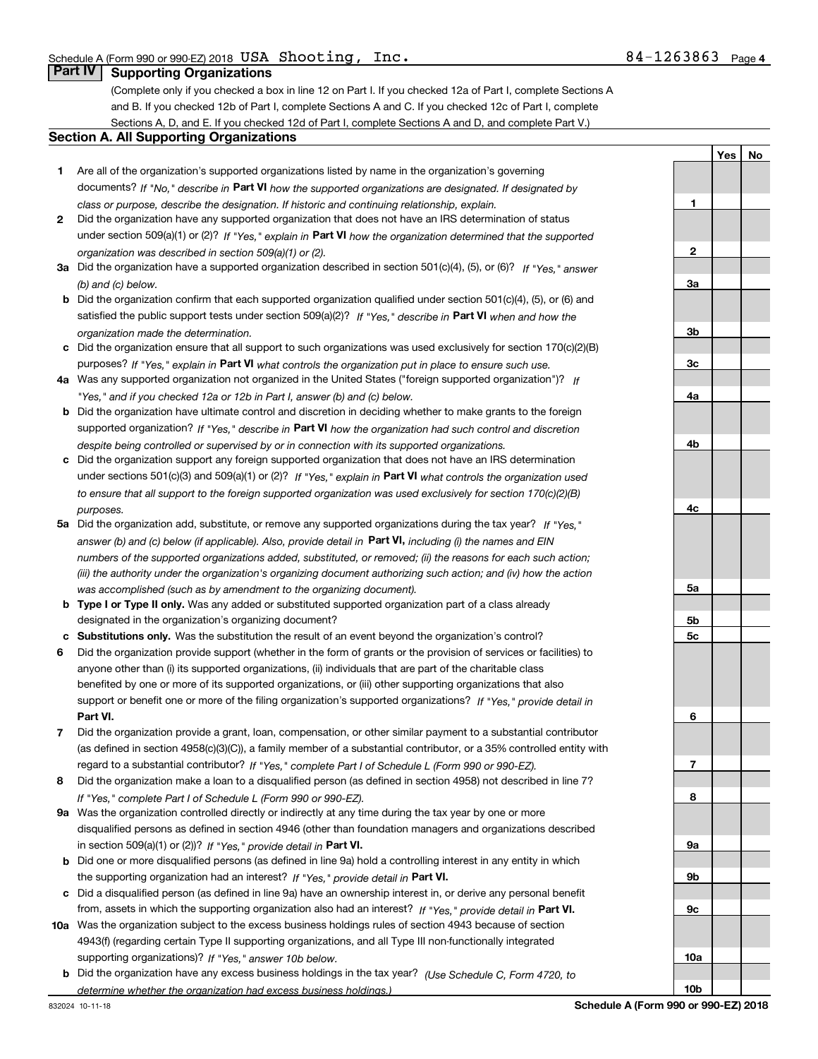Schedule A (Form 990 or 990-EZ) 2018 USA Shooting, Inc. 84-1263863 Page 4

## Part IV Supporting Organizations

(Complete only if you checked a box in line 12 on Part I. If you checked 12a of Part I, complete Sections A and B. If you checked 12b of Part I, complete Sections A and C. If you checked 12c of Part I, complete Sections A, D, and E. If you checked 12d of Part I, complete Sections A and D, and complete Part V.)

### Section A. All Supporting Organizations

| | | | Yes | No |
|---|---|---|---|---|
| **1** | Are all of the organization's supported organizations listed by name in the organization's governing documents? *If "No," describe in* **Part VI** *how the supported organizations are designated. If designated by class or purpose, describe the designation. If historic and continuing relationship, explain.* | **1** | | |
| **2** | Did the organization have any supported organization that does not have an IRS determination of status under section 509(a)(1) or (2)? *If "Yes," explain in* **Part VI** *how the organization determined that the supported organization was described in section 509(a)(1) or (2).* | **2** | | |
| **3a** | Did the organization have a supported organization described in section 501(c)(4), (5), or (6)? *If "Yes," answer (b) and (c) below.* | **3a** | | |
| **b** | Did the organization confirm that each supported organization qualified under section 501(c)(4), (5), or (6) and satisfied the public support tests under section 509(a)(2)? *If "Yes," describe in* **Part VI** *when and how the organization made the determination.* | **3b** | | |
| **c** | Did the organization ensure that all support to such organizations was used exclusively for section 170(c)(2)(B) purposes? *If "Yes," explain in* **Part VI** *what controls the organization put in place to ensure such use.* | **3c** | | |
| **4a** | Was any supported organization not organized in the United States ("foreign supported organization")? *If "Yes," and if you checked 12a or 12b in Part I, answer (b) and (c) below.* | **4a** | | |
| **b** | Did the organization have ultimate control and discretion in deciding whether to make grants to the foreign supported organization? *If "Yes," describe in* **Part VI** *how the organization had such control and discretion despite being controlled or supervised by or in connection with its supported organizations.* | **4b** | | |
| **c** | Did the organization support any foreign supported organization that does not have an IRS determination under sections 501(c)(3) and 509(a)(1) or (2)? *If "Yes," explain in* **Part VI** *what controls the organization used to ensure that all support to the foreign supported organization was used exclusively for section 170(c)(2)(B) purposes.* | **4c** | | |
| **5a** | Did the organization add, substitute, or remove any supported organizations during the tax year? *If "Yes," answer (b) and (c) below (if applicable). Also, provide detail in* **Part VI,** *including (i) the names and EIN numbers of the supported organizations added, substituted, or removed; (ii) the reasons for each such action; (iii) the authority under the organization's organizing document authorizing such action; and (iv) how the action was accomplished (such as by amendment to the organizing document).* | **5a** | | |
| **b** | **Type I or Type II only.** Was any added or substituted supported organization part of a class already designated in the organization's organizing document? | **5b** | | |
| **c** | **Substitutions only.** Was the substitution the result of an event beyond the organization's control? | **5c** | | |
| **6** | Did the organization provide support (whether in the form of grants or the provision of services or facilities) to anyone other than (i) its supported organizations, (ii) individuals that are part of the charitable class benefited by one or more of its supported organizations, or (iii) other supporting organizations that also support or benefit one or more of the filing organization's supported organizations? *If "Yes," provide detail in* **Part VI.** | **6** | | |
| **7** | Did the organization provide a grant, loan, compensation, or other similar payment to a substantial contributor (as defined in section 4958(c)(3)(C)), a family member of a substantial contributor, or a 35% controlled entity with regard to a substantial contributor? *If "Yes," complete Part I of Schedule L (Form 990 or 990-EZ).* | **7** | | |
| **8** | Did the organization make a loan to a disqualified person (as defined in section 4958) not described in line 7? *If "Yes," complete Part I of Schedule L (Form 990 or 990-EZ).* | **8** | | |
| **9a** | Was the organization controlled directly or indirectly at any time during the tax year by one or more disqualified persons as defined in section 4946 (other than foundation managers and organizations described in section 509(a)(1) or (2))? *If "Yes," provide detail in* **Part VI.** | **9a** | | |
| **b** | Did one or more disqualified persons (as defined in line 9a) hold a controlling interest in any entity in which the supporting organization had an interest? *If "Yes," provide detail in* **Part VI.** | **9b** | | |
| **c** | Did a disqualified person (as defined in line 9a) have an ownership interest in, or derive any personal benefit from, assets in which the supporting organization also had an interest? *If "Yes," provide detail in* **Part VI.** | **9c** | | |
| **10a** | Was the organization subject to the excess business holdings rules of section 4943 because of section 4943(f) (regarding certain Type II supporting organizations, and all Type III non-functionally integrated supporting organizations)? *If "Yes," answer 10b below.* | **10a** | | |
| **b** | Did the organization have any excess business holdings in the tax year? *(Use Schedule C, Form 4720, to determine whether the organization had excess business holdings.)* | **10b** | | |

832024 10-11-18 **Schedule A (Form 990 or 990-EZ) 2018**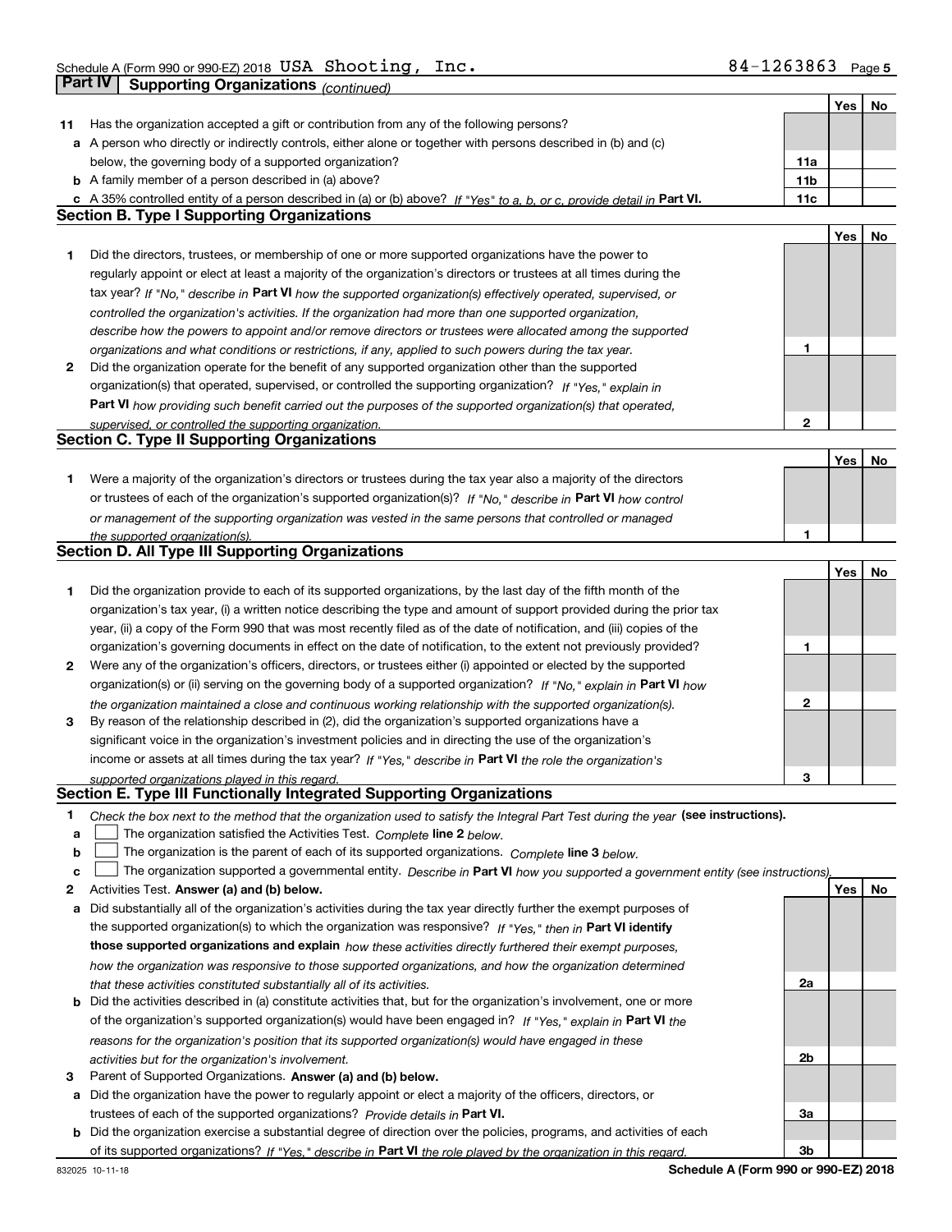Schedule A (Form 990 or 990-EZ) 2018 USA Shooting, Inc. 84-1263863 Page 5

**Part IV | Supporting Organizations** *(continued)*

| | | | Yes | No |
|---|---|---|---|---|
| **11** | Has the organization accepted a gift or contribution from any of the following persons? | | | |
| **a** | A person who directly or indirectly controls, either alone or together with persons described in (b) and (c) below, the governing body of a supported organization? | **11a** | | |
| **b** | A family member of a person described in (a) above? | **11b** | | |
| **c** | A 35% controlled entity of a person described in (a) or (b) above? *If "Yes" to a, b, or c, provide detail in* **Part VI.** | **11c** | | |

**Section B. Type I Supporting Organizations**

| | | | Yes | No |
|---|---|---|---|---|
| **1** | Did the directors, trustees, or membership of one or more supported organizations have the power to regularly appoint or elect at least a majority of the organization's directors or trustees at all times during the tax year? *If "No," describe in* **Part VI** *how the supported organization(s) effectively operated, supervised, or controlled the organization's activities. If the organization had more than one supported organization, describe how the powers to appoint and/or remove directors or trustees were allocated among the supported organizations and what conditions or restrictions, if any, applied to such powers during the tax year.* | **1** | | |
| **2** | Did the organization operate for the benefit of any supported organization other than the supported organization(s) that operated, supervised, or controlled the supporting organization? *If "Yes," explain in* **Part VI** *how providing such benefit carried out the purposes of the supported organization(s) that operated, supervised, or controlled the supporting organization.* | **2** | | |

**Section C. Type II Supporting Organizations**

| | | | Yes | No |
|---|---|---|---|---|
| **1** | Were a majority of the organization's directors or trustees during the tax year also a majority of the directors or trustees of each of the organization's supported organization(s)? *If "No," describe in* **Part VI** *how control or management of the supporting organization was vested in the same persons that controlled or managed the supported organization(s).* | **1** | | |

**Section D. All Type III Supporting Organizations**

| | | | Yes | No |
|---|---|---|---|---|
| **1** | Did the organization provide to each of its supported organizations, by the last day of the fifth month of the organization's tax year, (i) a written notice describing the type and amount of support provided during the prior tax year, (ii) a copy of the Form 990 that was most recently filed as of the date of notification, and (iii) copies of the organization's governing documents in effect on the date of notification, to the extent not previously provided? | **1** | | |
| **2** | Were any of the organization's officers, directors, or trustees either (i) appointed or elected by the supported organization(s) or (ii) serving on the governing body of a supported organization? *If "No," explain in* **Part VI** *how the organization maintained a close and continuous working relationship with the supported organization(s).* | **2** | | |
| **3** | By reason of the relationship described in (2), did the organization's supported organizations have a significant voice in the organization's investment policies and in directing the use of the organization's income or assets at all times during the tax year? *If "Yes," describe in* **Part VI** *the role the organization's supported organizations played in this regard.* | **3** | | |

**Section E. Type III Functionally Integrated Supporting Organizations**

**1** *Check the box next to the method that the organization used to satisfy the Integral Part Test during the year* **(see instructions).**

**a** ☐ The organization satisfied the Activities Test. *Complete* **line 2** *below.*

**b** ☐ The organization is the parent of each of its supported organizations. *Complete* **line 3** *below.*

**c** ☐ The organization supported a governmental entity. *Describe in* **Part VI** *how you supported a government entity (see instructions).*

| | | | Yes | No |
|---|---|---|---|---|
| **2** | Activities Test. **Answer (a) and (b) below.** | | | |
| **a** | Did substantially all of the organization's activities during the tax year directly further the exempt purposes of the supported organization(s) to which the organization was responsive? *If "Yes," then in* **Part VI identify those supported organizations and explain** *how these activities directly furthered their exempt purposes, how the organization was responsive to those supported organizations, and how the organization determined that these activities constituted substantially all of its activities.* | **2a** | | |
| **b** | Did the activities described in (a) constitute activities that, but for the organization's involvement, one or more of the organization's supported organization(s) would have been engaged in? *If "Yes," explain in* **Part VI** *the reasons for the organization's position that its supported organization(s) would have engaged in these activities but for the organization's involvement.* | **2b** | | |
| **3** | Parent of Supported Organizations. **Answer (a) and (b) below.** | | | |
| **a** | Did the organization have the power to regularly appoint or elect a majority of the officers, directors, or trustees of each of the supported organizations? *Provide details in* **Part VI.** | **3a** | | |
| **b** | Did the organization exercise a substantial degree of direction over the policies, programs, and activities of each of its supported organizations? *If "Yes," describe in* **Part VI** *the role played by the organization in this regard.* | **3b** | | |

832025 10-11-18 **Schedule A (Form 990 or 990-EZ) 2018**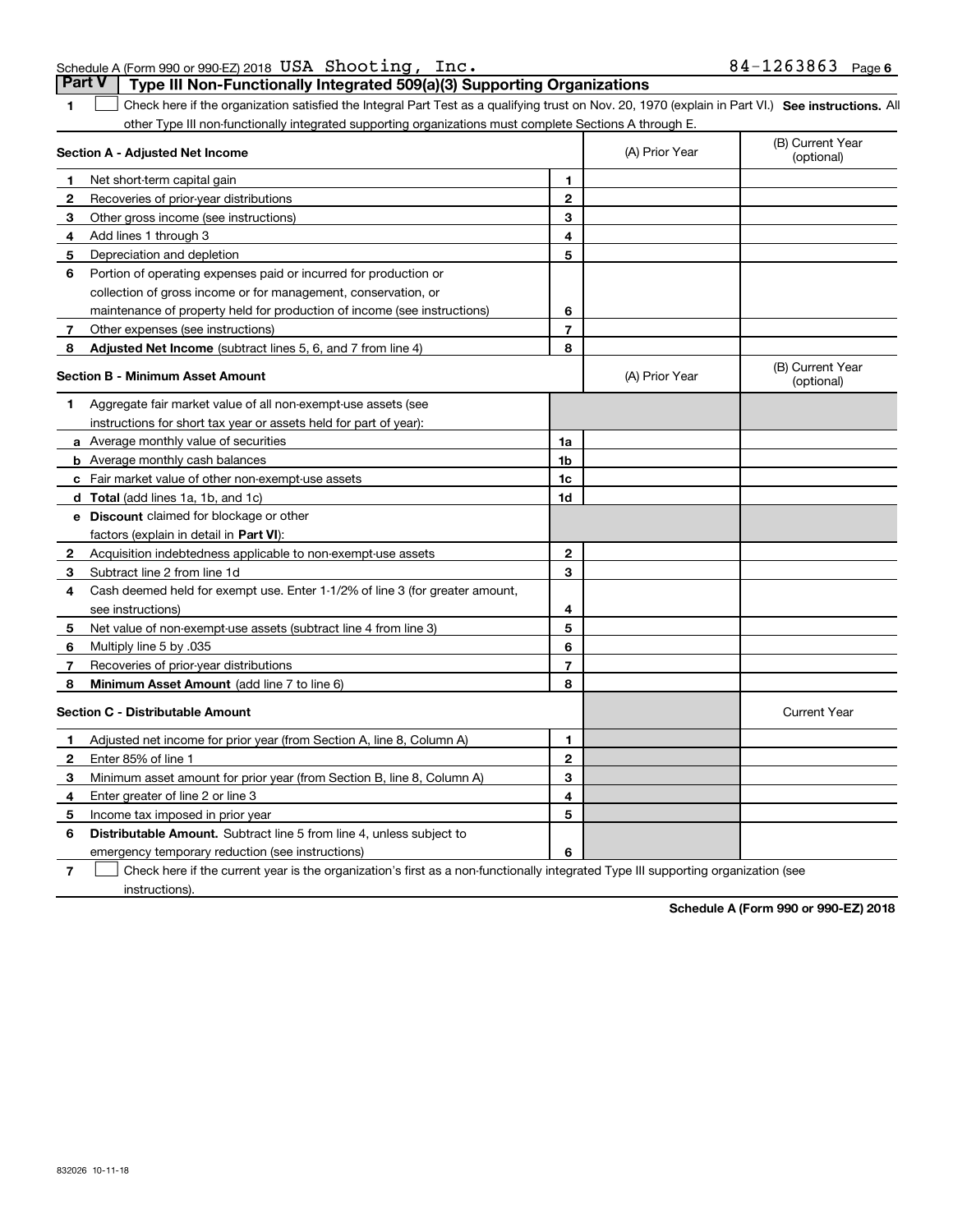Schedule A (Form 990 or 990-EZ) 2018 USA Shooting, Inc. 84-1263863 Page 6

## Part V Type III Non-Functionally Integrated 509(a)(3) Supporting Organizations

1 ☐ Check here if the organization satisfied the Integral Part Test as a qualifying trust on Nov. 20, 1970 (explain in Part VI.) **See instructions.** All other Type III non-functionally integrated supporting organizations must complete Sections A through E.

| **Section A - Adjusted Net Income** | | | (A) Prior Year | (B) Current Year (optional) |
|---|---|---|---|---|
| 1 | Net short-term capital gain | 1 | | |
| 2 | Recoveries of prior-year distributions | 2 | | |
| 3 | Other gross income (see instructions) | 3 | | |
| 4 | Add lines 1 through 3 | 4 | | |
| 5 | Depreciation and depletion | 5 | | |
| 6 | Portion of operating expenses paid or incurred for production or collection of gross income or for management, conservation, or maintenance of property held for production of income (see instructions) | 6 | | |
| 7 | Other expenses (see instructions) | 7 | | |
| 8 | **Adjusted Net Income** (subtract lines 5, 6, and 7 from line 4) | 8 | | |

| **Section B - Minimum Asset Amount** | | | (A) Prior Year | (B) Current Year (optional) |
|---|---|---|---|---|
| 1 | Aggregate fair market value of all non-exempt-use assets (see instructions for short tax year or assets held for part of year): | | | |
| a | Average monthly value of securities | 1a | | |
| b | Average monthly cash balances | 1b | | |
| c | Fair market value of other non-exempt-use assets | 1c | | |
| d | **Total** (add lines 1a, 1b, and 1c) | 1d | | |
| e | **Discount** claimed for blockage or other factors (explain in detail in **Part VI**): | | | |
| 2 | Acquisition indebtedness applicable to non-exempt-use assets | 2 | | |
| 3 | Subtract line 2 from line 1d | 3 | | |
| 4 | Cash deemed held for exempt use. Enter 1-1/2% of line 3 (for greater amount, see instructions) | 4 | | |
| 5 | Net value of non-exempt-use assets (subtract line 4 from line 3) | 5 | | |
| 6 | Multiply line 5 by .035 | 6 | | |
| 7 | Recoveries of prior-year distributions | 7 | | |
| 8 | **Minimum Asset Amount** (add line 7 to line 6) | 8 | | |

| **Section C - Distributable Amount** | | | | Current Year |
|---|---|---|---|---|
| 1 | Adjusted net income for prior year (from Section A, line 8, Column A) | 1 | | |
| 2 | Enter 85% of line 1 | 2 | | |
| 3 | Minimum asset amount for prior year (from Section B, line 8, Column A) | 3 | | |
| 4 | Enter greater of line 2 or line 3 | 4 | | |
| 5 | Income tax imposed in prior year | 5 | | |
| 6 | **Distributable Amount.** Subtract line 5 from line 4, unless subject to emergency temporary reduction (see instructions) | 6 | | |

7 ☐ Check here if the current year is the organization's first as a non-functionally integrated Type III supporting organization (see instructions).

**Schedule A (Form 990 or 990-EZ) 2018**

832026 10-11-18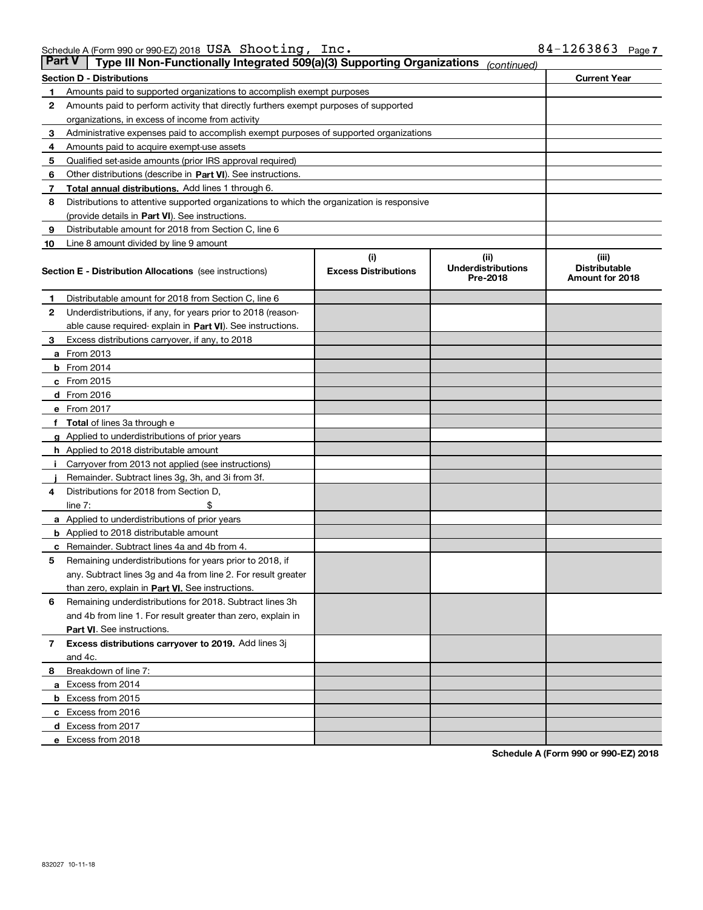Schedule A (Form 990 or 990-EZ) 2018 USA Shooting, Inc. 84-1263863 Page 7

## Part V — Type III Non-Functionally Integrated 509(a)(3) Supporting Organizations *(continued)*

| Section D - Distributions | | Current Year |
|---|---|---|
| 1 | Amounts paid to supported organizations to accomplish exempt purposes | |
| 2 | Amounts paid to perform activity that directly furthers exempt purposes of supported organizations, in excess of income from activity | |
| 3 | Administrative expenses paid to accomplish exempt purposes of supported organizations | |
| 4 | Amounts paid to acquire exempt-use assets | |
| 5 | Qualified set-aside amounts (prior IRS approval required) | |
| 6 | Other distributions (describe in **Part VI**). See instructions. | |
| 7 | **Total annual distributions.** Add lines 1 through 6. | |
| 8 | Distributions to attentive supported organizations to which the organization is responsive (provide details in **Part VI**). See instructions. | |
| 9 | Distributable amount for 2018 from Section C, line 6 | |
| 10 | Line 8 amount divided by line 9 amount | |

| Section E - Distribution Allocations (see instructions) | (i) Excess Distributions | (ii) Underdistributions Pre-2018 | (iii) Distributable Amount for 2018 |
|---|---|---|---|
| 1 Distributable amount for 2018 from Section C, line 6 | | | |
| 2 Underdistributions, if any, for years prior to 2018 (reasonable cause required- explain in **Part VI**). See instructions. | | | |
| 3 Excess distributions carryover, if any, to 2018 | | | |
| a From 2013 | | | |
| b From 2014 | | | |
| c From 2015 | | | |
| d From 2016 | | | |
| e From 2017 | | | |
| f **Total** of lines 3a through e | | | |
| g Applied to underdistributions of prior years | | | |
| h Applied to 2018 distributable amount | | | |
| i Carryover from 2013 not applied (see instructions) | | | |
| j Remainder. Subtract lines 3g, 3h, and 3i from 3f. | | | |
| 4 Distributions for 2018 from Section D, line 7: $ | | | |
| a Applied to underdistributions of prior years | | | |
| b Applied to 2018 distributable amount | | | |
| c Remainder. Subtract lines 4a and 4b from 4. | | | |
| 5 Remaining underdistributions for years prior to 2018, if any. Subtract lines 3g and 4a from line 2. For result greater than zero, explain in **Part VI.** See instructions. | | | |
| 6 Remaining underdistributions for 2018. Subtract lines 3h and 4b from line 1. For result greater than zero, explain in **Part VI**. See instructions. | | | |
| 7 **Excess distributions carryover to 2019.** Add lines 3j and 4c. | | | |
| 8 Breakdown of line 7: | | | |
| a Excess from 2014 | | | |
| b Excess from 2015 | | | |
| c Excess from 2016 | | | |
| d Excess from 2017 | | | |
| e Excess from 2018 | | | |

**Schedule A (Form 990 or 990-EZ) 2018**

832027 10-11-18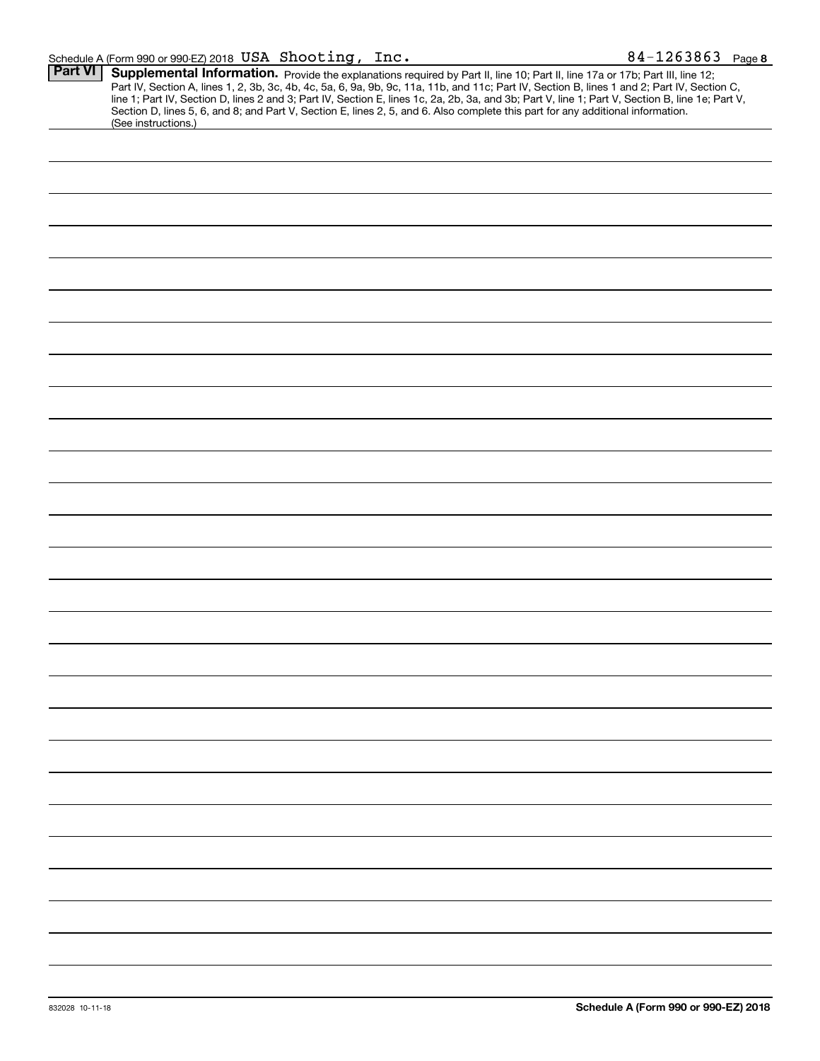Schedule A (Form 990 or 990-EZ) 2018 USA Shooting, Inc. 84-1263863 Page 8

**Part VI** **Supplemental Information.** Provide the explanations required by Part II, line 10; Part II, line 17a or 17b; Part III, line 12; Part IV, Section A, lines 1, 2, 3b, 3c, 4b, 4c, 5a, 6, 9a, 9b, 9c, 11a, 11b, and 11c; Part IV, Section B, lines 1 and 2; Part IV, Section C, line 1; Part IV, Section D, lines 2 and 3; Part IV, Section E, lines 1c, 2a, 2b, 3a, and 3b; Part V, line 1; Part V, Section B, line 1e; Part V, Section D, lines 5, 6, and 8; and Part V, Section E, lines 2, 5, and 6. Also complete this part for any additional information. (See instructions.)

832028 10-11-18

**Schedule A (Form 990 or 990-EZ) 2018**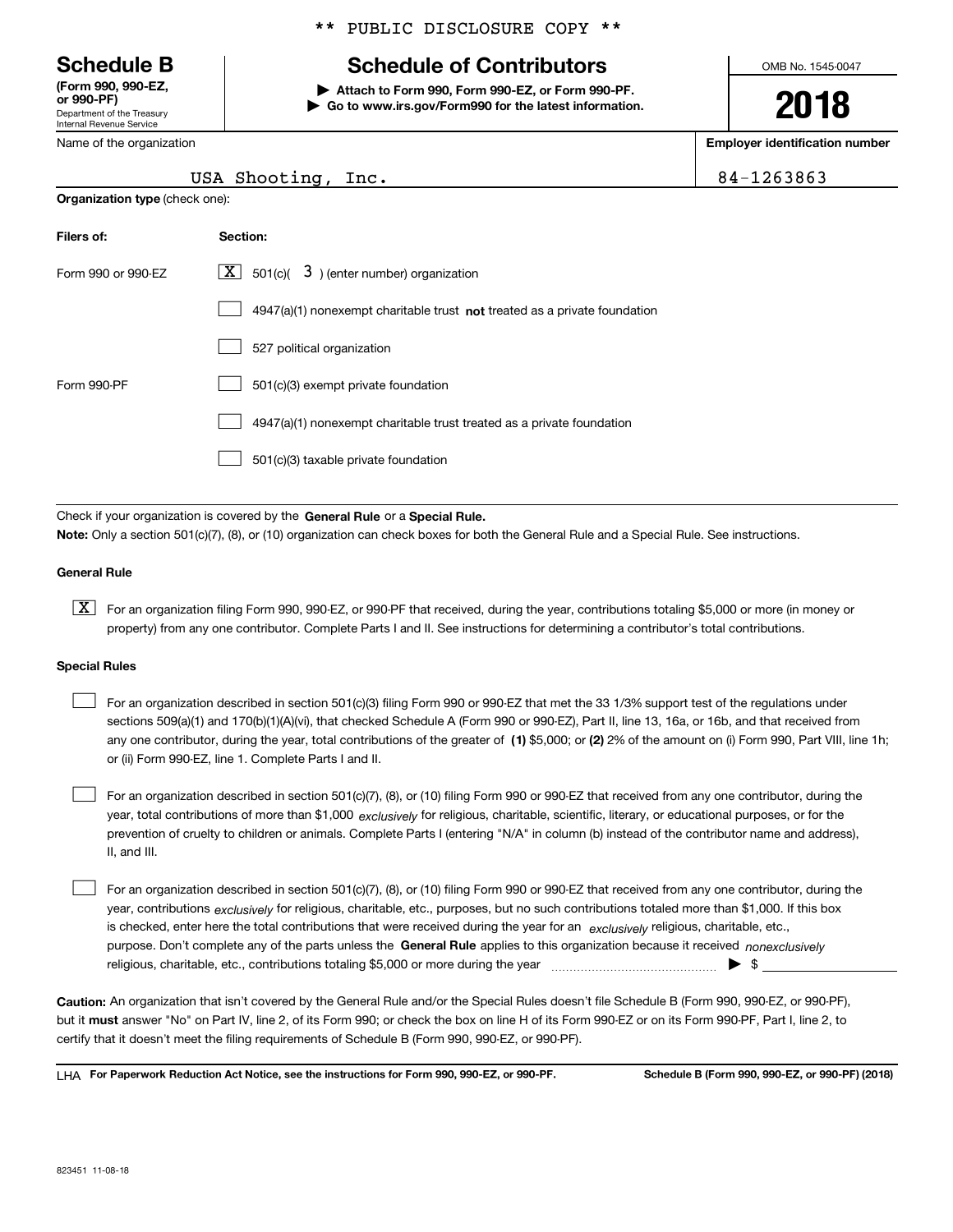** PUBLIC DISCLOSURE COPY **

# Schedule B
**(Form 990, 990-EZ, or 990-PF)**
Department of the Treasury
Internal Revenue Service

## Schedule of Contributors

▶ **Attach to Form 990, Form 990-EZ, or Form 990-PF.**
▶ **Go to www.irs.gov/Form990 for the latest information.**

OMB No. 1545-0047

**2018**

| Name of the organization | Employer identification number |
|---|---|
| USA Shooting, Inc. | 84-1263863 |

**Organization type** (check one):

| Filers of: | Section: |
|---|---|
| Form 990 or 990-EZ | [X] 501(c)( 3 ) (enter number) organization |
| | [ ] 4947(a)(1) nonexempt charitable trust **not** treated as a private foundation |
| | [ ] 527 political organization |
| Form 990-PF | [ ] 501(c)(3) exempt private foundation |
| | [ ] 4947(a)(1) nonexempt charitable trust treated as a private foundation |
| | [ ] 501(c)(3) taxable private foundation |

Check if your organization is covered by the **General Rule** or a **Special Rule.**

**Note:** Only a section 501(c)(7), (8), or (10) organization can check boxes for both the General Rule and a Special Rule. See instructions.

**General Rule**

[X] For an organization filing Form 990, 990-EZ, or 990-PF that received, during the year, contributions totaling $5,000 or more (in money or property) from any one contributor. Complete Parts I and II. See instructions for determining a contributor's total contributions.

**Special Rules**

[ ] For an organization described in section 501(c)(3) filing Form 990 or 990-EZ that met the 33 1/3% support test of the regulations under sections 509(a)(1) and 170(b)(1)(A)(vi), that checked Schedule A (Form 990 or 990-EZ), Part II, line 13, 16a, or 16b, and that received from any one contributor, during the year, total contributions of the greater of **(1)** $5,000; or **(2)** 2% of the amount on (i) Form 990, Part VIII, line 1h; or (ii) Form 990-EZ, line 1. Complete Parts I and II.

[ ] For an organization described in section 501(c)(7), (8), or (10) filing Form 990 or 990-EZ that received from any one contributor, during the year, total contributions of more than $1,000 *exclusively* for religious, charitable, scientific, literary, or educational purposes, or for the prevention of cruelty to children or animals. Complete Parts I (entering "N/A" in column (b) instead of the contributor name and address), II, and III.

[ ] For an organization described in section 501(c)(7), (8), or (10) filing Form 990 or 990-EZ that received from any one contributor, during the year, contributions *exclusively* for religious, charitable, etc., purposes, but no such contributions totaled more than $1,000. If this box is checked, enter here the total contributions that were received during the year for an *exclusively* religious, charitable, etc., purpose. Don't complete any of the parts unless the **General Rule** applies to this organization because it received *nonexclusively* religious, charitable, etc., contributions totaling $5,000 or more during the year ▶ $

**Caution:** An organization that isn't covered by the General Rule and/or the Special Rules doesn't file Schedule B (Form 990, 990-EZ, or 990-PF), but it **must** answer "No" on Part IV, line 2, of its Form 990; or check the box on line H of its Form 990-EZ or on its Form 990-PF, Part I, line 2, to certify that it doesn't meet the filing requirements of Schedule B (Form 990, 990-EZ, or 990-PF).

LHA **For Paperwork Reduction Act Notice, see the instructions for Form 990, 990-EZ, or 990-PF.** **Schedule B (Form 990, 990-EZ, or 990-PF) (2018)**

823451 11-08-18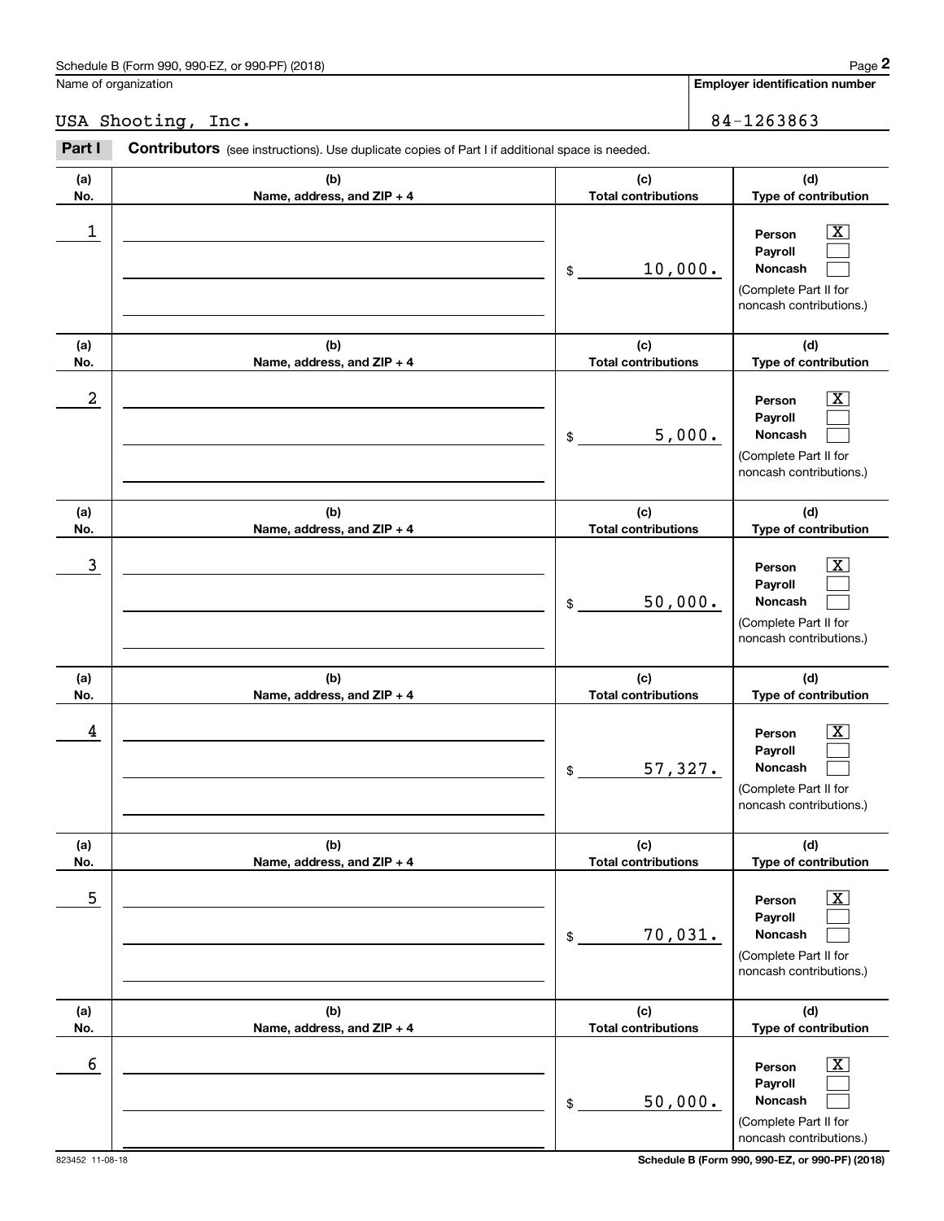Name of organization

USA Shooting, Inc.

**Employer identification number**

84-1263863

**Part I** **Contributors** (see instructions). Use duplicate copies of Part I if additional space is needed.

| (a) No. | (b) Name, address, and ZIP + 4 | (c) Total contributions | (d) Type of contribution |
|---|---|---|---|
| 1 | | $ 10,000. | Person [X] Payroll [ ] Noncash [ ] (Complete Part II for noncash contributions.) |
| 2 | | $ 5,000. | Person [X] Payroll [ ] Noncash [ ] (Complete Part II for noncash contributions.) |
| 3 | | $ 50,000. | Person [X] Payroll [ ] Noncash [ ] (Complete Part II for noncash contributions.) |
| 4 | | $ 57,327. | Person [X] Payroll [ ] Noncash [ ] (Complete Part II for noncash contributions.) |
| 5 | | $ 70,031. | Person [X] Payroll [ ] Noncash [ ] (Complete Part II for noncash contributions.) |
| 6 | | $ 50,000. | Person [X] Payroll [ ] Noncash [ ] (Complete Part II for noncash contributions.) |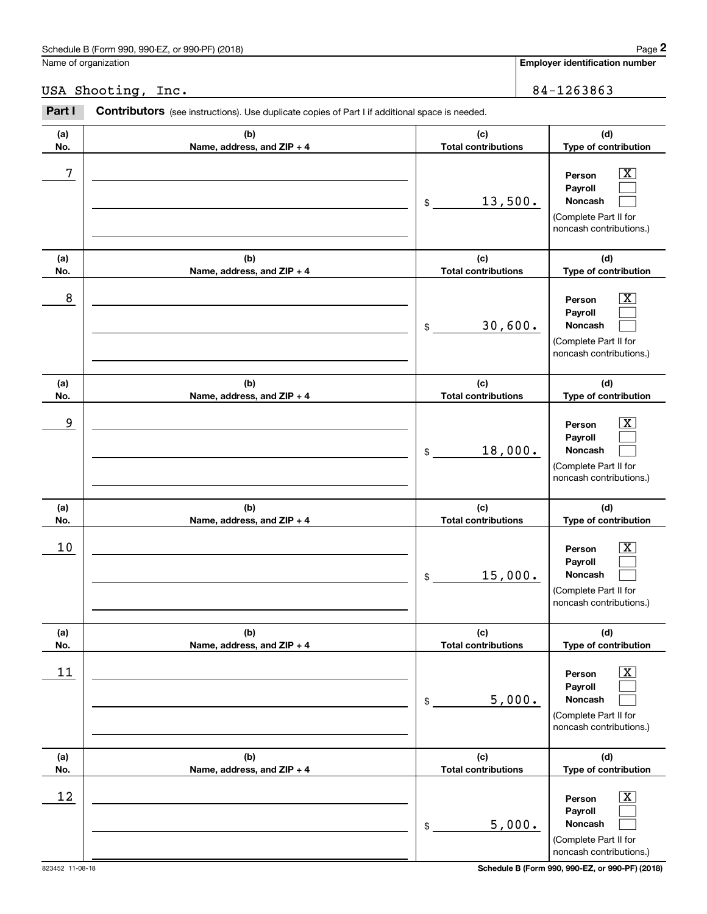Schedule B (Form 990, 990-EZ, or 990-PF) (2018)

Name of organization: USA Shooting, Inc.

Employer identification number: 84-1263863

**Part I** **Contributors** (see instructions). Use duplicate copies of Part I if additional space is needed.

| (a) No. | (b) Name, address, and ZIP + 4 | (c) Total contributions | (d) Type of contribution |
|---|---|---|---|
| 7 | | $ 13,500. | Person [X] Payroll [ ] Noncash [ ] (Complete Part II for noncash contributions.) |
| 8 | | $ 30,600. | Person [X] Payroll [ ] Noncash [ ] (Complete Part II for noncash contributions.) |
| 9 | | $ 18,000. | Person [X] Payroll [ ] Noncash [ ] (Complete Part II for noncash contributions.) |
| 10 | | $ 15,000. | Person [X] Payroll [ ] Noncash [ ] (Complete Part II for noncash contributions.) |
| 11 | | $ 5,000. | Person [X] Payroll [ ] Noncash [ ] (Complete Part II for noncash contributions.) |
| 12 | | $ 5,000. | Person [X] Payroll [ ] Noncash [ ] (Complete Part II for noncash contributions.) |

823452 11-08-18

Schedule B (Form 990, 990-EZ, or 990-PF) (2018)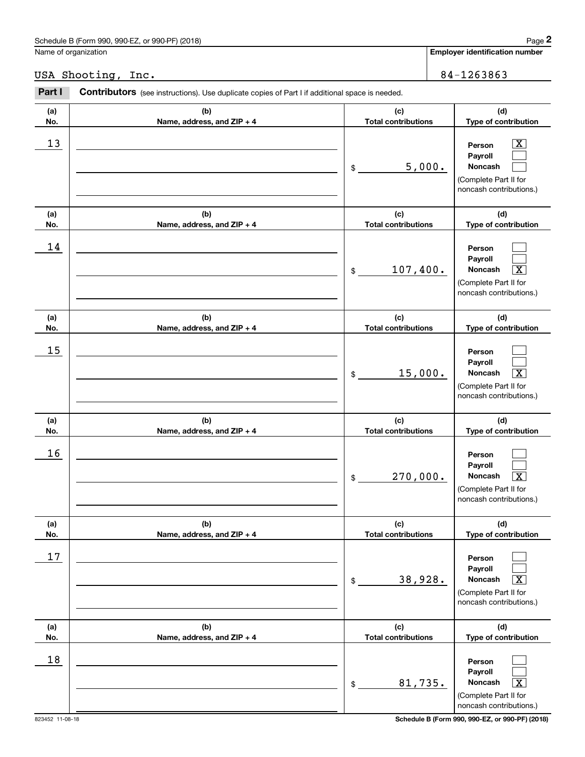Schedule B (Form 990, 990-EZ, or 990-PF) (2018)

Name of organization: USA Shooting, Inc.

Employer identification number: 84-1263863

**Part I** **Contributors** (see instructions). Use duplicate copies of Part I if additional space is needed.

| (a) No. | (b) Name, address, and ZIP + 4 | (c) Total contributions | (d) Type of contribution |
|---|---|---|---|
| 13 | | $ 5,000. | Person [X] Payroll [ ] Noncash [ ] (Complete Part II for noncash contributions.) |
| 14 | | $ 107,400. | Person [ ] Payroll [ ] Noncash [X] (Complete Part II for noncash contributions.) |
| 15 | | $ 15,000. | Person [ ] Payroll [ ] Noncash [X] (Complete Part II for noncash contributions.) |
| 16 | | $ 270,000. | Person [ ] Payroll [ ] Noncash [X] (Complete Part II for noncash contributions.) |
| 17 | | $ 38,928. | Person [ ] Payroll [ ] Noncash [X] (Complete Part II for noncash contributions.) |
| 18 | | $ 81,735. | Person [ ] Payroll [ ] Noncash [X] (Complete Part II for noncash contributions.) |

823452 11-08-18

Schedule B (Form 990, 990-EZ, or 990-PF) (2018)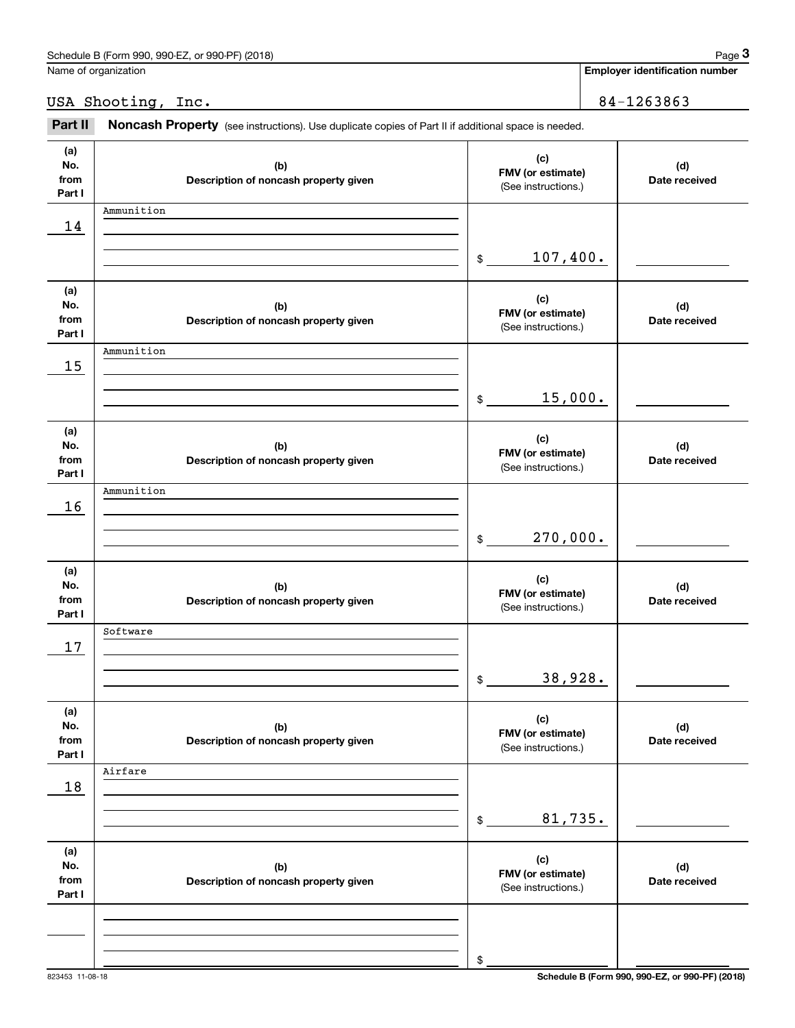Name of organization

USA Shooting, Inc.

**Employer identification number**

84-1263863

**Part II** **Noncash Property** (see instructions). Use duplicate copies of Part II if additional space is needed.

| (a) No. from Part I | (b) Description of noncash property given | (c) FMV (or estimate) (See instructions.) | (d) Date received |
|---|---|---|---|
| 14 | Ammunition | $ 107,400. | |
| 15 | Ammunition | $ 15,000. | |
| 16 | Ammunition | $ 270,000. | |
| 17 | Software | $ 38,928. | |
| 18 | Airfare | $ 81,735. | |
| | | $ | |

823453 11-08-18

**Schedule B (Form 990, 990-EZ, or 990-PF) (2018)**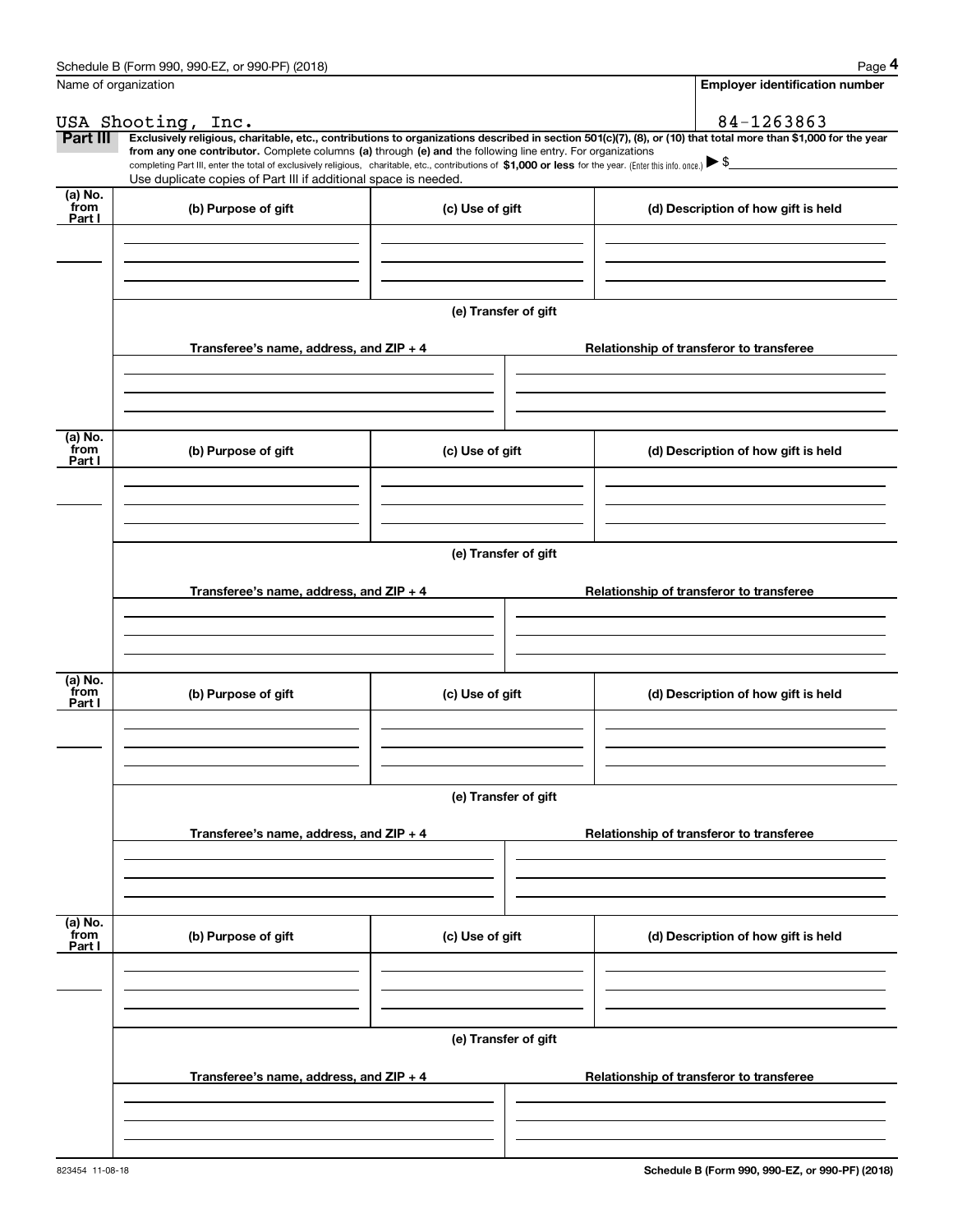Name of organization

USA Shooting, Inc.

**Employer identification number**

84-1263863

**Part III** **Exclusively religious, charitable, etc., contributions to organizations described in section 501(c)(7), (8), or (10) that total more than $1,000 for the year from any one contributor.** Complete columns **(a)** through **(e) and** the following line entry. For organizations completing Part III, enter the total of exclusively religious, charitable, etc., contributions of **$1,000 or less** for the year. (Enter this info. once.) ▶ $

Use duplicate copies of Part III if additional space is needed.

| (a) No. from Part I | (b) Purpose of gift | (c) Use of gift | (d) Description of how gift is held |
|---|---|---|---|
| | | | |

**(e) Transfer of gift**

| Transferee's name, address, and ZIP + 4 | Relationship of transferor to transferee |
|---|---|
| | |

| (a) No. from Part I | (b) Purpose of gift | (c) Use of gift | (d) Description of how gift is held |
|---|---|---|---|
| | | | |

**(e) Transfer of gift**

| Transferee's name, address, and ZIP + 4 | Relationship of transferor to transferee |
|---|---|
| | |

| (a) No. from Part I | (b) Purpose of gift | (c) Use of gift | (d) Description of how gift is held |
|---|---|---|---|
| | | | |

**(e) Transfer of gift**

| Transferee's name, address, and ZIP + 4 | Relationship of transferor to transferee |
|---|---|
| | |

| (a) No. from Part I | (b) Purpose of gift | (c) Use of gift | (d) Description of how gift is held |
|---|---|---|---|
| | | | |

**(e) Transfer of gift**

| Transferee's name, address, and ZIP + 4 | Relationship of transferor to transferee |
|---|---|
| | |

823454 11-08-18

**Schedule B (Form 990, 990-EZ, or 990-PF) (2018)**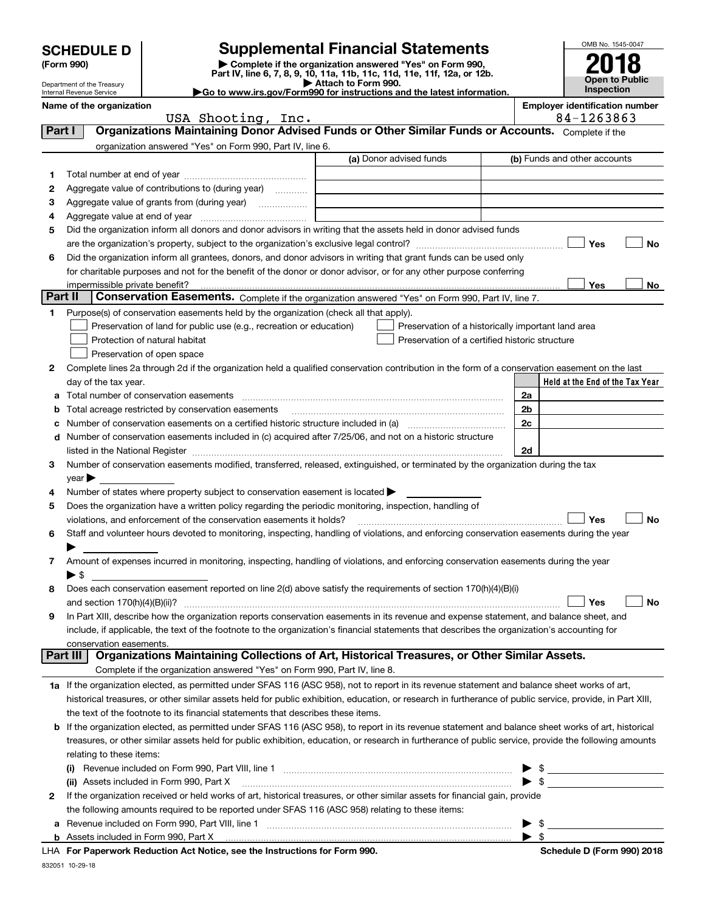# SCHEDULE D (Form 990)

Department of the Treasury
Internal Revenue Service

## Supplemental Financial Statements

▶ Complete if the organization answered "Yes" on Form 990, Part IV, line 6, 7, 8, 9, 10, 11a, 11b, 11c, 11d, 11e, 11f, 12a, or 12b.
▶ Attach to Form 990.
▶Go to www.irs.gov/Form990 for instructions and the latest information.

OMB No. 1545-0047

**2018**

**Open to Public Inspection**

**Name of the organization:** USA Shooting, Inc.

**Employer identification number:** 84-1263863

### Part I — Organizations Maintaining Donor Advised Funds or Other Similar Funds or Accounts. Complete if the organization answered "Yes" on Form 990, Part IV, line 6.

| | | (a) Donor advised funds | (b) Funds and other accounts |
|---|---|---|---|
| 1 | Total number at end of year | | |
| 2 | Aggregate value of contributions to (during year) | | |
| 3 | Aggregate value of grants from (during year) | | |
| 4 | Aggregate value at end of year | | |

5 Did the organization inform all donors and donor advisors in writing that the assets held in donor advised funds are the organization's property, subject to the organization's exclusive legal control? ☐ Yes ☐ No

6 Did the organization inform all grantees, donors, and donor advisors in writing that grant funds can be used only for charitable purposes and not for the benefit of the donor or donor advisor, or for any other purpose conferring impermissible private benefit? ☐ Yes ☐ No

### Part II — Conservation Easements. Complete if the organization answered "Yes" on Form 990, Part IV, line 7.

1 Purpose(s) of conservation easements held by the organization (check all that apply).

- ☐ Preservation of land for public use (e.g., recreation or education)
- ☐ Preservation of a historically important land area
- ☐ Protection of natural habitat
- ☐ Preservation of a certified historic structure
- ☐ Preservation of open space

2 Complete lines 2a through 2d if the organization held a qualified conservation contribution in the form of a conservation easement on the last day of the tax year.

| | | | Held at the End of the Tax Year |
|---|---|---|---|
| a | Total number of conservation easements | 2a | |
| b | Total acreage restricted by conservation easements | 2b | |
| c | Number of conservation easements on a certified historic structure included in (a) | 2c | |
| d | Number of conservation easements included in (c) acquired after 7/25/06, and not on a historic structure listed in the National Register | 2d | |

3 Number of conservation easements modified, transferred, released, extinguished, or terminated by the organization during the tax year ▶

4 Number of states where property subject to conservation easement is located ▶

5 Does the organization have a written policy regarding the periodic monitoring, inspection, handling of violations, and enforcement of the conservation easements it holds? ☐ Yes ☐ No

6 Staff and volunteer hours devoted to monitoring, inspecting, handling of violations, and enforcing conservation easements during the year ▶

7 Amount of expenses incurred in monitoring, inspecting, handling of violations, and enforcing conservation easements during the year ▶ $

8 Does each conservation easement reported on line 2(d) above satisfy the requirements of section 170(h)(4)(B)(i) and section 170(h)(4)(B)(ii)? ☐ Yes ☐ No

9 In Part XIII, describe how the organization reports conservation easements in its revenue and expense statement, and balance sheet, and include, if applicable, the text of the footnote to the organization's financial statements that describes the organization's accounting for conservation easements.

### Part III — Organizations Maintaining Collections of Art, Historical Treasures, or Other Similar Assets. Complete if the organization answered "Yes" on Form 990, Part IV, line 8.

1a If the organization elected, as permitted under SFAS 116 (ASC 958), not to report in its revenue statement and balance sheet works of art, historical treasures, or other similar assets held for public exhibition, education, or research in furtherance of public service, provide, in Part XIII, the text of the footnote to its financial statements that describes these items.

b If the organization elected, as permitted under SFAS 116 (ASC 958), to report in its revenue statement and balance sheet works of art, historical treasures, or other similar assets held for public exhibition, education, or research in furtherance of public service, provide the following amounts relating to these items:

(i) Revenue included on Form 990, Part VIII, line 1 ▶ $

(ii) Assets included in Form 990, Part X ▶ $

2 If the organization received or held works of art, historical treasures, or other similar assets for financial gain, provide the following amounts required to be reported under SFAS 116 (ASC 958) relating to these items:

a Revenue included on Form 990, Part VIII, line 1 ▶ $

b Assets included in Form 990, Part X ▶ $

LHA For Paperwork Reduction Act Notice, see the Instructions for Form 990. Schedule D (Form 990) 2018

832051 10-29-18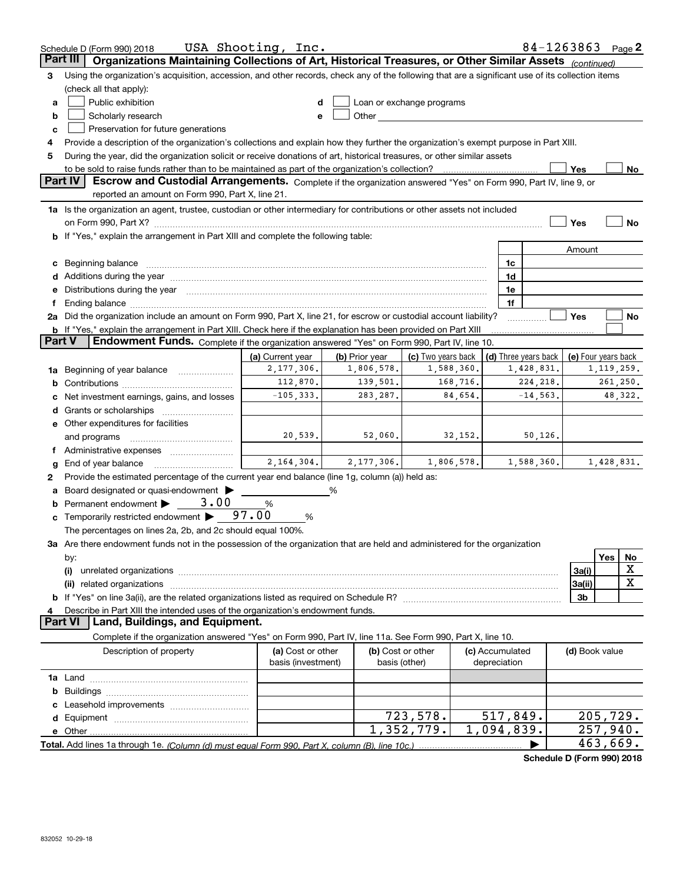Schedule D (Form 990) 2018 USA Shooting, Inc. 84-1263863 Page 2

## Part III Organizations Maintaining Collections of Art, Historical Treasures, or Other Similar Assets *(continued)*

3 Using the organization's acquisition, accession, and other records, check any of the following that are a significant use of its collection items (check all that apply):

a ☐ Public exhibition
b ☐ Scholarly research
c ☐ Preservation for future generations
d ☐ Loan or exchange programs
e ☐ Other

4 Provide a description of the organization's collections and explain how they further the organization's exempt purpose in Part XIII.

5 During the year, did the organization solicit or receive donations of art, historical treasures, or other similar assets to be sold to raise funds rather than to be maintained as part of the organization's collection? ☐ Yes ☐ No

## Part IV Escrow and Custodial Arrangements.

Complete if the organization answered "Yes" on Form 990, Part IV, line 9, or reported an amount on Form 990, Part X, line 21.

1a Is the organization an agent, trustee, custodian or other intermediary for contributions or other assets not included on Form 990, Part X? ☐ Yes ☐ No

b If "Yes," explain the arrangement in Part XIII and complete the following table:

| | | Amount |
|---|---|---|
| c Beginning balance | 1c | |
| d Additions during the year | 1d | |
| e Distributions during the year | 1e | |
| f Ending balance | 1f | |

2a Did the organization include an amount on Form 990, Part X, line 21, for escrow or custodial account liability? ☐ Yes ☐ No

b If "Yes," explain the arrangement in Part XIII. Check here if the explanation has been provided on Part XIII ☐

## Part V Endowment Funds.

Complete if the organization answered "Yes" on Form 990, Part IV, line 10.

| | (a) Current year | (b) Prior year | (c) Two years back | (d) Three years back | (e) Four years back |
|---|---|---|---|---|---|
| 1a Beginning of year balance | 2,177,306. | 1,806,578. | 1,588,360. | 1,428,831. | 1,119,259. |
| b Contributions | 112,870. | 139,501. | 168,716. | 224,218. | 261,250. |
| c Net investment earnings, gains, and losses | -105,333. | 283,287. | 84,654. | -14,563. | 48,322. |
| d Grants or scholarships | | | | | |
| e Other expenditures for facilities and programs | 20,539. | 52,060. | 32,152. | 50,126. | |
| f Administrative expenses | | | | | |
| g End of year balance | 2,164,304. | 2,177,306. | 1,806,578. | 1,588,360. | 1,428,831. |

2 Provide the estimated percentage of the current year end balance (line 1g, column (a)) held as:

a Board designated or quasi-endowment ▶ ____ %
b Permanent endowment ▶ 3.00 %
c Temporarily restricted endowment ▶ 97.00 %

The percentages on lines 2a, 2b, and 2c should equal 100%.

3a Are there endowment funds not in the possession of the organization that are held and administered for the organization by:

| | | Yes | No |
|---|---|---|---|
| (i) unrelated organizations | 3a(i) | | X |
| (ii) related organizations | 3a(ii) | | X |
| b If "Yes" on line 3a(ii), are the related organizations listed as required on Schedule R? | 3b | | |

4 Describe in Part XIII the intended uses of the organization's endowment funds.

## Part VI Land, Buildings, and Equipment.

Complete if the organization answered "Yes" on Form 990, Part IV, line 11a. See Form 990, Part X, line 10.

| Description of property | (a) Cost or other basis (investment) | (b) Cost or other basis (other) | (c) Accumulated depreciation | (d) Book value |
|---|---|---|---|---|
| 1a Land | | | | |
| b Buildings | | | | |
| c Leasehold improvements | | | | |
| d Equipment | | 723,578. | 517,849. | 205,729. |
| e Other | | 1,352,779. | 1,094,839. | 257,940. |
| **Total.** Add lines 1a through 1e. *(Column (d) must equal Form 990, Part X, column (B), line 10c.)* | | | ▶ | 463,669. |

Schedule D (Form 990) 2018

832052 10-29-18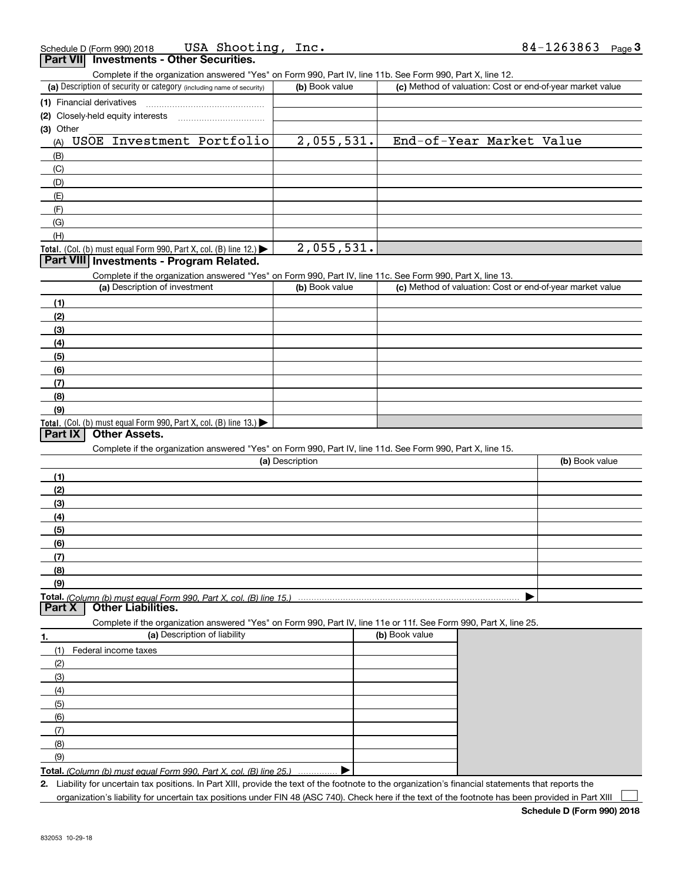Schedule D (Form 990) 2018 USA Shooting, Inc. 84-1263863 Page 3

## Part VII Investments - Other Securities.

Complete if the organization answered "Yes" on Form 990, Part IV, line 11b. See Form 990, Part X, line 12.

| (a) Description of security or category (including name of security) | (b) Book value | (c) Method of valuation: Cost or end-of-year market value |
|---|---|---|
| (1) Financial derivatives | | |
| (2) Closely-held equity interests | | |
| (3) Other | | |
| (A) USOE Investment Portfolio | 2,055,531. | End-of-Year Market Value |
| (B) | | |
| (C) | | |
| (D) | | |
| (E) | | |
| (F) | | |
| (G) | | |
| (H) | | |
| Total. (Col. (b) must equal Form 990, Part X, col. (B) line 12.) ▶ | 2,055,531. | |

## Part VIII Investments - Program Related.

Complete if the organization answered "Yes" on Form 990, Part IV, line 11c. See Form 990, Part X, line 13.

| (a) Description of investment | (b) Book value | (c) Method of valuation: Cost or end-of-year market value |
|---|---|---|
| (1) | | |
| (2) | | |
| (3) | | |
| (4) | | |
| (5) | | |
| (6) | | |
| (7) | | |
| (8) | | |
| (9) | | |
| Total. (Col. (b) must equal Form 990, Part X, col. (B) line 13.) ▶ | | |

## Part IX Other Assets.

Complete if the organization answered "Yes" on Form 990, Part IV, line 11d. See Form 990, Part X, line 15.

| (a) Description | (b) Book value |
|---|---|
| (1) | |
| (2) | |
| (3) | |
| (4) | |
| (5) | |
| (6) | |
| (7) | |
| (8) | |
| (9) | |
| Total. (Column (b) must equal Form 990, Part X, col. (B) line 15.) ▶ | |

## Part X Other Liabilities.

Complete if the organization answered "Yes" on Form 990, Part IV, line 11e or 11f. See Form 990, Part X, line 25.

| 1. (a) Description of liability | (b) Book value |
|---|---|
| (1) Federal income taxes | |
| (2) | |
| (3) | |
| (4) | |
| (5) | |
| (6) | |
| (7) | |
| (8) | |
| (9) | |
| Total. (Column (b) must equal Form 990, Part X, col. (B) line 25.) ▶ | |

2. Liability for uncertain tax positions. In Part XIII, provide the text of the footnote to the organization's financial statements that reports the organization's liability for uncertain tax positions under FIN 48 (ASC 740). Check here if the text of the footnote has been provided in Part XIII ☐

Schedule D (Form 990) 2018

832053 10-29-18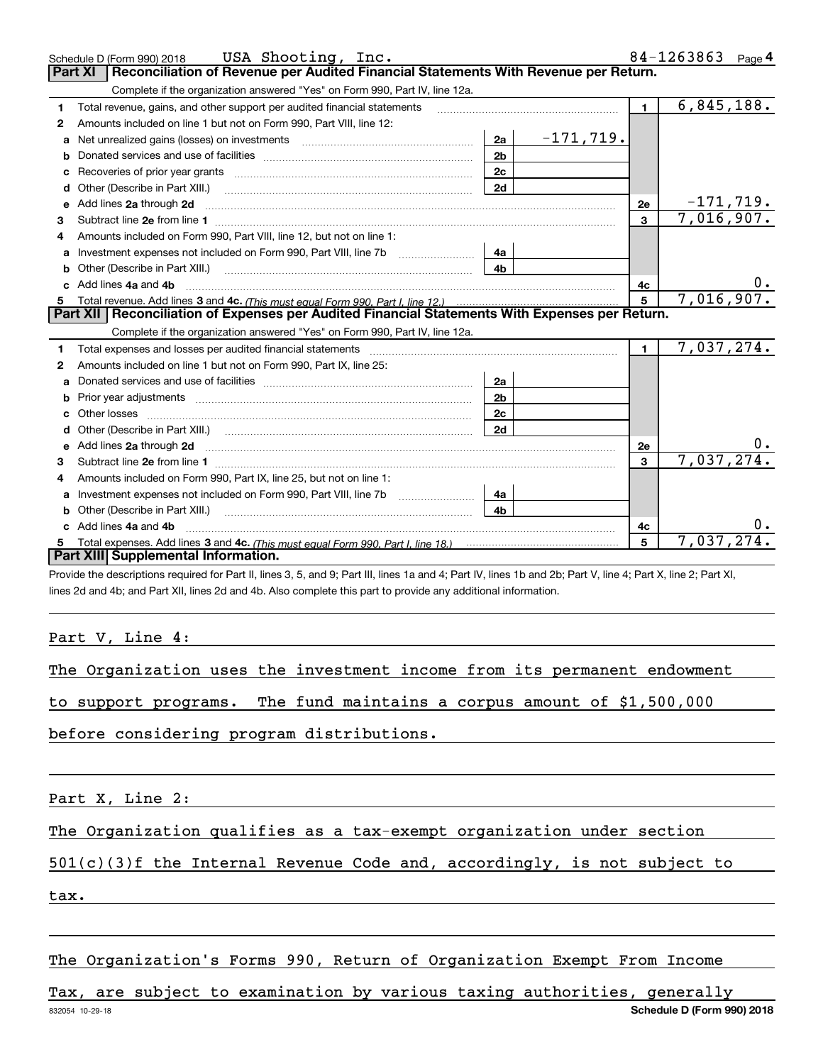Schedule D (Form 990) 2018 USA Shooting, Inc. 84-1263863 Page 4

## Part XI Reconciliation of Revenue per Audited Financial Statements With Revenue per Return.

Complete if the organization answered "Yes" on Form 990, Part IV, line 12a.

| | | | | | |
|---|---|---|---|---|---|
| 1 | Total revenue, gains, and other support per audited financial statements | | | 1 | 6,845,188. |
| 2 | Amounts included on line 1 but not on Form 990, Part VIII, line 12: | | | | |
| a | Net unrealized gains (losses) on investments | 2a | -171,719. | | |
| b | Donated services and use of facilities | 2b | | | |
| c | Recoveries of prior year grants | 2c | | | |
| d | Other (Describe in Part XIII.) | 2d | | | |
| e | Add lines 2a through 2d | | | 2e | -171,719. |
| 3 | Subtract line 2e from line 1 | | | 3 | 7,016,907. |
| 4 | Amounts included on Form 990, Part VIII, line 12, but not on line 1: | | | | |
| a | Investment expenses not included on Form 990, Part VIII, line 7b | 4a | | | |
| b | Other (Describe in Part XIII.) | 4b | | | |
| c | Add lines 4a and 4b | | | 4c | 0. |
| 5 | Total revenue. Add lines 3 and 4c. *(This must equal Form 990, Part I, line 12.)* | | | 5 | 7,016,907. |

## Part XII Reconciliation of Expenses per Audited Financial Statements With Expenses per Return.

Complete if the organization answered "Yes" on Form 990, Part IV, line 12a.

| | | | | | |
|---|---|---|---|---|---|
| 1 | Total expenses and losses per audited financial statements | | | 1 | 7,037,274. |
| 2 | Amounts included on line 1 but not on Form 990, Part IX, line 25: | | | | |
| a | Donated services and use of facilities | 2a | | | |
| b | Prior year adjustments | 2b | | | |
| c | Other losses | 2c | | | |
| d | Other (Describe in Part XIII.) | 2d | | | |
| e | Add lines 2a through 2d | | | 2e | 0. |
| 3 | Subtract line 2e from line 1 | | | 3 | 7,037,274. |
| 4 | Amounts included on Form 990, Part IX, line 25, but not on line 1: | | | | |
| a | Investment expenses not included on Form 990, Part VIII, line 7b | 4a | | | |
| b | Other (Describe in Part XIII.) | 4b | | | |
| c | Add lines 4a and 4b | | | 4c | 0. |
| 5 | Total expenses. Add lines 3 and 4c. *(This must equal Form 990, Part I, line 18.)* | | | 5 | 7,037,274. |

## Part XIII Supplemental Information.

Provide the descriptions required for Part II, lines 3, 5, and 9; Part III, lines 1a and 4; Part IV, lines 1b and 2b; Part V, line 4; Part X, line 2; Part XI, lines 2d and 4b; and Part XII, lines 2d and 4b. Also complete this part to provide any additional information.

Part V, Line 4:

The Organization uses the investment income from its permanent endowment to support programs. The fund maintains a corpus amount of $1,500,000 before considering program distributions.

Part X, Line 2:

The Organization qualifies as a tax-exempt organization under section 501(c)(3)f the Internal Revenue Code and, accordingly, is not subject to tax.

The Organization's Forms 990, Return of Organization Exempt From Income Tax, are subject to examination by various taxing authorities, generally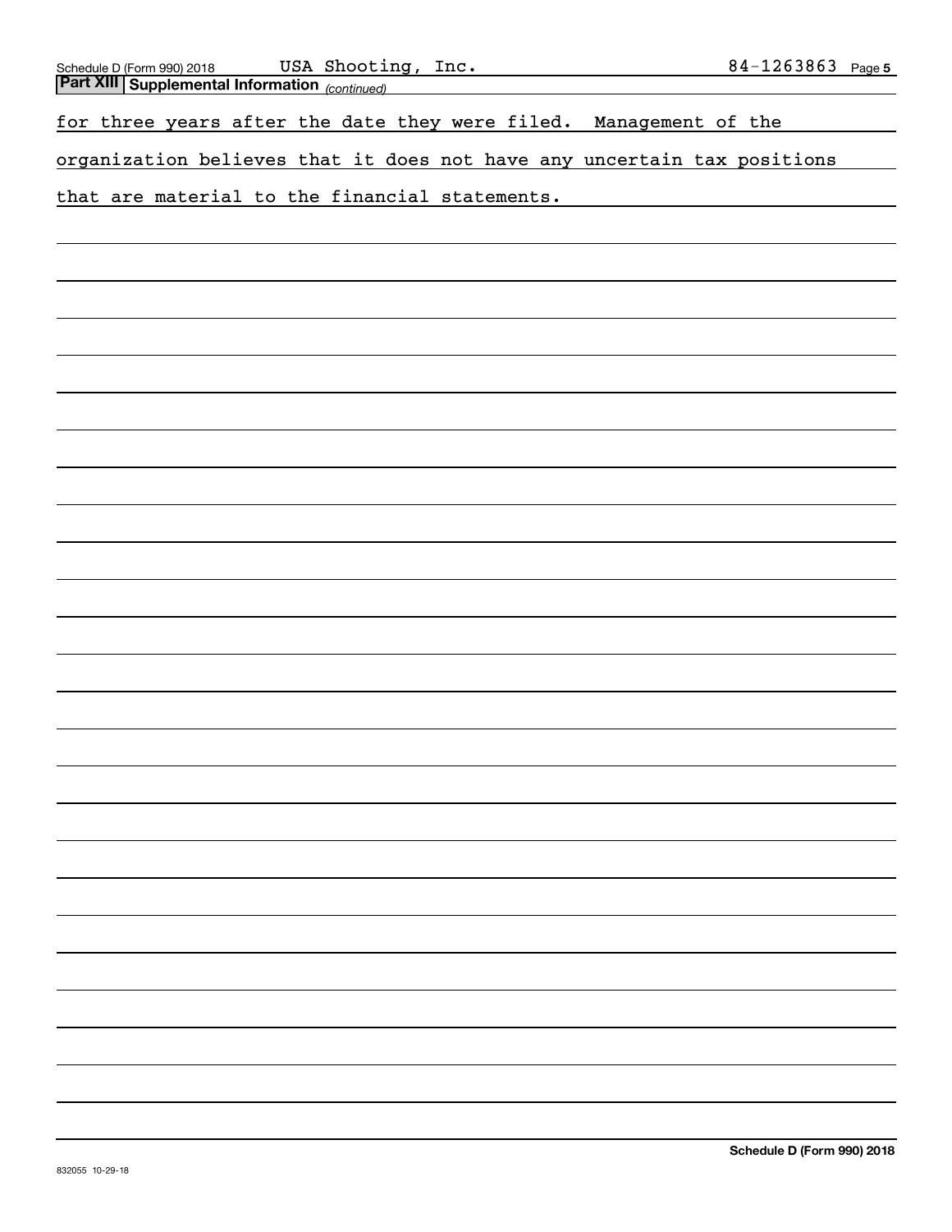**Part XIII | Supplemental Information** *(continued)*

for three years after the date they were filed. Management of the organization believes that it does not have any uncertain tax positions that are material to the financial statements.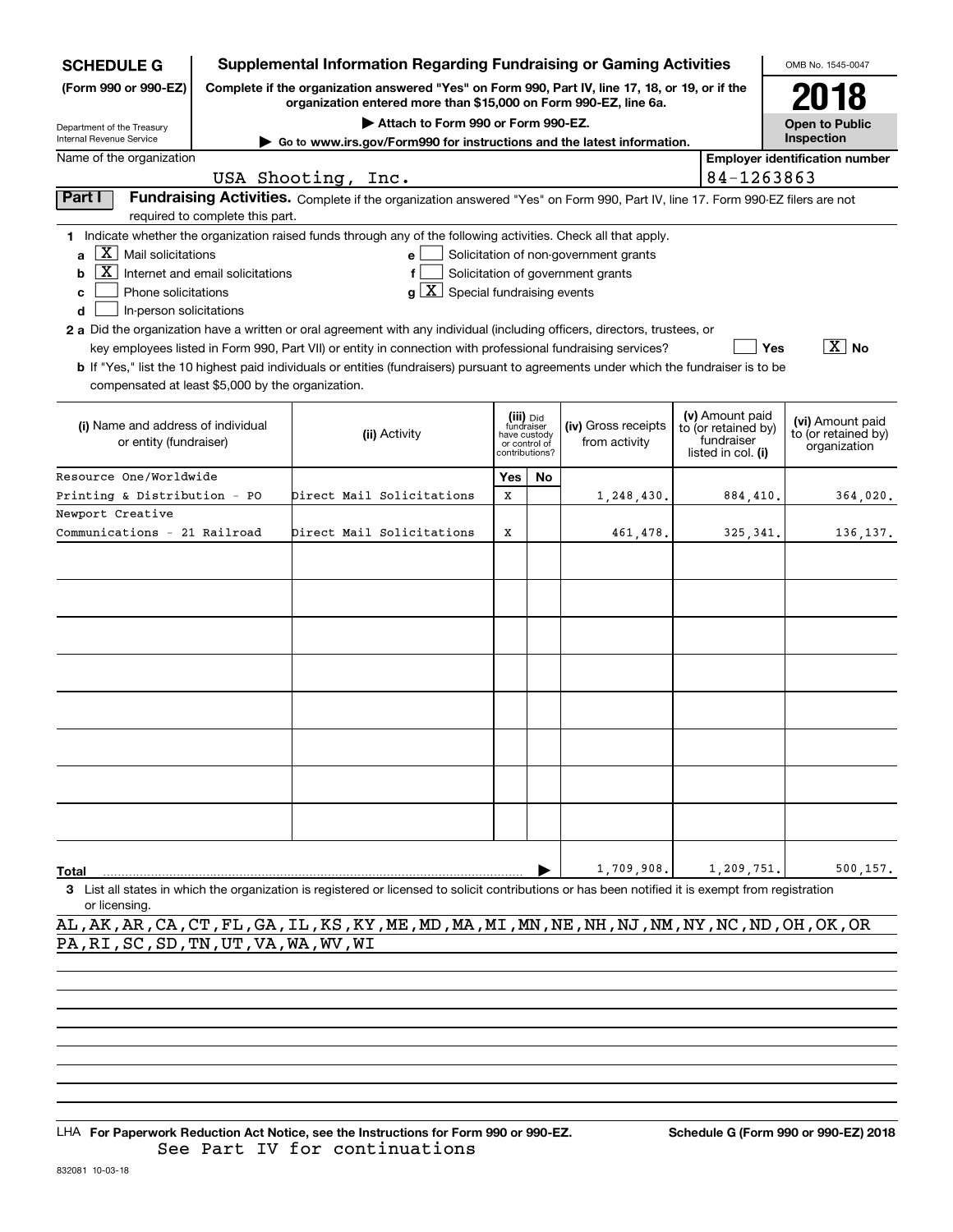**SCHEDULE G (Form 990 or 990-EZ)**

Department of the Treasury
Internal Revenue Service

# Supplemental Information Regarding Fundraising or Gaming Activities

**Complete if the organization answered "Yes" on Form 990, Part IV, line 17, 18, or 19, or if the organization entered more than $15,000 on Form 990-EZ, line 6a.**

**▶ Attach to Form 990 or Form 990-EZ.**

**▶ Go to www.irs.gov/Form990 for instructions and the latest information.**

OMB No. 1545-0047

**2018**

**Open to Public Inspection**

Name of the organization: USA Shooting, Inc.

**Employer identification number:** 84-1263863

**Part I Fundraising Activities.** Complete if the organization answered "Yes" on Form 990, Part IV, line 17. Form 990-EZ filers are not required to complete this part.

**1** Indicate whether the organization raised funds through any of the following activities. Check all that apply.

- **a** [X] Mail solicitations
- **b** [X] Internet and email solicitations
- **c** [ ] Phone solicitations
- **d** [ ] In-person solicitations
- **e** [ ] Solicitation of non-government grants
- **f** [ ] Solicitation of government grants
- **g** [X] Special fundraising events

**2 a** Did the organization have a written or oral agreement with any individual (including officers, directors, trustees, or key employees listed in Form 990, Part VII) or entity in connection with professional fundraising services? [ ] Yes [X] No

**b** If "Yes," list the 10 highest paid individuals or entities (fundraisers) pursuant to agreements under which the fundraiser is to be compensated at least $5,000 by the organization.

| (i) Name and address of individual or entity (fundraiser) | (ii) Activity | (iii) Did fundraiser have custody or control of contributions? Yes | No | (iv) Gross receipts from activity | (v) Amount paid to (or retained by) fundraiser listed in col. (i) | (vi) Amount paid to (or retained by) organization |
|---|---|---|---|---|---|---|
| Resource One/Worldwide Printing & Distribution - PO | Direct Mail Solicitations | X | | 1,248,430. | 884,410. | 364,020. |
| Newport Creative Communications - 21 Railroad | Direct Mail Solicitations | X | | 461,478. | 325,341. | 136,137. |
| | | | | | | |
| | | | | | | |
| | | | | | | |
| | | | | | | |
| | | | | | | |
| | | | | | | |
| | | | | | | |
| | | | | | | |
| **Total** | | | ▶ | 1,709,908. | 1,209,751. | 500,157. |

**3** List all states in which the organization is registered or licensed to solicit contributions or has been notified it is exempt from registration or licensing.

AL,AK,AR,CA,CT,FL,GA,IL,KS,KY,ME,MD,MA,MI,MN,NE,NH,NJ,NM,NY,NC,ND,OH,OK,OR PA,RI,SC,SD,TN,UT,VA,WA,WV,WI

LHA **For Paperwork Reduction Act Notice, see the Instructions for Form 990 or 990-EZ.** **Schedule G (Form 990 or 990-EZ) 2018**

See Part IV for continuations

832081 10-03-18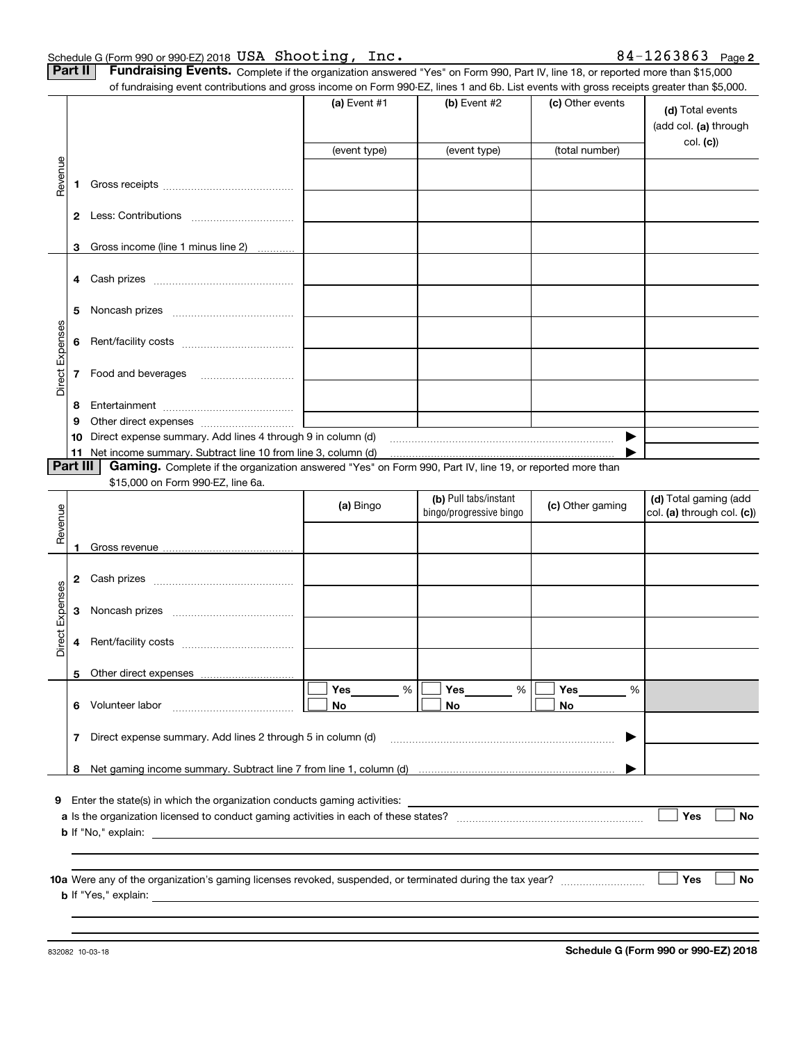Schedule G (Form 990 or 990-EZ) 2018 USA Shooting, Inc. 84-1263863 Page **2**

**Part II** **Fundraising Events.** Complete if the organization answered "Yes" on Form 990, Part IV, line 18, or reported more than $15,000 of fundraising event contributions and gross income on Form 990-EZ, lines 1 and 6b. List events with gross receipts greater than $5,000.

| | | (a) Event #1 | (b) Event #2 | (c) Other events | (d) Total events (add col. (a) through col. (c)) |
|---|---|---|---|---|---|
| | | (event type) | (event type) | (total number) | |
| Revenue | 1 Gross receipts | | | | |
| | 2 Less: Contributions | | | | |
| | 3 Gross income (line 1 minus line 2) | | | | |
| Direct Expenses | 4 Cash prizes | | | | |
| | 5 Noncash prizes | | | | |
| | 6 Rent/facility costs | | | | |
| | 7 Food and beverages | | | | |
| | 8 Entertainment | | | | |
| | 9 Other direct expenses | | | | |
| | 10 Direct expense summary. Add lines 4 through 9 in column (d) | | | ▶ | |
| | 11 Net income summary. Subtract line 10 from line 3, column (d) | | | ▶ | |

**Part III** **Gaming.** Complete if the organization answered "Yes" on Form 990, Part IV, line 19, or reported more than $15,000 on Form 990-EZ, line 6a.

| | | (a) Bingo | (b) Pull tabs/instant bingo/progressive bingo | (c) Other gaming | (d) Total gaming (add col. (a) through col. (c)) |
|---|---|---|---|---|---|
| Revenue | 1 Gross revenue | | | | |
| Direct Expenses | 2 Cash prizes | | | | |
| | 3 Noncash prizes | | | | |
| | 4 Rent/facility costs | | | | |
| | 5 Other direct expenses | | | | |
| | 6 Volunteer labor | ☐ Yes ____ % ☐ No | ☐ Yes ____ % ☐ No | ☐ Yes ____ % ☐ No | |
| | 7 Direct expense summary. Add lines 2 through 5 in column (d) | | | ▶ | |
| | 8 Net gaming income summary. Subtract line 7 from line 1, column (d) | | | ▶ | |

**9** Enter the state(s) in which the organization conducts gaming activities: ____________________

**a** Is the organization licensed to conduct gaming activities in each of these states? ☐ Yes ☐ No

**b** If "No," explain: ____________________

**10a** Were any of the organization's gaming licenses revoked, suspended, or terminated during the tax year? ☐ Yes ☐ No

**b** If "Yes," explain: ____________________

832082 10-03-18

**Schedule G (Form 990 or 990-EZ) 2018**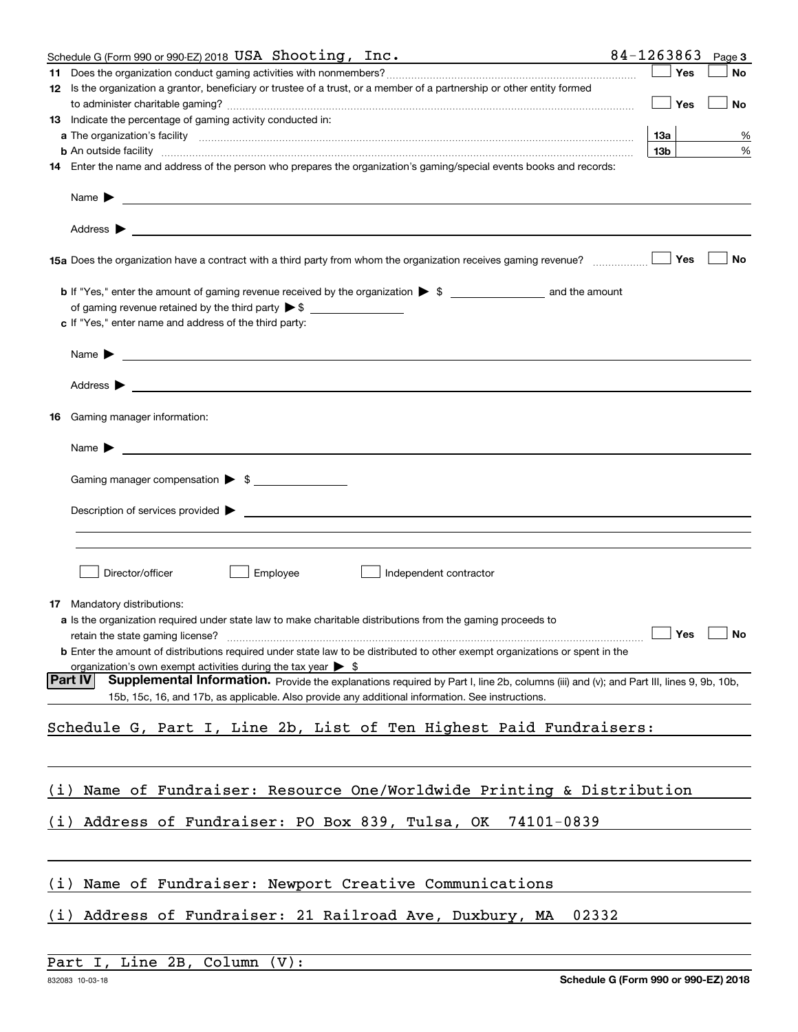Schedule G (Form 990 or 990-EZ) 2018 USA Shooting, Inc. 84-1263863 Page 3

**11** Does the organization conduct gaming activities with nonmembers? ☐ Yes ☐ No

**12** Is the organization a grantor, beneficiary or trustee of a trust, or a member of a partnership or other entity formed to administer charitable gaming? ☐ Yes ☐ No

**13** Indicate the percentage of gaming activity conducted in:

**a** The organization's facility **13a** %

**b** An outside facility **13b** %

**14** Enter the name and address of the person who prepares the organization's gaming/special events books and records:

Name ▶

Address ▶

**15a** Does the organization have a contract with a third party from whom the organization receives gaming revenue? ☐ Yes ☐ No

**b** If "Yes," enter the amount of gaming revenue received by the organization ▶ $ and the amount of gaming revenue retained by the third party ▶ $

**c** If "Yes," enter name and address of the third party:

Name ▶

Address ▶

**16** Gaming manager information:

Name ▶

Gaming manager compensation ▶ $

Description of services provided ▶

☐ Director/officer ☐ Employee ☐ Independent contractor

**17** Mandatory distributions:

**a** Is the organization required under state law to make charitable distributions from the gaming proceeds to retain the state gaming license? ☐ Yes ☐ No

**b** Enter the amount of distributions required under state law to be distributed to other exempt organizations or spent in the organization's own exempt activities during the tax year ▶ $

**Part IV** **Supplemental Information.** Provide the explanations required by Part I, line 2b, columns (iii) and (v); and Part III, lines 9, 9b, 10b, 15b, 15c, 16, and 17b, as applicable. Also provide any additional information. See instructions.

Schedule G, Part I, Line 2b, List of Ten Highest Paid Fundraisers:

(i) Name of Fundraiser: Resource One/Worldwide Printing & Distribution

(i) Address of Fundraiser: PO Box 839, Tulsa, OK 74101-0839

(i) Name of Fundraiser: Newport Creative Communications

(i) Address of Fundraiser: 21 Railroad Ave, Duxbury, MA 02332

Part I, Line 2B, Column (V):

832083 10-03-18 **Schedule G (Form 990 or 990-EZ) 2018**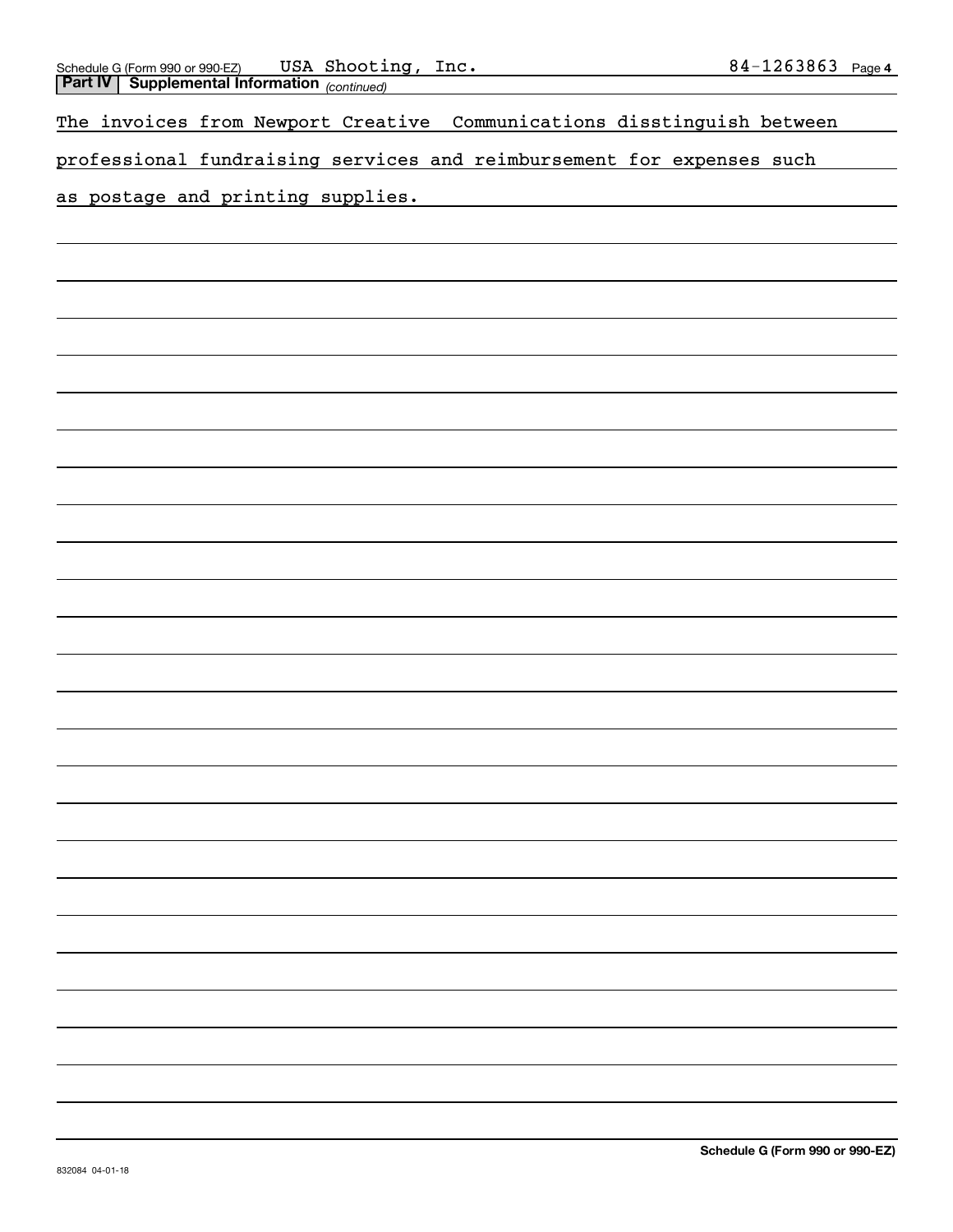Schedule G (Form 990 or 990-EZ) USA Shooting, Inc. 84-1263863

**Part IV | Supplemental Information** *(continued)*

The invoices from Newport Creative Communications disstinguish between professional fundraising services and reimbursement for expenses such as postage and printing supplies.

Schedule G (Form 990 or 990-EZ)

832084 04-01-18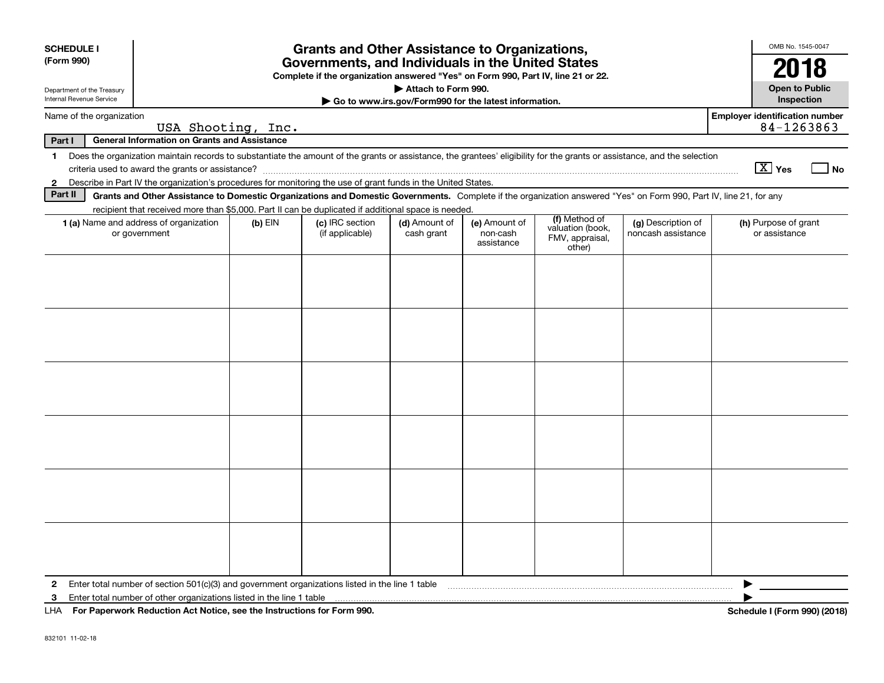**SCHEDULE I (Form 990)**

Department of the Treasury
Internal Revenue Service

# Grants and Other Assistance to Organizations, Governments, and Individuals in the United States

**Complete if the organization answered "Yes" on Form 990, Part IV, line 21 or 22.**

**▶ Attach to Form 990.**

**▶ Go to www.irs.gov/Form990 for the latest information.**

OMB No. 1545-0047

**2018**

**Open to Public Inspection**

Name of the organization: USA Shooting, Inc.

Employer identification number: 84-1263863

**Part I — General Information on Grants and Assistance**

1 Does the organization maintain records to substantiate the amount of the grants or assistance, the grantees' eligibility for the grants or assistance, and the selection criteria used to award the grants or assistance? [X] Yes [ ] No

2 Describe in Part IV the organization's procedures for monitoring the use of grant funds in the United States.

**Part II — Grants and Other Assistance to Domestic Organizations and Domestic Governments.** Complete if the organization answered "Yes" on Form 990, Part IV, line 21, for any recipient that received more than $5,000. Part II can be duplicated if additional space is needed.

| 1 (a) Name and address of organization or government | (b) EIN | (c) IRC section (if applicable) | (d) Amount of cash grant | (e) Amount of non-cash assistance | (f) Method of valuation (book, FMV, appraisal, other) | (g) Description of noncash assistance | (h) Purpose of grant or assistance |
|---|---|---|---|---|---|---|---|
| | | | | | | | |
| | | | | | | | |
| | | | | | | | |
| | | | | | | | |
| | | | | | | | |
| | | | | | | | |

2 Enter total number of section 501(c)(3) and government organizations listed in the line 1 table ▶

3 Enter total number of other organizations listed in the line 1 table ▶

LHA **For Paperwork Reduction Act Notice, see the Instructions for Form 990.** **Schedule I (Form 990) (2018)**

832101 11-02-18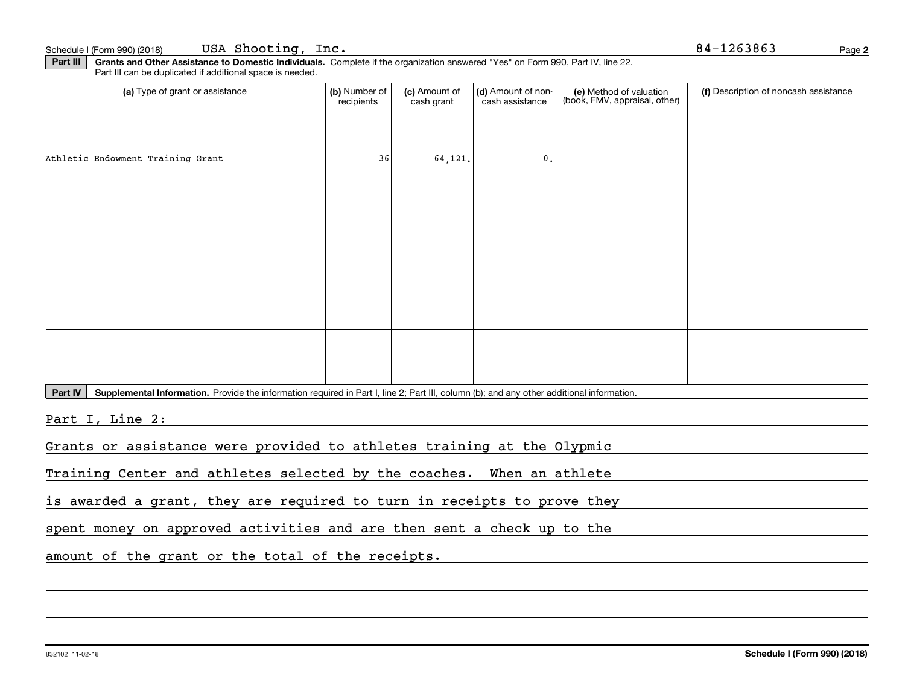Schedule I (Form 990) (2018) USA Shooting, Inc. 84-1263863

**Part III** **Grants and Other Assistance to Domestic Individuals.** Complete if the organization answered "Yes" on Form 990, Part IV, line 22. Part III can be duplicated if additional space is needed.

| (a) Type of grant or assistance | (b) Number of recipients | (c) Amount of cash grant | (d) Amount of non-cash assistance | (e) Method of valuation (book, FMV, appraisal, other) | (f) Description of noncash assistance |
|---|---|---|---|---|---|
| Athletic Endowment Training Grant | 36 | 64,121. | 0. | | |
| | | | | | |
| | | | | | |
| | | | | | |
| | | | | | |

**Part IV** **Supplemental Information.** Provide the information required in Part I, line 2; Part III, column (b); and any other additional information.

Part I, Line 2:

Grants or assistance were provided to athletes training at the Olypmic Training Center and athletes selected by the coaches. When an athlete is awarded a grant, they are required to turn in receipts to prove they spent money on approved activities and are then sent a check up to the amount of the grant or the total of the receipts.

832102 11-02-18 **Schedule I (Form 990) (2018)**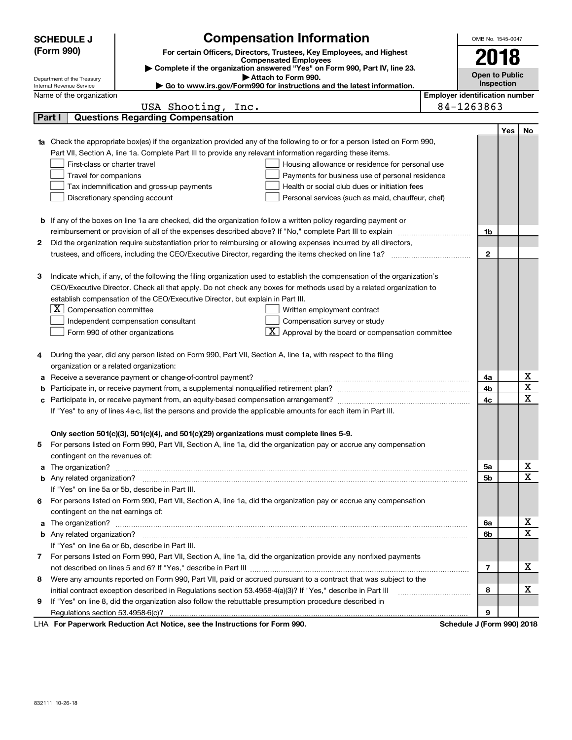# SCHEDULE J (Form 990)

Department of the Treasury
Internal Revenue Service

## Compensation Information

**For certain Officers, Directors, Trustees, Key Employees, and Highest Compensated Employees**

▶ Complete if the organization answered "Yes" on Form 990, Part IV, line 23.

▶ Attach to Form 990.

▶ Go to www.irs.gov/Form990 for instructions and the latest information.

OMB No. 1545-0047

**2018**

**Open to Public Inspection**

Name of the organization: USA Shooting, Inc.

Employer identification number: 84-1263863

## Part I Questions Regarding Compensation

| | | | Yes | No |
|---|---|---|---|---|
| **1a** | Check the appropriate box(es) if the organization provided any of the following to or for a person listed on Form 990, Part VII, Section A, line 1a. Complete Part III to provide any relevant information regarding these items.<br>☐ First-class or charter travel ☐ Housing allowance or residence for personal use<br>☐ Travel for companions ☐ Payments for business use of personal residence<br>☐ Tax indemnification and gross-up payments ☐ Health or social club dues or initiation fees<br>☐ Discretionary spending account ☐ Personal services (such as maid, chauffeur, chef) | | | |
| **b** | If any of the boxes on line 1a are checked, did the organization follow a written policy regarding payment or reimbursement or provision of all of the expenses described above? If "No," complete Part III to explain | 1b | | |
| **2** | Did the organization require substantiation prior to reimbursing or allowing expenses incurred by all directors, trustees, and officers, including the CEO/Executive Director, regarding the items checked on line 1a? | 2 | | |
| **3** | Indicate which, if any, of the following the filing organization used to establish the compensation of the organization's CEO/Executive Director. Check all that apply. Do not check any boxes for methods used by a related organization to establish compensation of the CEO/Executive Director, but explain in Part III.<br>☒ Compensation committee ☐ Written employment contract<br>☐ Independent compensation consultant ☐ Compensation survey or study<br>☐ Form 990 of other organizations ☒ Approval by the board or compensation committee | | | |
| **4** | During the year, did any person listed on Form 990, Part VII, Section A, line 1a, with respect to the filing organization or a related organization: | | | |
| **a** | Receive a severance payment or change-of-control payment? | 4a | | X |
| **b** | Participate in, or receive payment from, a supplemental nonqualified retirement plan? | 4b | | X |
| **c** | Participate in, or receive payment from, an equity-based compensation arrangement? | 4c | | X |
| | If "Yes" to any of lines 4a-c, list the persons and provide the applicable amounts for each item in Part III. | | | |
| | **Only section 501(c)(3), 501(c)(4), and 501(c)(29) organizations must complete lines 5-9.** | | | |
| **5** | For persons listed on Form 990, Part VII, Section A, line 1a, did the organization pay or accrue any compensation contingent on the revenues of: | | | |
| **a** | The organization? | 5a | | X |
| **b** | Any related organization? | 5b | | X |
| | If "Yes" on line 5a or 5b, describe in Part III. | | | |
| **6** | For persons listed on Form 990, Part VII, Section A, line 1a, did the organization pay or accrue any compensation contingent on the net earnings of: | | | |
| **a** | The organization? | 6a | | X |
| **b** | Any related organization? | 6b | | X |
| | If "Yes" on line 6a or 6b, describe in Part III. | | | |
| **7** | For persons listed on Form 990, Part VII, Section A, line 1a, did the organization provide any nonfixed payments not described on lines 5 and 6? If "Yes," describe in Part III | 7 | | X |
| **8** | Were any amounts reported on Form 990, Part VII, paid or accrued pursuant to a contract that was subject to the initial contract exception described in Regulations section 53.4958-4(a)(3)? If "Yes," describe in Part III | 8 | | X |
| **9** | If "Yes" on line 8, did the organization also follow the rebuttable presumption procedure described in Regulations section 53.4958-6(c)? | 9 | | |

LHA **For Paperwork Reduction Act Notice, see the Instructions for Form 990.** **Schedule J (Form 990) 2018**

832111 10-26-18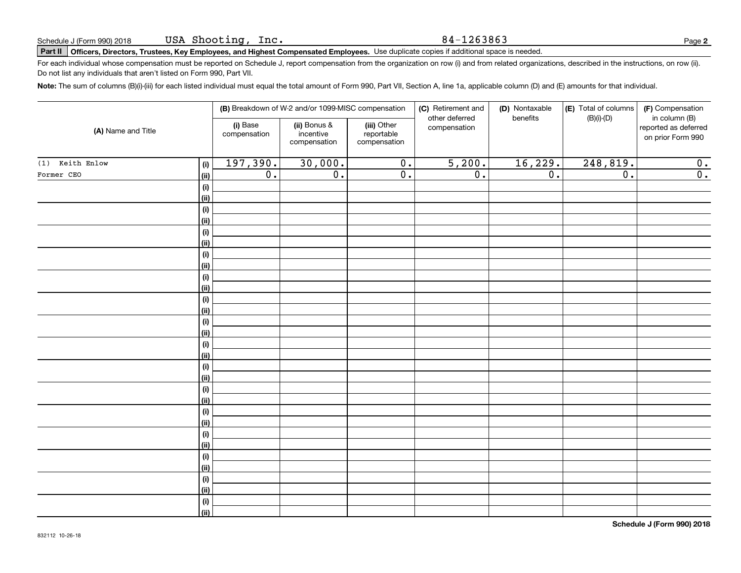Schedule J (Form 990) 2018 USA Shooting, Inc. 84-1263863

**Part II** **Officers, Directors, Trustees, Key Employees, and Highest Compensated Employees.** Use duplicate copies if additional space is needed.

For each individual whose compensation must be reported on Schedule J, report compensation from the organization on row (i) and from related organizations, described in the instructions, on row (ii). Do not list any individuals that aren't listed on Form 990, Part VII.

**Note:** The sum of columns (B)(i)-(iii) for each listed individual must equal the total amount of Form 990, Part VII, Section A, line 1a, applicable column (D) and (E) amounts for that individual.

| (A) Name and Title | | (B) Breakdown of W-2 and/or 1099-MISC compensation | | | (C) Retirement and other deferred compensation | (D) Nontaxable benefits | (E) Total of columns (B)(i)-(D) | (F) Compensation in column (B) reported as deferred on prior Form 990 |
|---|---|---|---|---|---|---|---|---|
| | | (i) Base compensation | (ii) Bonus & incentive compensation | (iii) Other reportable compensation | | | | |
| (1) Keith Enlow | (i) | 197,390. | 30,000. | 0. | 5,200. | 16,229. | 248,819. | 0. |
| Former CEO | (ii) | 0. | 0. | 0. | 0. | 0. | 0. | 0. |
| | (i) | | | | | | | |
| | (ii) | | | | | | | |
| | (i) | | | | | | | |
| | (ii) | | | | | | | |
| | (i) | | | | | | | |
| | (ii) | | | | | | | |
| | (i) | | | | | | | |
| | (ii) | | | | | | | |
| | (i) | | | | | | | |
| | (ii) | | | | | | | |
| | (i) | | | | | | | |
| | (ii) | | | | | | | |
| | (i) | | | | | | | |
| | (ii) | | | | | | | |
| | (i) | | | | | | | |
| | (ii) | | | | | | | |
| | (i) | | | | | | | |
| | (ii) | | | | | | | |
| | (i) | | | | | | | |
| | (ii) | | | | | | | |
| | (i) | | | | | | | |
| | (ii) | | | | | | | |
| | (i) | | | | | | | |
| | (ii) | | | | | | | |
| | (i) | | | | | | | |
| | (ii) | | | | | | | |
| | (i) | | | | | | | |
| | (ii) | | | | | | | |
| | (i) | | | | | | | |
| | (ii) | | | | | | | |

832112 10-26-18

**Schedule J (Form 990) 2018**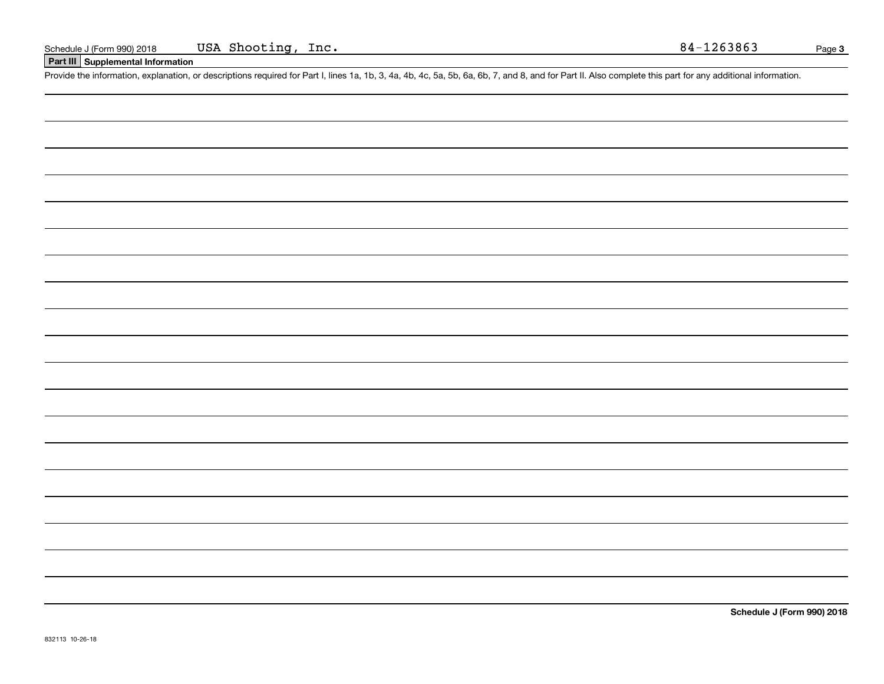Schedule J (Form 990) 2018 USA Shooting, Inc. 84-1263863

## Part III Supplemental Information

Provide the information, explanation, or descriptions required for Part I, lines 1a, 1b, 3, 4a, 4b, 4c, 5a, 5b, 6a, 6b, 7, and 8, and for Part II. Also complete this part for any additional information.

**Schedule J (Form 990) 2018**

832113 10-26-18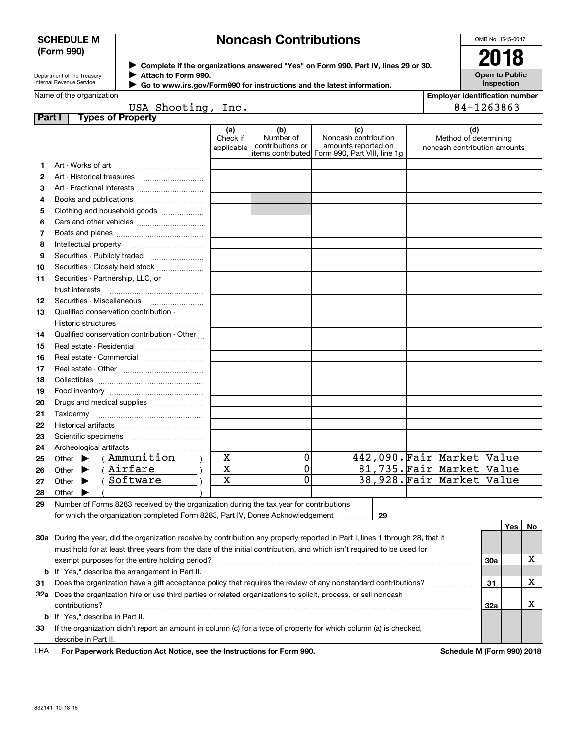**SCHEDULE M (Form 990)**

Department of the Treasury
Internal Revenue Service

# Noncash Contributions

▶ Complete if the organizations answered "Yes" on Form 990, Part IV, lines 29 or 30.
▶ Attach to Form 990.
▶ Go to www.irs.gov/Form990 for instructions and the latest information.

OMB No. 1545-0047

**2018**

**Open to Public Inspection**

Name of the organization: USA Shooting, Inc.

Employer identification number: 84-1263863

**Part I Types of Property**

| | | (a) Check if applicable | (b) Number of contributions or items contributed | (c) Noncash contribution amounts reported on Form 990, Part VIII, line 1g | (d) Method of determining noncash contribution amounts |
|---|---|---|---|---|---|
| 1 | Art - Works of art | | | | |
| 2 | Art - Historical treasures | | | | |
| 3 | Art - Fractional interests | | | | |
| 4 | Books and publications | | | | |
| 5 | Clothing and household goods | | | | |
| 6 | Cars and other vehicles | | | | |
| 7 | Boats and planes | | | | |
| 8 | Intellectual property | | | | |
| 9 | Securities - Publicly traded | | | | |
| 10 | Securities - Closely held stock | | | | |
| 11 | Securities - Partnership, LLC, or trust interests | | | | |
| 12 | Securities - Miscellaneous | | | | |
| 13 | Qualified conservation contribution - Historic structures | | | | |
| 14 | Qualified conservation contribution - Other | | | | |
| 15 | Real estate - Residential | | | | |
| 16 | Real estate - Commercial | | | | |
| 17 | Real estate - Other | | | | |
| 18 | Collectibles | | | | |
| 19 | Food inventory | | | | |
| 20 | Drugs and medical supplies | | | | |
| 21 | Taxidermy | | | | |
| 22 | Historical artifacts | | | | |
| 23 | Scientific specimens | | | | |
| 24 | Archeological artifacts | | | | |
| 25 | Other ▶ ( Ammunition ) | X | 0 | 442,090. | Fair Market Value |
| 26 | Other ▶ ( Airfare ) | X | 0 | 81,735. | Fair Market Value |
| 27 | Other ▶ ( Software ) | X | 0 | 38,928. | Fair Market Value |
| 28 | Other ▶ ( ) | | | | |

29 Number of Forms 8283 received by the organization during the tax year for contributions for which the organization completed Form 8283, Part IV, Donee Acknowledgement ..... 29

| | | | Yes | No |
|---|---|---|---|---|
| 30a | During the year, did the organization receive by contribution any property reported in Part I, lines 1 through 28, that it must hold for at least three years from the date of the initial contribution, and which isn't required to be used for exempt purposes for the entire holding period? | 30a | | X |
| b | If "Yes," describe the arrangement in Part II. | | | |
| 31 | Does the organization have a gift acceptance policy that requires the review of any nonstandard contributions? | 31 | | X |
| 32a | Does the organization hire or use third parties or related organizations to solicit, process, or sell noncash contributions? | 32a | | X |
| b | If "Yes," describe in Part II. | | | |
| 33 | If the organization didn't report an amount in column (c) for a type of property for which column (a) is checked, describe in Part II. | | | |

LHA For Paperwork Reduction Act Notice, see the Instructions for Form 990. Schedule M (Form 990) 2018

832141 10-18-18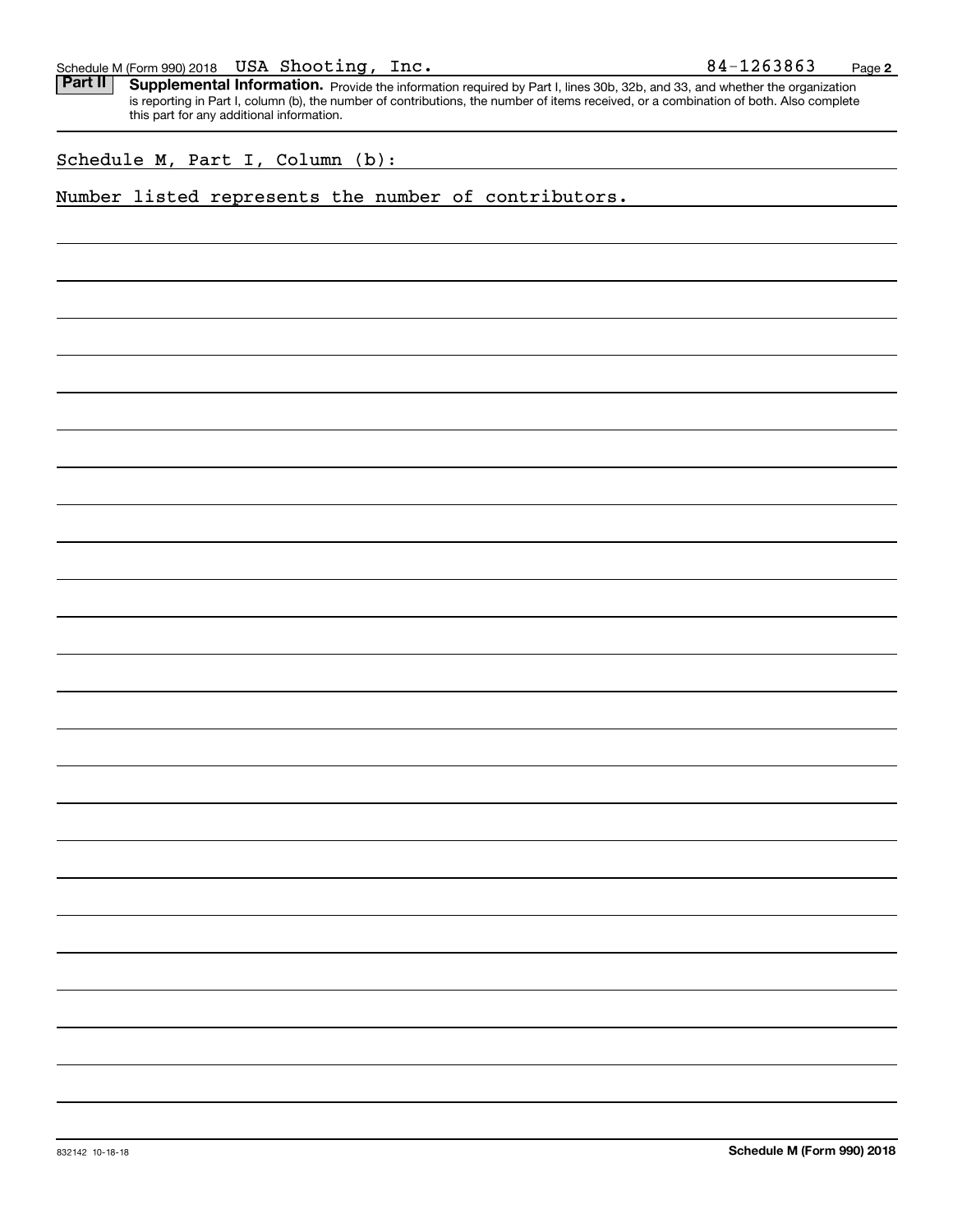Schedule M (Form 990) 2018 USA Shooting, Inc. 84-1263863

**Part II** **Supplemental Information.** Provide the information required by Part I, lines 30b, 32b, and 33, and whether the organization is reporting in Part I, column (b), the number of contributions, the number of items received, or a combination of both. Also complete this part for any additional information.

Schedule M, Part I, Column (b):

Number listed represents the number of contributors.

832142 10-18-18

**Schedule M (Form 990) 2018**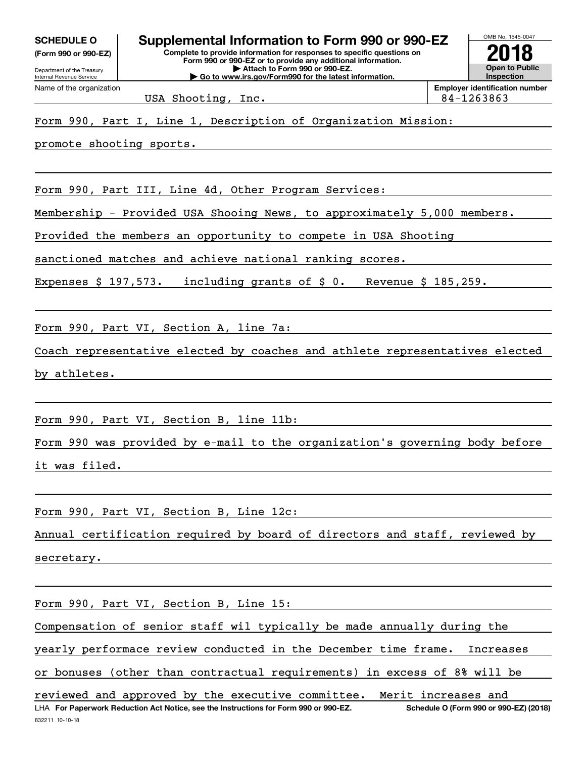**SCHEDULE O (Form 990 or 990-EZ)**

Department of the Treasury
Internal Revenue Service

# Supplemental Information to Form 990 or 990-EZ

**Complete to provide information for responses to specific questions on Form 990 or 990-EZ or to provide any additional information.**
**▶ Attach to Form 990 or 990-EZ.**
**▶ Go to www.irs.gov/Form990 for the latest information.**

OMB No. 1545-0047

**2018**

**Open to Public Inspection**

Name of the organization: USA Shooting, Inc.

**Employer identification number:** 84-1263863

Form 990, Part I, Line 1, Description of Organization Mission:

promote shooting sports.

Form 990, Part III, Line 4d, Other Program Services:

Membership - Provided USA Shooing News, to approximately 5,000 members. Provided the members an opportunity to compete in USA Shooting sanctioned matches and achieve national ranking scores.

Expenses $ 197,573. including grants of $ 0. Revenue $ 185,259.

Form 990, Part VI, Section A, line 7a:

Coach representative elected by coaches and athlete representatives elected by athletes.

Form 990, Part VI, Section B, line 11b:

Form 990 was provided by e-mail to the organization's governing body before it was filed.

Form 990, Part VI, Section B, Line 12c:

Annual certification required by board of directors and staff, reviewed by secretary.

Form 990, Part VI, Section B, Line 15:

Compensation of senior staff wil typically be made annually during the yearly performace review conducted in the December time frame. Increases or bonuses (other than contractual requirements) in excess of 8% will be reviewed and approved by the executive committee. Merit increases and

LHA **For Paperwork Reduction Act Notice, see the Instructions for Form 990 or 990-EZ.** **Schedule O (Form 990 or 990-EZ) (2018)**

832211 10-10-18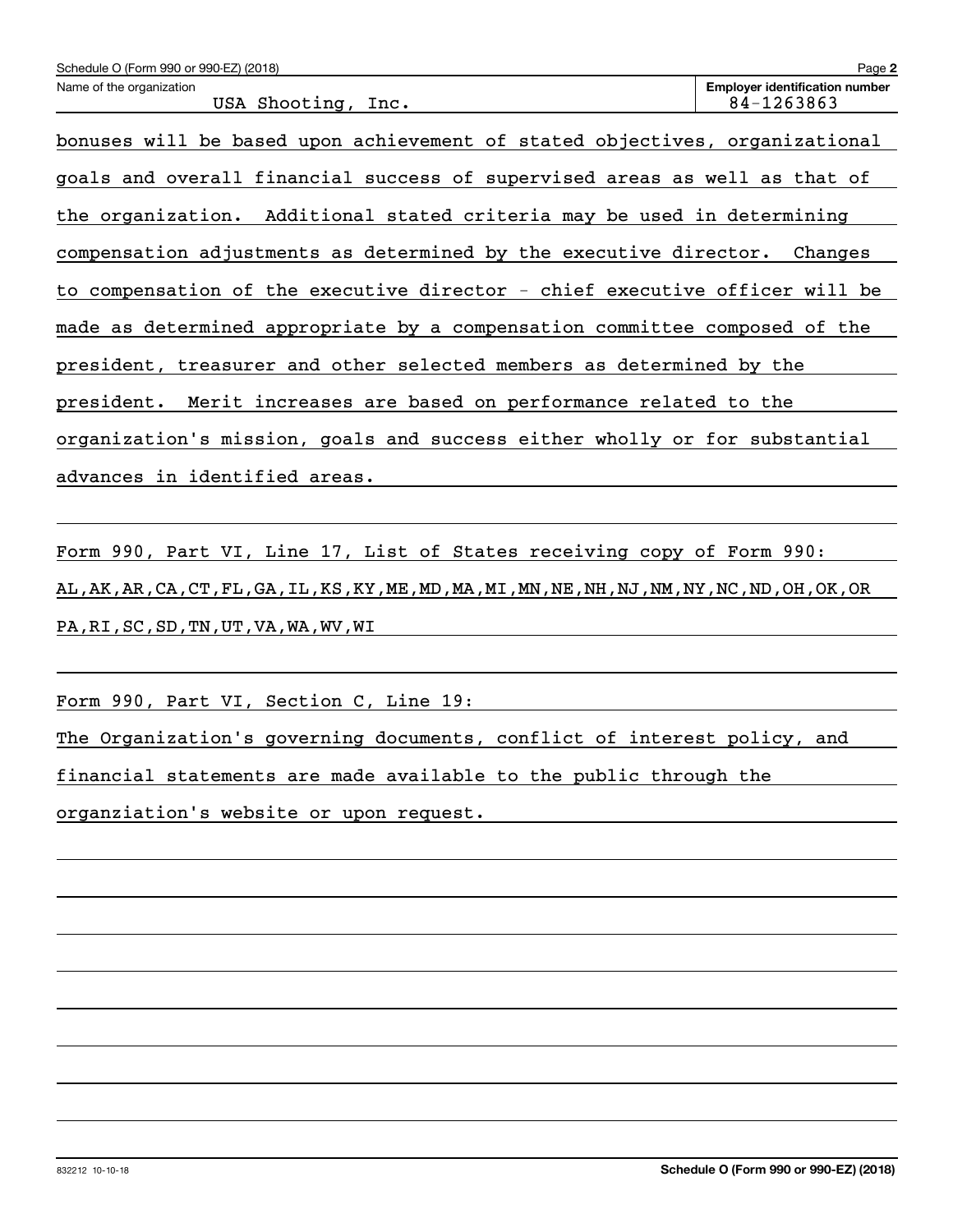Schedule O (Form 990 or 990-EZ) (2018)

Name of the organization: USA Shooting, Inc.

**Employer identification number** 84-1263863

bonuses will be based upon achievement of stated objectives, organizational goals and overall financial success of supervised areas as well as that of the organization. Additional stated criteria may be used in determining compensation adjustments as determined by the executive director. Changes to compensation of the executive director - chief executive officer will be made as determined appropriate by a compensation committee composed of the president, treasurer and other selected members as determined by the president. Merit increases are based on performance related to the organization's mission, goals and success either wholly or for substantial advances in identified areas.

Form 990, Part VI, Line 17, List of States receiving copy of Form 990:
AL,AK,AR,CA,CT,FL,GA,IL,KS,KY,ME,MD,MA,MI,MN,NE,NH,NJ,NM,NY,NC,ND,OH,OK,OR
PA,RI,SC,SD,TN,UT,VA,WA,WV,WI

Form 990, Part VI, Section C, Line 19:
The Organization's governing documents, conflict of interest policy, and financial statements are made available to the public through the organziation's website or upon request.

832212 10-10-18

**Schedule O (Form 990 or 990-EZ) (2018)**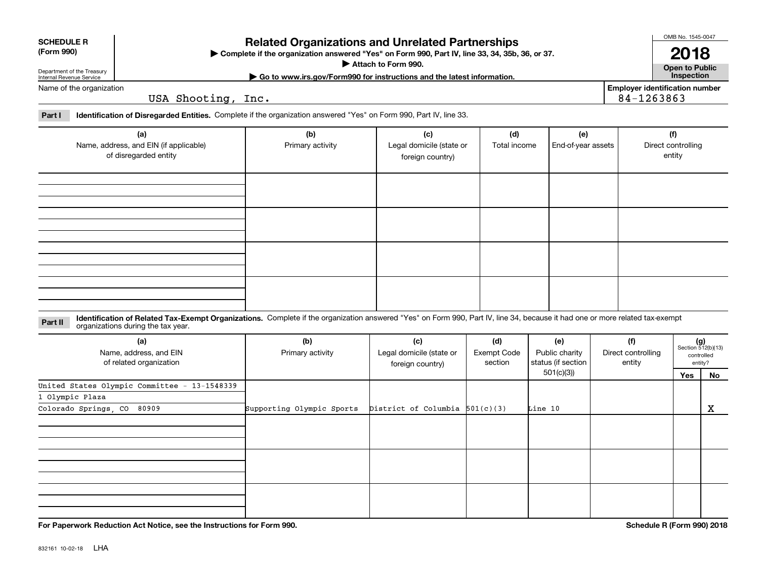**SCHEDULE R (Form 990)**

Department of the Treasury
Internal Revenue Service

# Related Organizations and Unrelated Partnerships

▶ Complete if the organization answered "Yes" on Form 990, Part IV, line 33, 34, 35b, 36, or 37.

▶ Attach to Form 990.

▶ Go to www.irs.gov/Form990 for instructions and the latest information.

OMB No. 1545-0047

**2018**

**Open to Public Inspection**

Name of the organization: USA Shooting, Inc.

Employer identification number: 84-1263863

**Part I** **Identification of Disregarded Entities.** Complete if the organization answered "Yes" on Form 990, Part IV, line 33.

| (a) Name, address, and EIN (if applicable) of disregarded entity | (b) Primary activity | (c) Legal domicile (state or foreign country) | (d) Total income | (e) End-of-year assets | (f) Direct controlling entity |
|---|---|---|---|---|---|
| | | | | | |
| | | | | | |
| | | | | | |
| | | | | | |

**Part II** **Identification of Related Tax-Exempt Organizations.** Complete if the organization answered "Yes" on Form 990, Part IV, line 34, because it had one or more related tax-exempt organizations during the tax year.

| (a) Name, address, and EIN of related organization | (b) Primary activity | (c) Legal domicile (state or foreign country) | (d) Exempt Code section | (e) Public charity status (if section 501(c)(3)) | (f) Direct controlling entity | (g) Section 512(b)(13) controlled entity? Yes | No |
|---|---|---|---|---|---|---|---|
| United States Olympic Committee - 13-1548339<br>1 Olympic Plaza<br>Colorado Springs, CO 80909 | Supporting Olympic Sports | District of Columbia | 501(c)(3) | Line 10 | | | X |
| | | | | | | | |
| | | | | | | | |
| | | | | | | | |

**For Paperwork Reduction Act Notice, see the Instructions for Form 990.**

**Schedule R (Form 990) 2018**

832161 10-02-18 LHA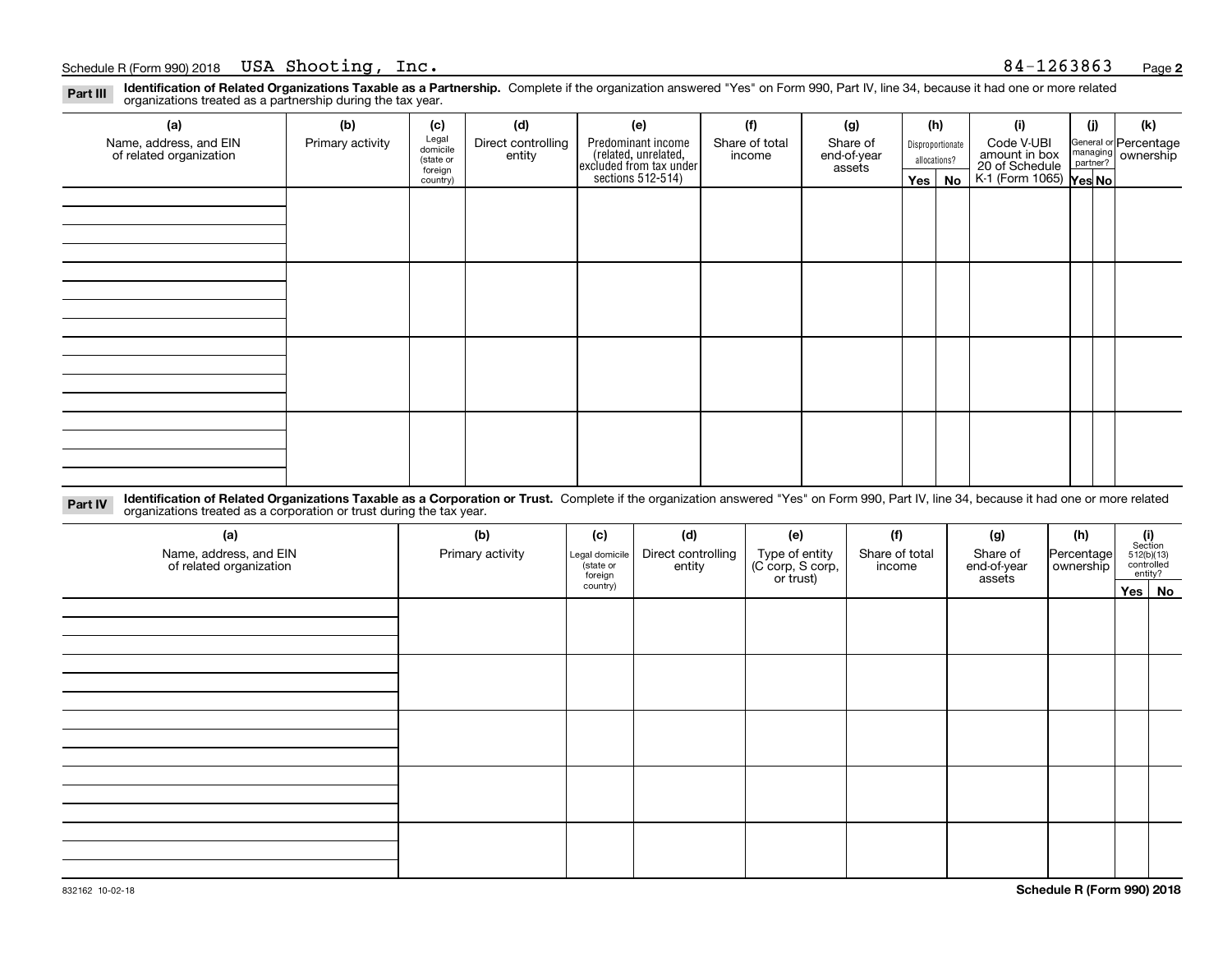Schedule R (Form 990) 2018 USA Shooting, Inc. 84-1263863 Page **2**

**Part III** **Identification of Related Organizations Taxable as a Partnership.** Complete if the organization answered "Yes" on Form 990, Part IV, line 34, because it had one or more related organizations treated as a partnership during the tax year.

| (a) Name, address, and EIN of related organization | (b) Primary activity | (c) Legal domicile (state or foreign country) | (d) Direct controlling entity | (e) Predominant income (related, unrelated, excluded from tax under sections 512-514) | (f) Share of total income | (g) Share of end-of-year assets | (h) Disproportionate allocations? | | (i) Code V-UBI amount in box 20 of Schedule K-1 (Form 1065) | (j) General or managing partner? | | (k) Percentage ownership |
|---|---|---|---|---|---|---|---|---|---|---|---|---|
| | | | | | | | Yes | No | | Yes | No | |
| | | | | | | | | | | | | |
| | | | | | | | | | | | | |
| | | | | | | | | | | | | |
| | | | | | | | | | | | | |

**Part IV** **Identification of Related Organizations Taxable as a Corporation or Trust.** Complete if the organization answered "Yes" on Form 990, Part IV, line 34, because it had one or more related organizations treated as a corporation or trust during the tax year.

| (a) Name, address, and EIN of related organization | (b) Primary activity | (c) Legal domicile (state or foreign country) | (d) Direct controlling entity | (e) Type of entity (C corp, S corp, or trust) | (f) Share of total income | (g) Share of end-of-year assets | (h) Percentage ownership | (i) Section 512(b)(13) controlled entity? | |
|---|---|---|---|---|---|---|---|---|---|
| | | | | | | | | Yes | No |
| | | | | | | | | | |
| | | | | | | | | | |
| | | | | | | | | | |
| | | | | | | | | | |
| | | | | | | | | | |

832162 10-02-18 **Schedule R (Form 990) 2018**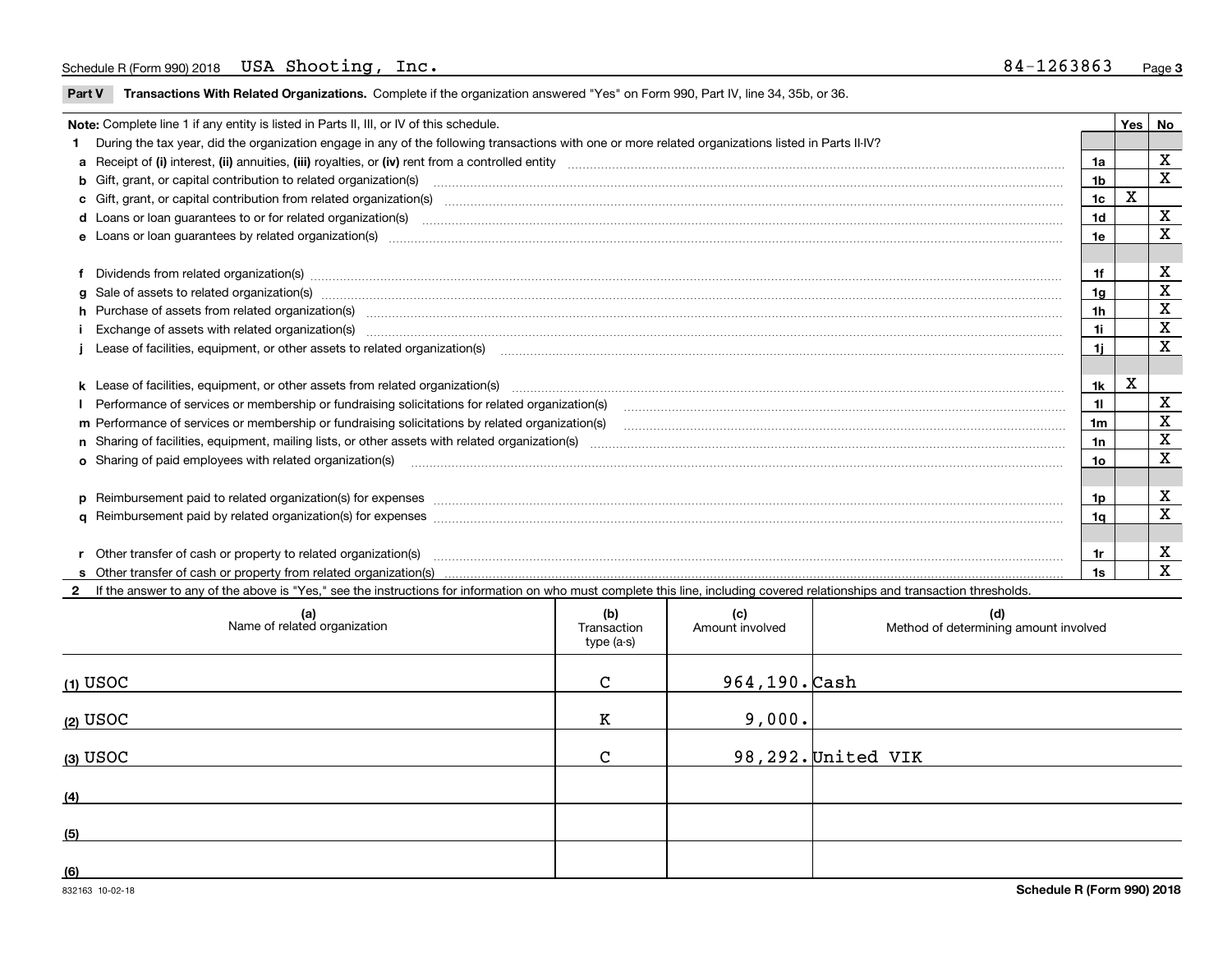Schedule R (Form 990) 2018 USA Shooting, Inc. 84-1263863

**Part V** **Transactions With Related Organizations.** Complete if the organization answered "Yes" on Form 990, Part IV, line 34, 35b, or 36.

| **Note:** Complete line 1 if any entity is listed in Parts II, III, or IV of this schedule. | | Yes | No |
|---|---|---|---|
| **1** During the tax year, did the organization engage in any of the following transactions with one or more related organizations listed in Parts II-IV? | | | |
| **a** Receipt of **(i)** interest, **(ii)** annuities, **(iii)** royalties, or **(iv)** rent from a controlled entity | 1a | | X |
| **b** Gift, grant, or capital contribution to related organization(s) | 1b | | X |
| **c** Gift, grant, or capital contribution from related organization(s) | 1c | X | |
| **d** Loans or loan guarantees to or for related organization(s) | 1d | | X |
| **e** Loans or loan guarantees by related organization(s) | 1e | | X |
| **f** Dividends from related organization(s) | 1f | | X |
| **g** Sale of assets to related organization(s) | 1g | | X |
| **h** Purchase of assets from related organization(s) | 1h | | X |
| **i** Exchange of assets with related organization(s) | 1i | | X |
| **j** Lease of facilities, equipment, or other assets to related organization(s) | 1j | | X |
| **k** Lease of facilities, equipment, or other assets from related organization(s) | 1k | X | |
| **l** Performance of services or membership or fundraising solicitations for related organization(s) | 1l | | X |
| **m** Performance of services or membership or fundraising solicitations by related organization(s) | 1m | | X |
| **n** Sharing of facilities, equipment, mailing lists, or other assets with related organization(s) | 1n | | X |
| **o** Sharing of paid employees with related organization(s) | 1o | | X |
| **p** Reimbursement paid to related organization(s) for expenses | 1p | | X |
| **q** Reimbursement paid by related organization(s) for expenses | 1q | | X |
| **r** Other transfer of cash or property to related organization(s) | 1r | | X |
| **s** Other transfer of cash or property from related organization(s) | 1s | | X |

**2** If the answer to any of the above is "Yes," see the instructions for information on who must complete this line, including covered relationships and transaction thresholds.

| (a) Name of related organization | (b) Transaction type (a-s) | (c) Amount involved | (d) Method of determining amount involved |
|---|---|---|---|
| (1) USOC | C | 964,190. | Cash |
| (2) USOC | K | 9,000. | |
| (3) USOC | C | 98,292. | United VIK |
| (4) | | | |
| (5) | | | |
| (6) | | | |

832163 10-02-18 **Schedule R (Form 990) 2018**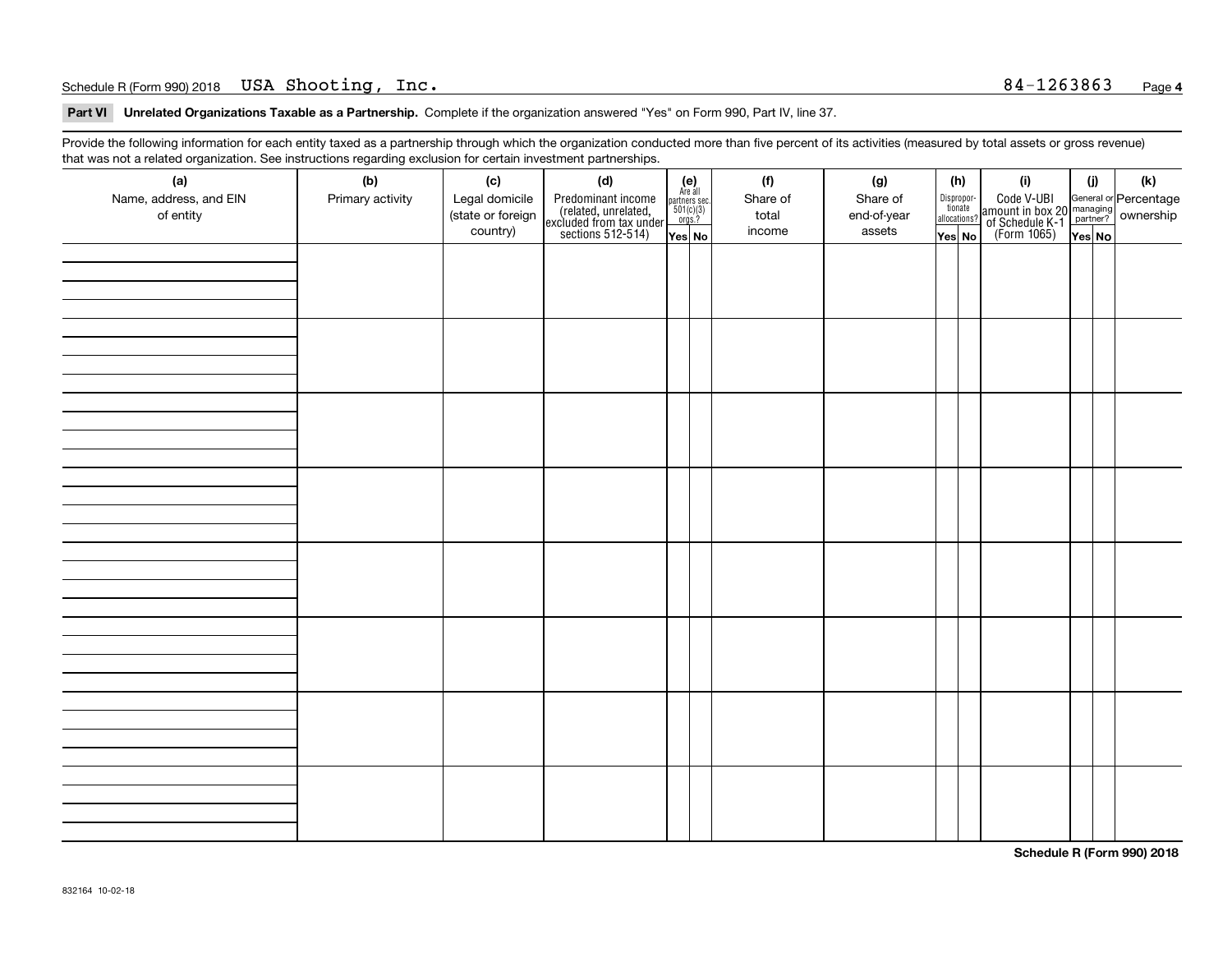Schedule R (Form 990) 2018 USA Shooting, Inc. 84-1263863

**Part VI Unrelated Organizations Taxable as a Partnership.** Complete if the organization answered "Yes" on Form 990, Part IV, line 37.

Provide the following information for each entity taxed as a partnership through which the organization conducted more than five percent of its activities (measured by total assets or gross revenue) that was not a related organization. See instructions regarding exclusion for certain investment partnerships.

| (a) Name, address, and EIN of entity | (b) Primary activity | (c) Legal domicile (state or foreign country) | (d) Predominant income (related, unrelated, excluded from tax under sections 512-514) | (e) Are all partners sec. 501(c)(3) orgs.? | | (f) Share of total income | (g) Share of end-of-year assets | (h) Disproportionate allocations? | | (i) Code V-UBI amount in box 20 of Schedule K-1 (Form 1065) | (j) General or managing partner? | | (k) Percentage ownership |
|---|---|---|---|---|---|---|---|---|---|---|---|---|---|
| | | | | Yes | No | | | Yes | No | | Yes | No | |
| | | | | | | | | | | | | | |
| | | | | | | | | | | | | | |
| | | | | | | | | | | | | | |
| | | | | | | | | | | | | | |
| | | | | | | | | | | | | | |
| | | | | | | | | | | | | | |
| | | | | | | | | | | | | | |
| | | | | | | | | | | | | | |

Schedule R (Form 990) 2018

832164 10-02-18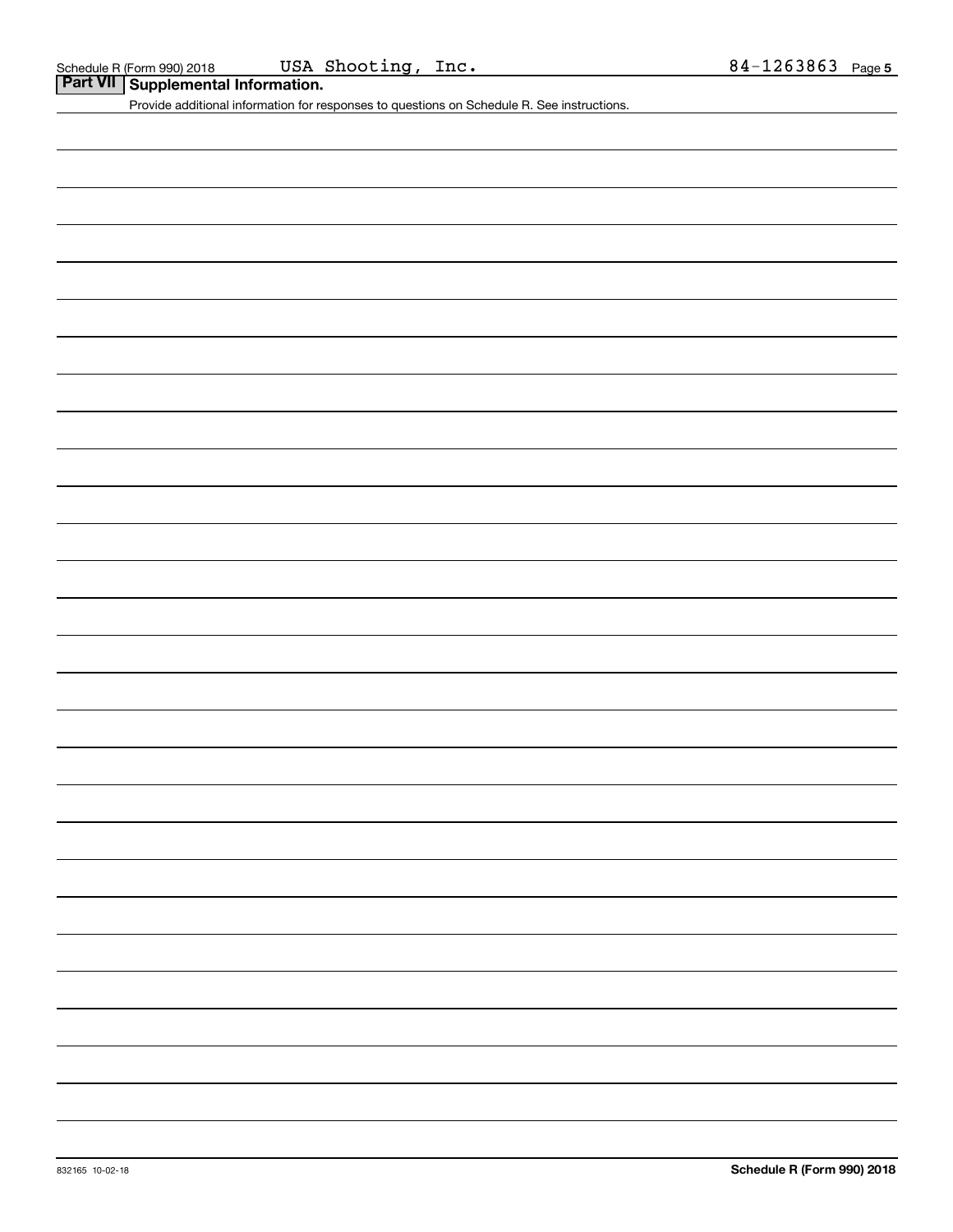Schedule R (Form 990) 2018 USA Shooting, Inc. 84-1263863 Page 5

## Part VII Supplemental Information.

Provide additional information for responses to questions on Schedule R. See instructions.

832165 10-02-18

**Schedule R (Form 990) 2018**